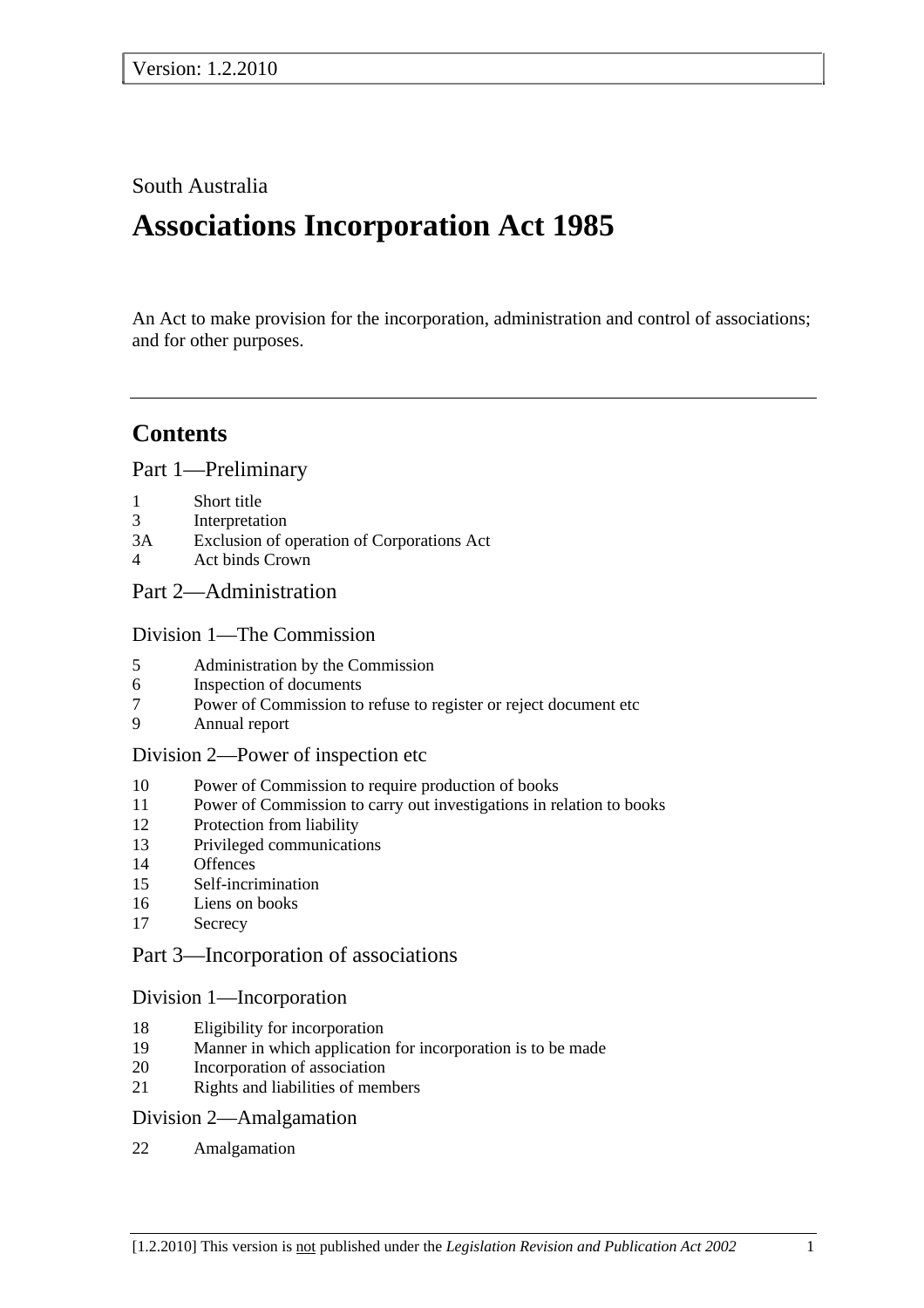Version: 1.2.2010

South Australia

# Associations Incorporation Act 1985

An Act to make provision for the incorporation, administration and control of associations; and for other purposes.

---

## Contents

### Part 1—Preliminary

1 Short title
3 Interpretation
3A Exclusion of operation of Corporations Act
4 Act binds Crown

### Part 2—Administration

#### Division 1—The Commission

5 Administration by the Commission
6 Inspection of documents
7 Power of Commission to refuse to register or reject document etc
9 Annual report

#### Division 2—Power of inspection etc

10 Power of Commission to require production of books
11 Power of Commission to carry out investigations in relation to books
12 Protection from liability
13 Privileged communications
14 Offences
15 Self-incrimination
16 Liens on books
17 Secrecy

### Part 3—Incorporation of associations

#### Division 1—Incorporation

18 Eligibility for incorporation
19 Manner in which application for incorporation is to be made
20 Incorporation of association
21 Rights and liabilities of members

#### Division 2—Amalgamation

22 Amalgamation

[1.2.2010] This version is not published under the *Legislation Revision and Publication Act 2002*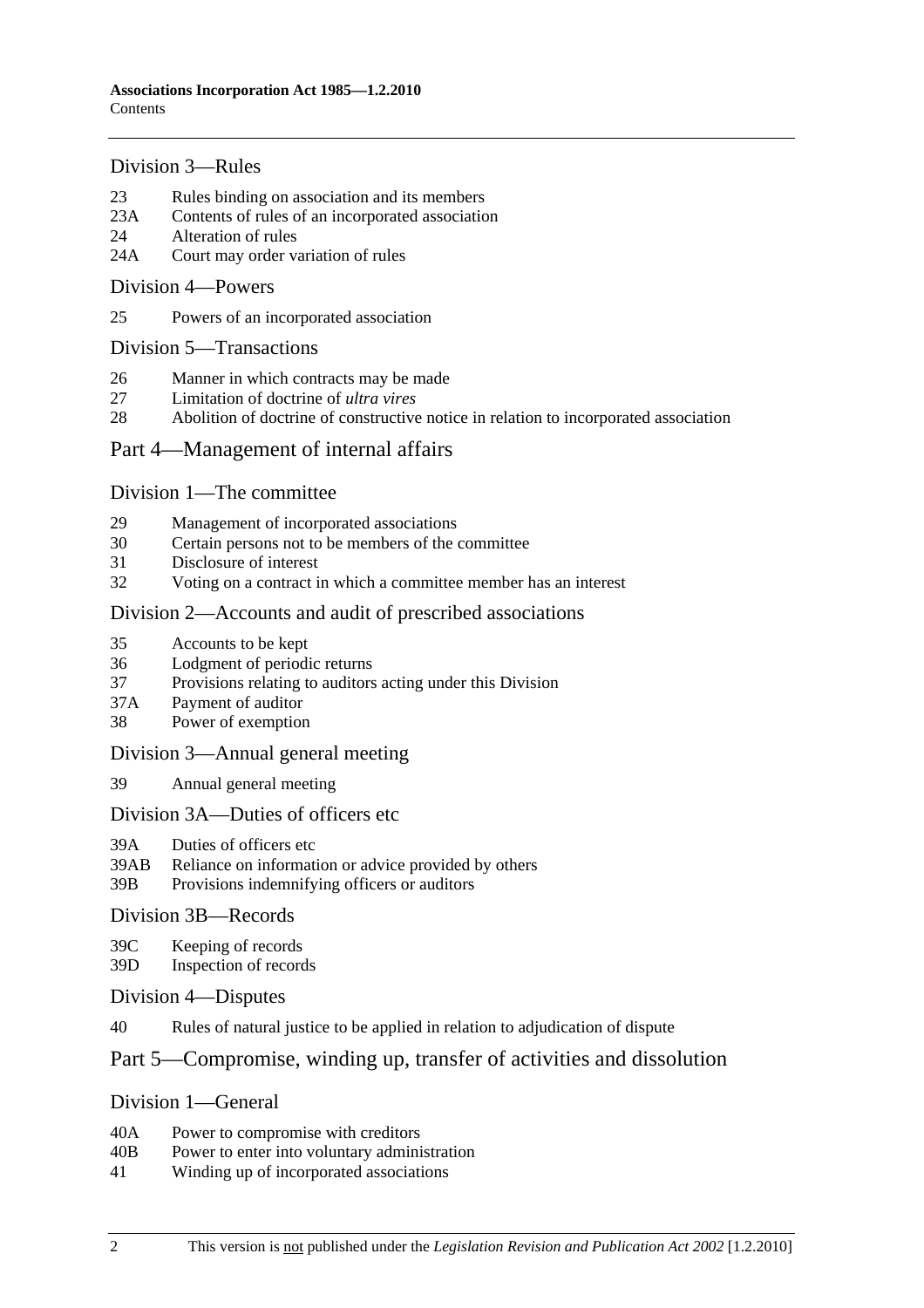## Division 3—Rules

23 Rules binding on association and its members
23A Contents of rules of an incorporated association
24 Alteration of rules
24A Court may order variation of rules

## Division 4—Powers

25 Powers of an incorporated association

## Division 5—Transactions

26 Manner in which contracts may be made
27 Limitation of doctrine of *ultra vires*
28 Abolition of doctrine of constructive notice in relation to incorporated association

# Part 4—Management of internal affairs

## Division 1—The committee

29 Management of incorporated associations
30 Certain persons not to be members of the committee
31 Disclosure of interest
32 Voting on a contract in which a committee member has an interest

## Division 2—Accounts and audit of prescribed associations

35 Accounts to be kept
36 Lodgment of periodic returns
37 Provisions relating to auditors acting under this Division
37A Payment of auditor
38 Power of exemption

## Division 3—Annual general meeting

39 Annual general meeting

## Division 3A—Duties of officers etc

39A Duties of officers etc
39AB Reliance on information or advice provided by others
39B Provisions indemnifying officers or auditors

## Division 3B—Records

39C Keeping of records
39D Inspection of records

## Division 4—Disputes

40 Rules of natural justice to be applied in relation to adjudication of dispute

# Part 5—Compromise, winding up, transfer of activities and dissolution

## Division 1—General

40A Power to compromise with creditors
40B Power to enter into voluntary administration
41 Winding up of incorporated associations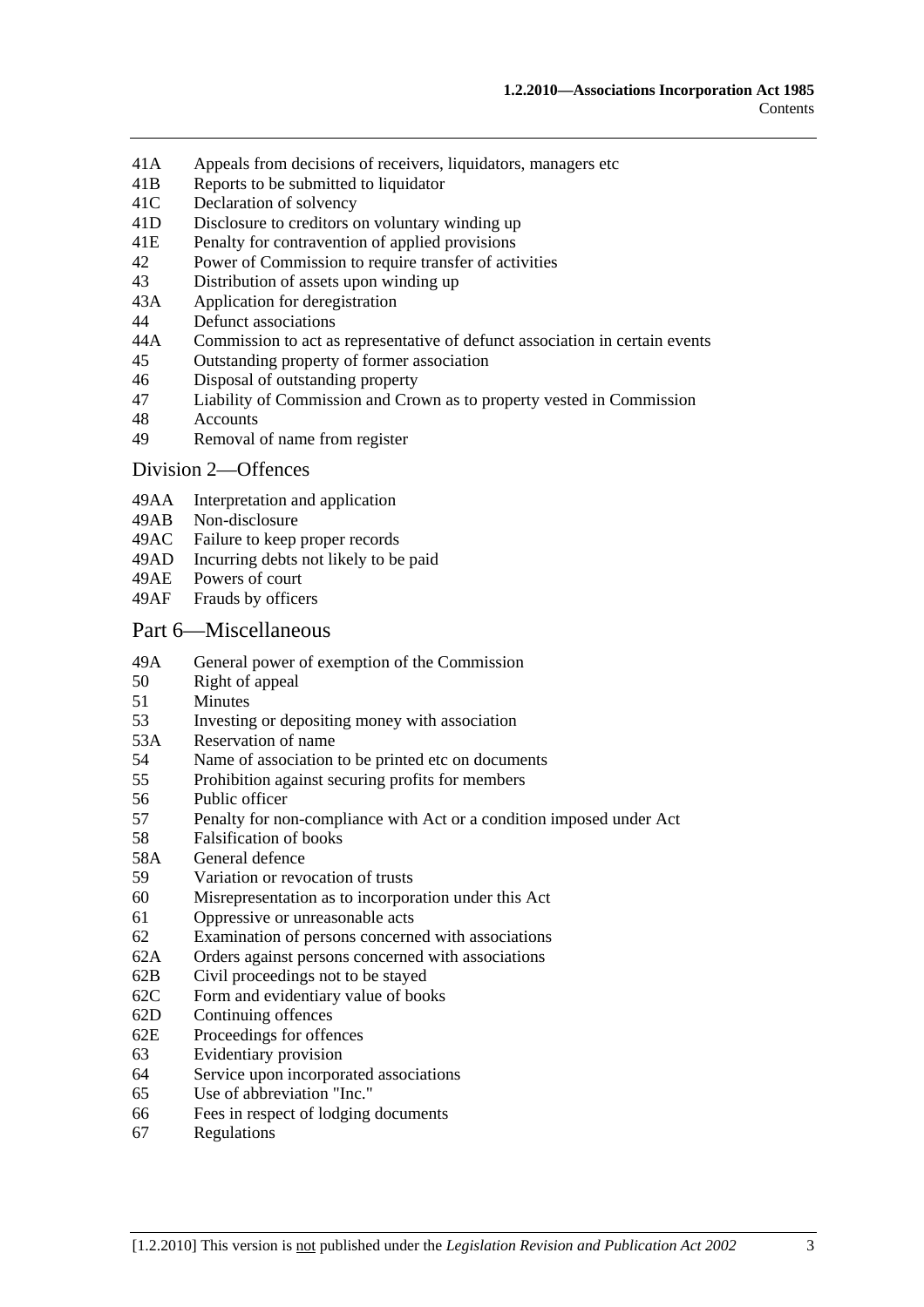41A Appeals from decisions of receivers, liquidators, managers etc
41B Reports to be submitted to liquidator
41C Declaration of solvency
41D Disclosure to creditors on voluntary winding up
41E Penalty for contravention of applied provisions
42 Power of Commission to require transfer of activities
43 Distribution of assets upon winding up
43A Application for deregistration
44 Defunct associations
44A Commission to act as representative of defunct association in certain events
45 Outstanding property of former association
46 Disposal of outstanding property
47 Liability of Commission and Crown as to property vested in Commission
48 Accounts
49 Removal of name from register

## Division 2—Offences

49AA Interpretation and application
49AB Non-disclosure
49AC Failure to keep proper records
49AD Incurring debts not likely to be paid
49AE Powers of court
49AF Frauds by officers

## Part 6—Miscellaneous

49A General power of exemption of the Commission
50 Right of appeal
51 Minutes
53 Investing or depositing money with association
53A Reservation of name
54 Name of association to be printed etc on documents
55 Prohibition against securing profits for members
56 Public officer
57 Penalty for non-compliance with Act or a condition imposed under Act
58 Falsification of books
58A General defence
59 Variation or revocation of trusts
60 Misrepresentation as to incorporation under this Act
61 Oppressive or unreasonable acts
62 Examination of persons concerned with associations
62A Orders against persons concerned with associations
62B Civil proceedings not to be stayed
62C Form and evidentiary value of books
62D Continuing offences
62E Proceedings for offences
63 Evidentiary provision
64 Service upon incorporated associations
65 Use of abbreviation "Inc."
66 Fees in respect of lodging documents
67 Regulations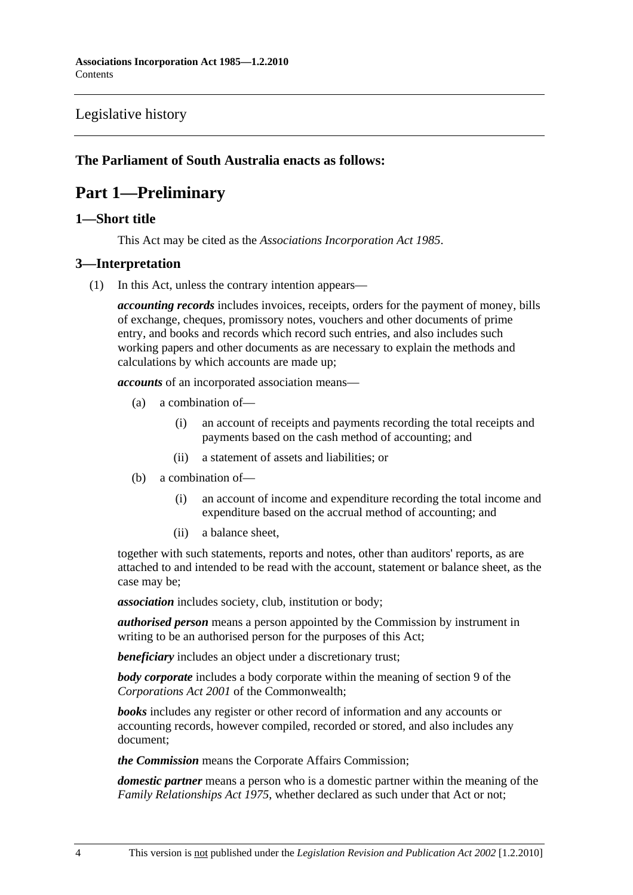Legislative history

**The Parliament of South Australia enacts as follows:**

# Part 1—Preliminary

## 1—Short title

This Act may be cited as the *Associations Incorporation Act 1985*.

## 3—Interpretation

(1) In this Act, unless the contrary intention appears—

***accounting records*** includes invoices, receipts, orders for the payment of money, bills of exchange, cheques, promissory notes, vouchers and other documents of prime entry, and books and records which record such entries, and also includes such working papers and other documents as are necessary to explain the methods and calculations by which accounts are made up;

***accounts*** of an incorporated association means—

- (a) a combination of—
  - (i) an account of receipts and payments recording the total receipts and payments based on the cash method of accounting; and
  - (ii) a statement of assets and liabilities; or
- (b) a combination of—
  - (i) an account of income and expenditure recording the total income and expenditure based on the accrual method of accounting; and
  - (ii) a balance sheet,

together with such statements, reports and notes, other than auditors' reports, as are attached to and intended to be read with the account, statement or balance sheet, as the case may be;

***association*** includes society, club, institution or body;

***authorised person*** means a person appointed by the Commission by instrument in writing to be an authorised person for the purposes of this Act;

***beneficiary*** includes an object under a discretionary trust;

***body corporate*** includes a body corporate within the meaning of section 9 of the *Corporations Act 2001* of the Commonwealth;

***books*** includes any register or other record of information and any accounts or accounting records, however compiled, recorded or stored, and also includes any document;

***the Commission*** means the Corporate Affairs Commission;

***domestic partner*** means a person who is a domestic partner within the meaning of the *Family Relationships Act 1975*, whether declared as such under that Act or not;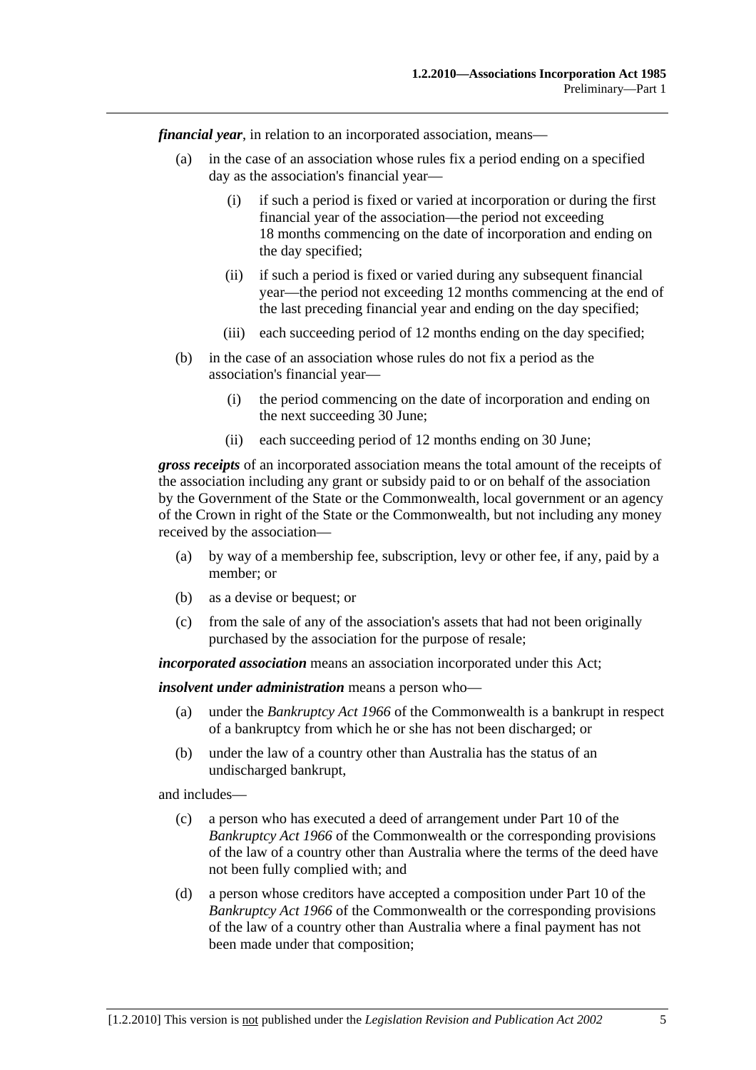***financial year***, in relation to an incorporated association, means—

(a) in the case of an association whose rules fix a period ending on a specified day as the association's financial year—

(i) if such a period is fixed or varied at incorporation or during the first financial year of the association—the period not exceeding 18 months commencing on the date of incorporation and ending on the day specified;

(ii) if such a period is fixed or varied during any subsequent financial year—the period not exceeding 12 months commencing at the end of the last preceding financial year and ending on the day specified;

(iii) each succeeding period of 12 months ending on the day specified;

(b) in the case of an association whose rules do not fix a period as the association's financial year—

(i) the period commencing on the date of incorporation and ending on the next succeeding 30 June;

(ii) each succeeding period of 12 months ending on 30 June;

***gross receipts*** of an incorporated association means the total amount of the receipts of the association including any grant or subsidy paid to or on behalf of the association by the Government of the State or the Commonwealth, local government or an agency of the Crown in right of the State or the Commonwealth, but not including any money received by the association—

(a) by way of a membership fee, subscription, levy or other fee, if any, paid by a member; or

(b) as a devise or bequest; or

(c) from the sale of any of the association's assets that had not been originally purchased by the association for the purpose of resale;

***incorporated association*** means an association incorporated under this Act;

***insolvent under administration*** means a person who—

(a) under the *Bankruptcy Act 1966* of the Commonwealth is a bankrupt in respect of a bankruptcy from which he or she has not been discharged; or

(b) under the law of a country other than Australia has the status of an undischarged bankrupt,

and includes—

(c) a person who has executed a deed of arrangement under Part 10 of the *Bankruptcy Act 1966* of the Commonwealth or the corresponding provisions of the law of a country other than Australia where the terms of the deed have not been fully complied with; and

(d) a person whose creditors have accepted a composition under Part 10 of the *Bankruptcy Act 1966* of the Commonwealth or the corresponding provisions of the law of a country other than Australia where a final payment has not been made under that composition;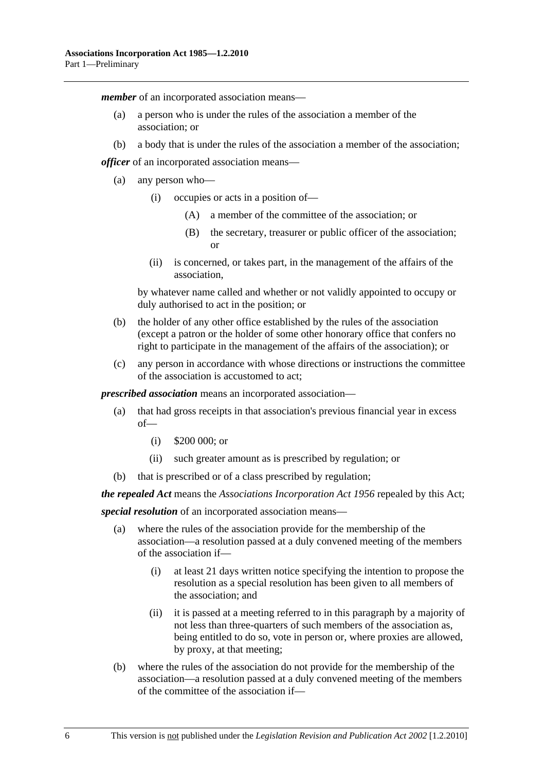***member*** of an incorporated association means—

(a) a person who is under the rules of the association a member of the association; or

(b) a body that is under the rules of the association a member of the association;

***officer*** of an incorporated association means—

(a) any person who—

(i) occupies or acts in a position of—

(A) a member of the committee of the association; or

(B) the secretary, treasurer or public officer of the association; or

(ii) is concerned, or takes part, in the management of the affairs of the association,

by whatever name called and whether or not validly appointed to occupy or duly authorised to act in the position; or

(b) the holder of any other office established by the rules of the association (except a patron or the holder of some other honorary office that confers no right to participate in the management of the affairs of the association); or

(c) any person in accordance with whose directions or instructions the committee of the association is accustomed to act;

***prescribed association*** means an incorporated association—

(a) that had gross receipts in that association's previous financial year in excess of—

(i) $200 000; or

(ii) such greater amount as is prescribed by regulation; or

(b) that is prescribed or of a class prescribed by regulation;

***the repealed Act*** means the *Associations Incorporation Act 1956* repealed by this Act;

***special resolution*** of an incorporated association means—

(a) where the rules of the association provide for the membership of the association—a resolution passed at a duly convened meeting of the members of the association if—

(i) at least 21 days written notice specifying the intention to propose the resolution as a special resolution has been given to all members of the association; and

(ii) it is passed at a meeting referred to in this paragraph by a majority of not less than three-quarters of such members of the association as, being entitled to do so, vote in person or, where proxies are allowed, by proxy, at that meeting;

(b) where the rules of the association do not provide for the membership of the association—a resolution passed at a duly convened meeting of the members of the committee of the association if—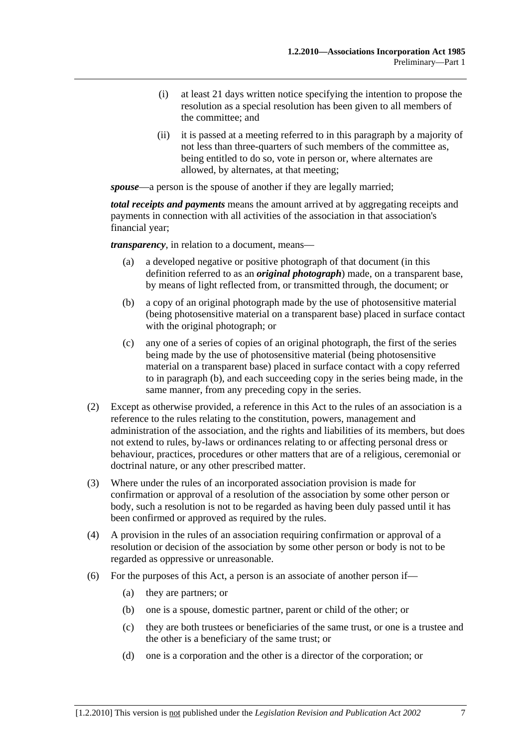(i) at least 21 days written notice specifying the intention to propose the resolution as a special resolution has been given to all members of the committee; and

(ii) it is passed at a meeting referred to in this paragraph by a majority of not less than three-quarters of such members of the committee as, being entitled to do so, vote in person or, where alternates are allowed, by alternates, at that meeting;

***spouse***—a person is the spouse of another if they are legally married;

***total receipts and payments*** means the amount arrived at by aggregating receipts and payments in connection with all activities of the association in that association's financial year;

***transparency***, in relation to a document, means—

(a) a developed negative or positive photograph of that document (in this definition referred to as an ***original photograph***) made, on a transparent base, by means of light reflected from, or transmitted through, the document; or

(b) a copy of an original photograph made by the use of photosensitive material (being photosensitive material on a transparent base) placed in surface contact with the original photograph; or

(c) any one of a series of copies of an original photograph, the first of the series being made by the use of photosensitive material (being photosensitive material on a transparent base) placed in surface contact with a copy referred to in paragraph (b), and each succeeding copy in the series being made, in the same manner, from any preceding copy in the series.

(2) Except as otherwise provided, a reference in this Act to the rules of an association is a reference to the rules relating to the constitution, powers, management and administration of the association, and the rights and liabilities of its members, but does not extend to rules, by-laws or ordinances relating to or affecting personal dress or behaviour, practices, procedures or other matters that are of a religious, ceremonial or doctrinal nature, or any other prescribed matter.

(3) Where under the rules of an incorporated association provision is made for confirmation or approval of a resolution of the association by some other person or body, such a resolution is not to be regarded as having been duly passed until it has been confirmed or approved as required by the rules.

(4) A provision in the rules of an association requiring confirmation or approval of a resolution or decision of the association by some other person or body is not to be regarded as oppressive or unreasonable.

(6) For the purposes of this Act, a person is an associate of another person if—

(a) they are partners; or

(b) one is a spouse, domestic partner, parent or child of the other; or

(c) they are both trustees or beneficiaries of the same trust, or one is a trustee and the other is a beneficiary of the same trust; or

(d) one is a corporation and the other is a director of the corporation; or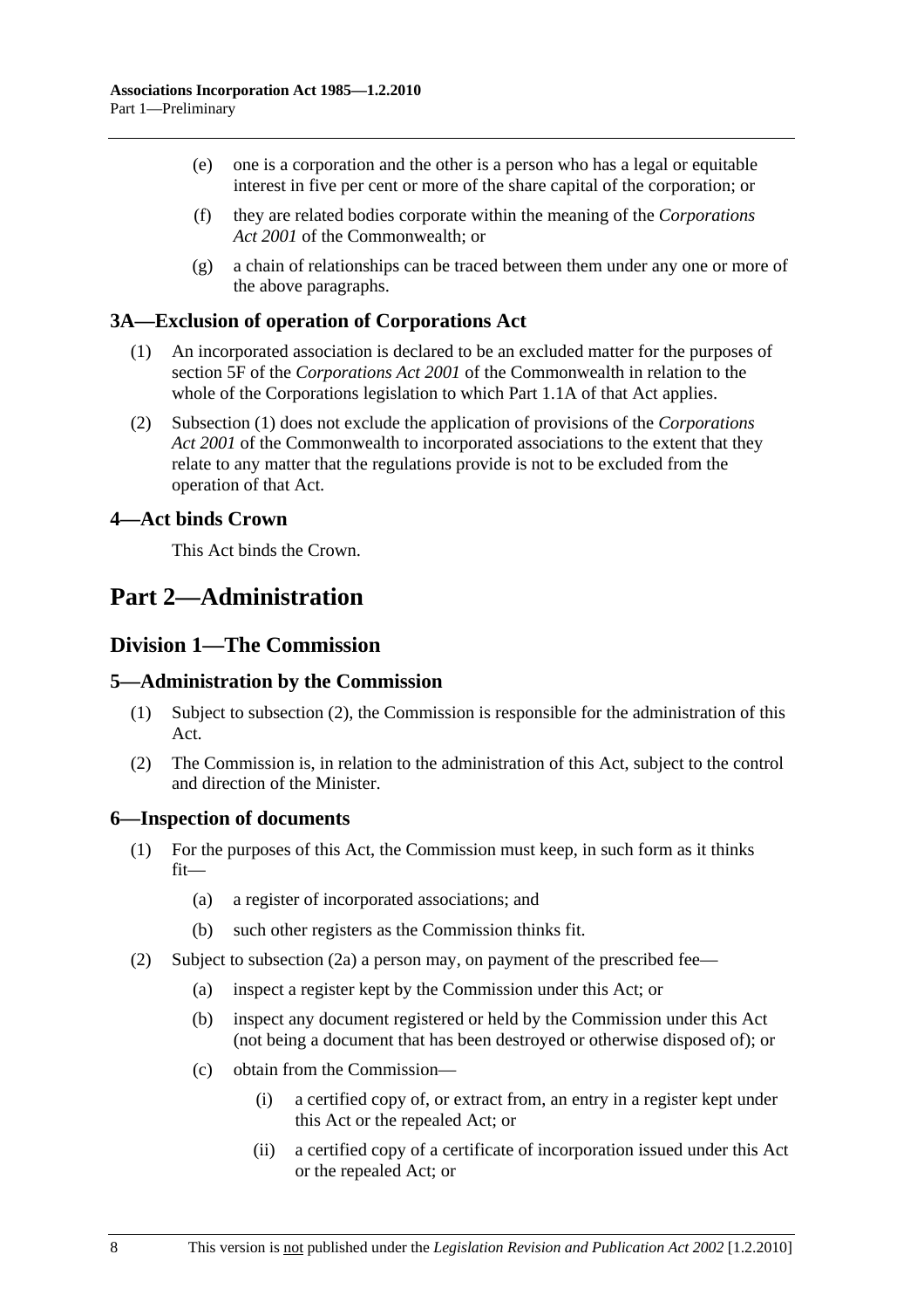(e) one is a corporation and the other is a person who has a legal or equitable interest in five per cent or more of the share capital of the corporation; or

(f) they are related bodies corporate within the meaning of the *Corporations Act 2001* of the Commonwealth; or

(g) a chain of relationships can be traced between them under any one or more of the above paragraphs.

### 3A—Exclusion of operation of Corporations Act

(1) An incorporated association is declared to be an excluded matter for the purposes of section 5F of the *Corporations Act 2001* of the Commonwealth in relation to the whole of the Corporations legislation to which Part 1.1A of that Act applies.

(2) Subsection (1) does not exclude the application of provisions of the *Corporations Act 2001* of the Commonwealth to incorporated associations to the extent that they relate to any matter that the regulations provide is not to be excluded from the operation of that Act.

### 4—Act binds Crown

This Act binds the Crown.

# Part 2—Administration

## Division 1—The Commission

### 5—Administration by the Commission

(1) Subject to subsection (2), the Commission is responsible for the administration of this Act.

(2) The Commission is, in relation to the administration of this Act, subject to the control and direction of the Minister.

### 6—Inspection of documents

(1) For the purposes of this Act, the Commission must keep, in such form as it thinks fit—

   (a) a register of incorporated associations; and

   (b) such other registers as the Commission thinks fit.

(2) Subject to subsection (2a) a person may, on payment of the prescribed fee—

   (a) inspect a register kept by the Commission under this Act; or

   (b) inspect any document registered or held by the Commission under this Act (not being a document that has been destroyed or otherwise disposed of); or

   (c) obtain from the Commission—

      (i) a certified copy of, or extract from, an entry in a register kept under this Act or the repealed Act; or

      (ii) a certified copy of a certificate of incorporation issued under this Act or the repealed Act; or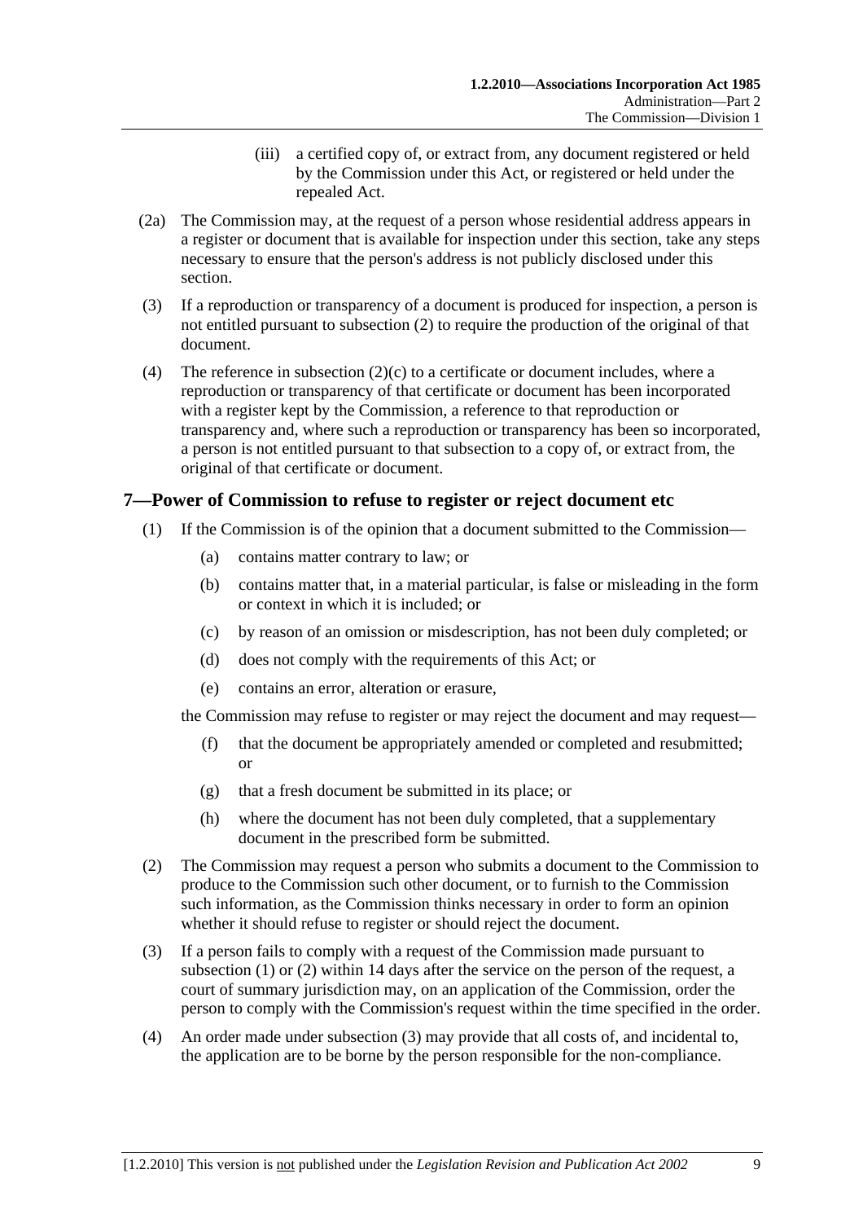(iii) a certified copy of, or extract from, any document registered or held by the Commission under this Act, or registered or held under the repealed Act.

(2a) The Commission may, at the request of a person whose residential address appears in a register or document that is available for inspection under this section, take any steps necessary to ensure that the person's address is not publicly disclosed under this section.

(3) If a reproduction or transparency of a document is produced for inspection, a person is not entitled pursuant to subsection (2) to require the production of the original of that document.

(4) The reference in subsection (2)(c) to a certificate or document includes, where a reproduction or transparency of that certificate or document has been incorporated with a register kept by the Commission, a reference to that reproduction or transparency and, where such a reproduction or transparency has been so incorporated, a person is not entitled pursuant to that subsection to a copy of, or extract from, the original of that certificate or document.

## 7—Power of Commission to refuse to register or reject document etc

(1) If the Commission is of the opinion that a document submitted to the Commission—

(a) contains matter contrary to law; or

(b) contains matter that, in a material particular, is false or misleading in the form or context in which it is included; or

(c) by reason of an omission or misdescription, has not been duly completed; or

(d) does not comply with the requirements of this Act; or

(e) contains an error, alteration or erasure,

the Commission may refuse to register or may reject the document and may request—

(f) that the document be appropriately amended or completed and resubmitted; or

(g) that a fresh document be submitted in its place; or

(h) where the document has not been duly completed, that a supplementary document in the prescribed form be submitted.

(2) The Commission may request a person who submits a document to the Commission to produce to the Commission such other document, or to furnish to the Commission such information, as the Commission thinks necessary in order to form an opinion whether it should refuse to register or should reject the document.

(3) If a person fails to comply with a request of the Commission made pursuant to subsection (1) or (2) within 14 days after the service on the person of the request, a court of summary jurisdiction may, on an application of the Commission, order the person to comply with the Commission's request within the time specified in the order.

(4) An order made under subsection (3) may provide that all costs of, and incidental to, the application are to be borne by the person responsible for the non-compliance.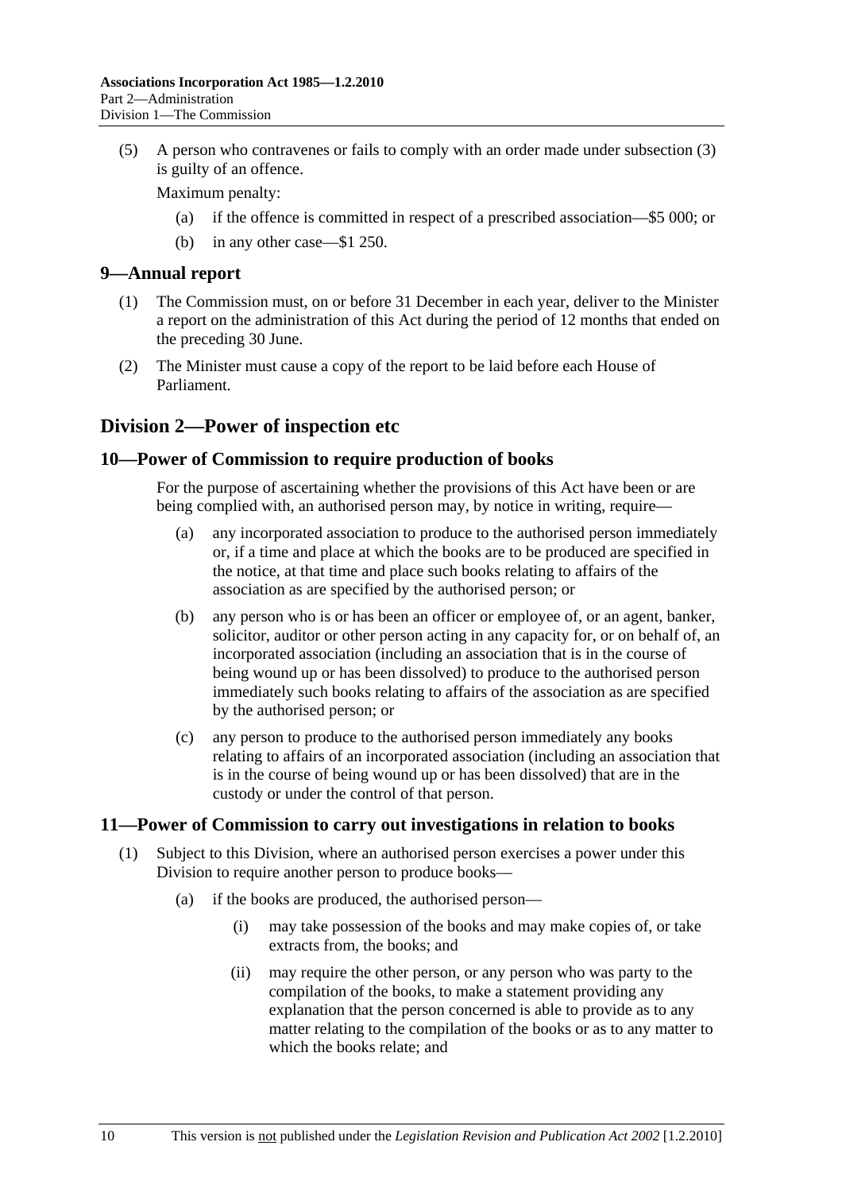(5) A person who contravenes or fails to comply with an order made under subsection (3) is guilty of an offence.

Maximum penalty:

(a) if the offence is committed in respect of a prescribed association—$5 000; or

(b) in any other case—$1 250.

## 9—Annual report

(1) The Commission must, on or before 31 December in each year, deliver to the Minister a report on the administration of this Act during the period of 12 months that ended on the preceding 30 June.

(2) The Minister must cause a copy of the report to be laid before each House of Parliament.

# Division 2—Power of inspection etc

## 10—Power of Commission to require production of books

For the purpose of ascertaining whether the provisions of this Act have been or are being complied with, an authorised person may, by notice in writing, require—

(a) any incorporated association to produce to the authorised person immediately or, if a time and place at which the books are to be produced are specified in the notice, at that time and place such books relating to affairs of the association as are specified by the authorised person; or

(b) any person who is or has been an officer or employee of, or an agent, banker, solicitor, auditor or other person acting in any capacity for, or on behalf of, an incorporated association (including an association that is in the course of being wound up or has been dissolved) to produce to the authorised person immediately such books relating to affairs of the association as are specified by the authorised person; or

(c) any person to produce to the authorised person immediately any books relating to affairs of an incorporated association (including an association that is in the course of being wound up or has been dissolved) that are in the custody or under the control of that person.

## 11—Power of Commission to carry out investigations in relation to books

(1) Subject to this Division, where an authorised person exercises a power under this Division to require another person to produce books—

(a) if the books are produced, the authorised person—

(i) may take possession of the books and may make copies of, or take extracts from, the books; and

(ii) may require the other person, or any person who was party to the compilation of the books, to make a statement providing any explanation that the person concerned is able to provide as to any matter relating to the compilation of the books or as to any matter to which the books relate; and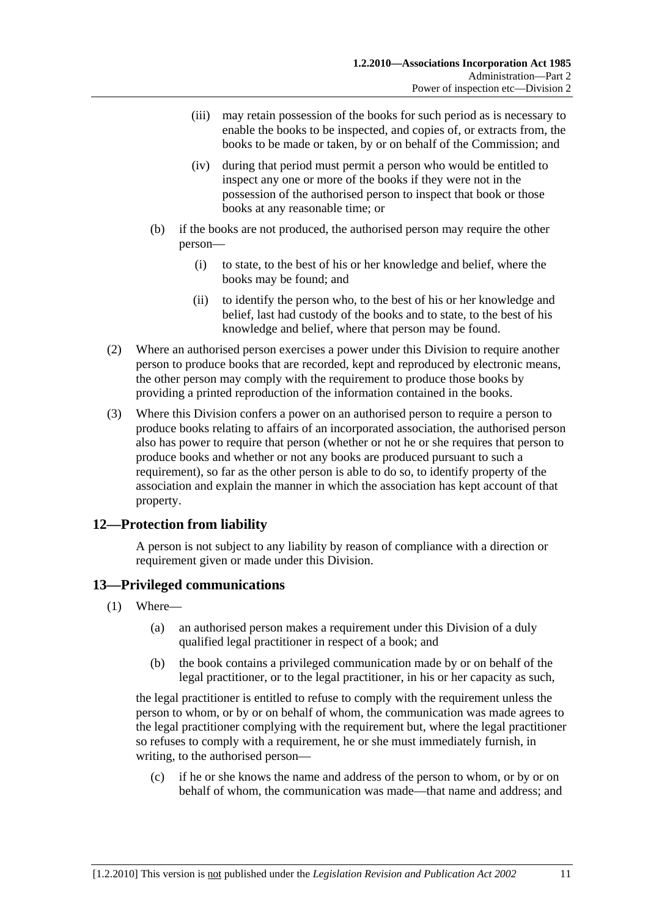(iii) may retain possession of the books for such period as is necessary to enable the books to be inspected, and copies of, or extracts from, the books to be made or taken, by or on behalf of the Commission; and

(iv) during that period must permit a person who would be entitled to inspect any one or more of the books if they were not in the possession of the authorised person to inspect that book or those books at any reasonable time; or

(b) if the books are not produced, the authorised person may require the other person—

(i) to state, to the best of his or her knowledge and belief, where the books may be found; and

(ii) to identify the person who, to the best of his or her knowledge and belief, last had custody of the books and to state, to the best of his knowledge and belief, where that person may be found.

(2) Where an authorised person exercises a power under this Division to require another person to produce books that are recorded, kept and reproduced by electronic means, the other person may comply with the requirement to produce those books by providing a printed reproduction of the information contained in the books.

(3) Where this Division confers a power on an authorised person to require a person to produce books relating to affairs of an incorporated association, the authorised person also has power to require that person (whether or not he or she requires that person to produce books and whether or not any books are produced pursuant to such a requirement), so far as the other person is able to do so, to identify property of the association and explain the manner in which the association has kept account of that property.

## 12—Protection from liability

A person is not subject to any liability by reason of compliance with a direction or requirement given or made under this Division.

## 13—Privileged communications

(1) Where—

(a) an authorised person makes a requirement under this Division of a duly qualified legal practitioner in respect of a book; and

(b) the book contains a privileged communication made by or on behalf of the legal practitioner, or to the legal practitioner, in his or her capacity as such,

the legal practitioner is entitled to refuse to comply with the requirement unless the person to whom, or by or on behalf of whom, the communication was made agrees to the legal practitioner complying with the requirement but, where the legal practitioner so refuses to comply with a requirement, he or she must immediately furnish, in writing, to the authorised person—

(c) if he or she knows the name and address of the person to whom, or by or on behalf of whom, the communication was made—that name and address; and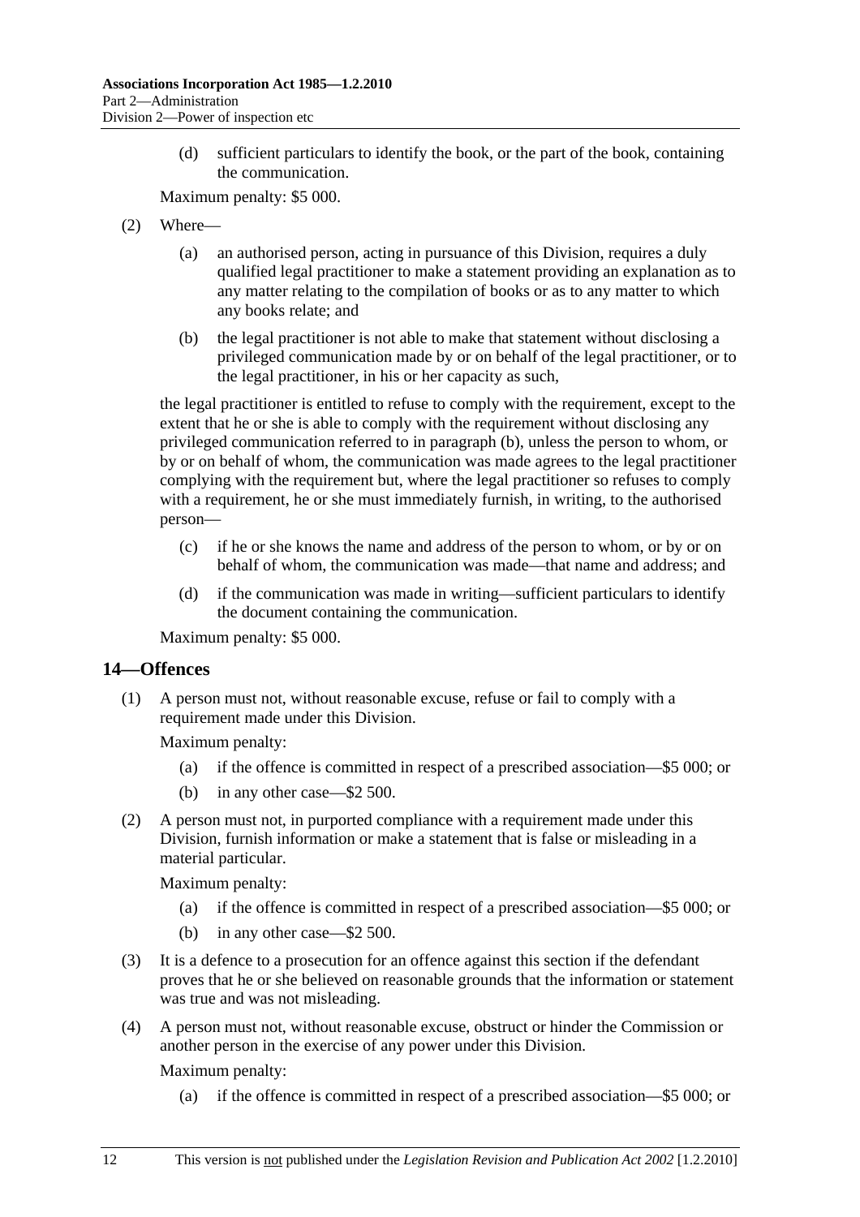(d) sufficient particulars to identify the book, or the part of the book, containing the communication.

Maximum penalty: $5 000.

(2) Where—

(a) an authorised person, acting in pursuance of this Division, requires a duly qualified legal practitioner to make a statement providing an explanation as to any matter relating to the compilation of books or as to any matter to which any books relate; and

(b) the legal practitioner is not able to make that statement without disclosing a privileged communication made by or on behalf of the legal practitioner, or to the legal practitioner, in his or her capacity as such,

the legal practitioner is entitled to refuse to comply with the requirement, except to the extent that he or she is able to comply with the requirement without disclosing any privileged communication referred to in paragraph (b), unless the person to whom, or by or on behalf of whom, the communication was made agrees to the legal practitioner complying with the requirement but, where the legal practitioner so refuses to comply with a requirement, he or she must immediately furnish, in writing, to the authorised person—

(c) if he or she knows the name and address of the person to whom, or by or on behalf of whom, the communication was made—that name and address; and

(d) if the communication was made in writing—sufficient particulars to identify the document containing the communication.

Maximum penalty: $5 000.

## 14—Offences

(1) A person must not, without reasonable excuse, refuse or fail to comply with a requirement made under this Division.

Maximum penalty:

(a) if the offence is committed in respect of a prescribed association—$5 000; or

(b) in any other case—$2 500.

(2) A person must not, in purported compliance with a requirement made under this Division, furnish information or make a statement that is false or misleading in a material particular.

Maximum penalty:

(a) if the offence is committed in respect of a prescribed association—$5 000; or

(b) in any other case—$2 500.

(3) It is a defence to a prosecution for an offence against this section if the defendant proves that he or she believed on reasonable grounds that the information or statement was true and was not misleading.

(4) A person must not, without reasonable excuse, obstruct or hinder the Commission or another person in the exercise of any power under this Division.

Maximum penalty:

(a) if the offence is committed in respect of a prescribed association—$5 000; or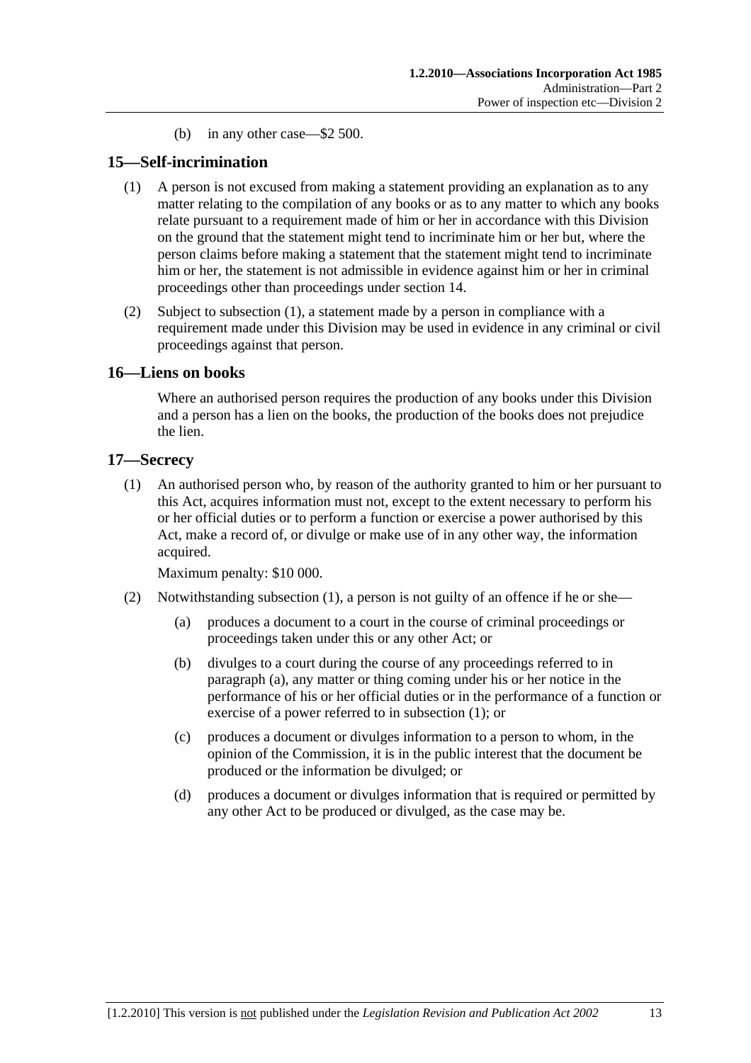(b) in any other case—$2 500.

## 15—Self-incrimination

(1) A person is not excused from making a statement providing an explanation as to any matter relating to the compilation of any books or as to any matter to which any books relate pursuant to a requirement made of him or her in accordance with this Division on the ground that the statement might tend to incriminate him or her but, where the person claims before making a statement that the statement might tend to incriminate him or her, the statement is not admissible in evidence against him or her in criminal proceedings other than proceedings under section 14.

(2) Subject to subsection (1), a statement made by a person in compliance with a requirement made under this Division may be used in evidence in any criminal or civil proceedings against that person.

## 16—Liens on books

Where an authorised person requires the production of any books under this Division and a person has a lien on the books, the production of the books does not prejudice the lien.

## 17—Secrecy

(1) An authorised person who, by reason of the authority granted to him or her pursuant to this Act, acquires information must not, except to the extent necessary to perform his or her official duties or to perform a function or exercise a power authorised by this Act, make a record of, or divulge or make use of in any other way, the information acquired.

Maximum penalty: $10 000.

(2) Notwithstanding subsection (1), a person is not guilty of an offence if he or she—

(a) produces a document to a court in the course of criminal proceedings or proceedings taken under this or any other Act; or

(b) divulges to a court during the course of any proceedings referred to in paragraph (a), any matter or thing coming under his or her notice in the performance of his or her official duties or in the performance of a function or exercise of a power referred to in subsection (1); or

(c) produces a document or divulges information to a person to whom, in the opinion of the Commission, it is in the public interest that the document be produced or the information be divulged; or

(d) produces a document or divulges information that is required or permitted by any other Act to be produced or divulged, as the case may be.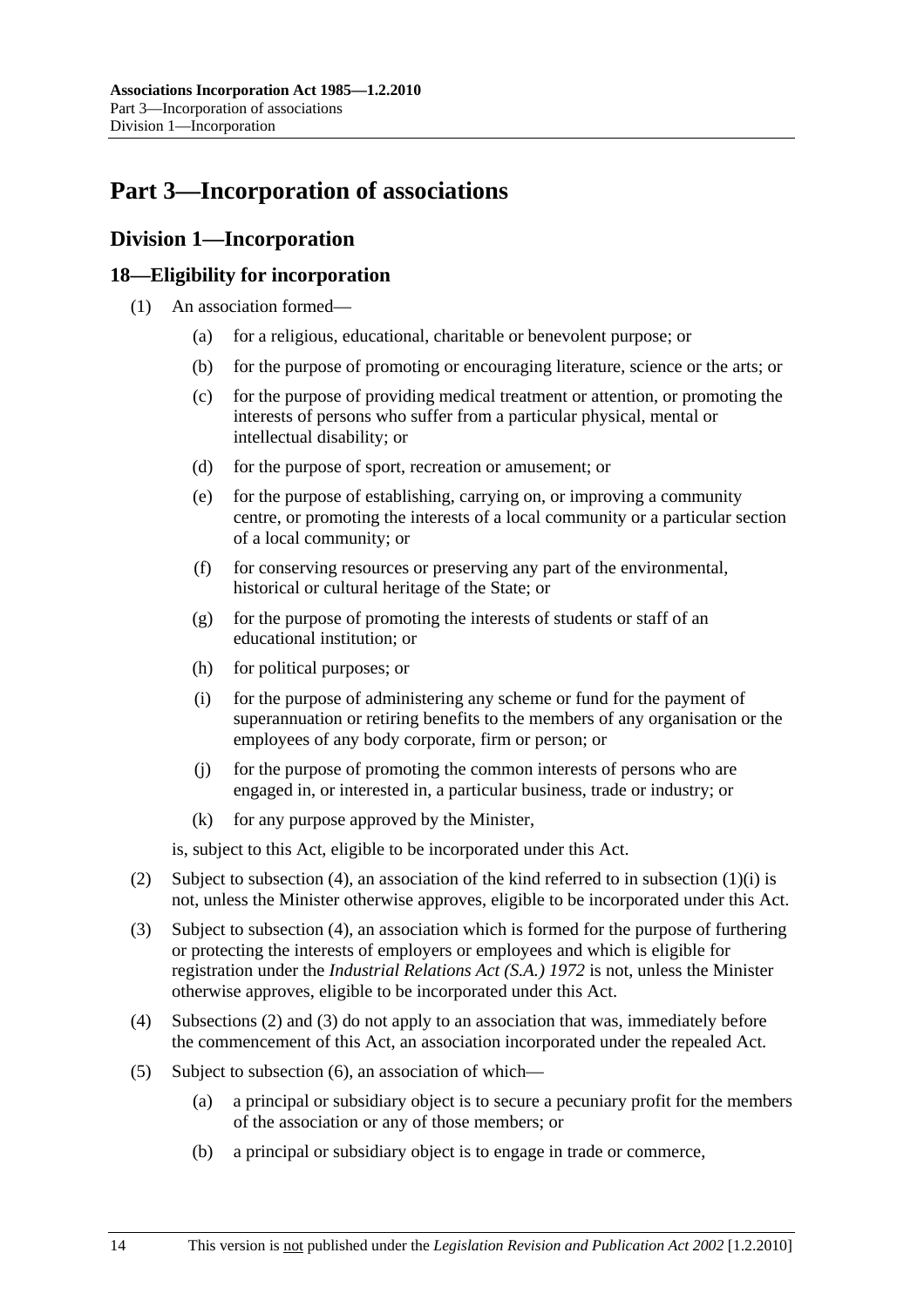# Part 3—Incorporation of associations

## Division 1—Incorporation

### 18—Eligibility for incorporation

(1) An association formed—

(a) for a religious, educational, charitable or benevolent purpose; or

(b) for the purpose of promoting or encouraging literature, science or the arts; or

(c) for the purpose of providing medical treatment or attention, or promoting the interests of persons who suffer from a particular physical, mental or intellectual disability; or

(d) for the purpose of sport, recreation or amusement; or

(e) for the purpose of establishing, carrying on, or improving a community centre, or promoting the interests of a local community or a particular section of a local community; or

(f) for conserving resources or preserving any part of the environmental, historical or cultural heritage of the State; or

(g) for the purpose of promoting the interests of students or staff of an educational institution; or

(h) for political purposes; or

(i) for the purpose of administering any scheme or fund for the payment of superannuation or retiring benefits to the members of any organisation or the employees of any body corporate, firm or person; or

(j) for the purpose of promoting the common interests of persons who are engaged in, or interested in, a particular business, trade or industry; or

(k) for any purpose approved by the Minister,

is, subject to this Act, eligible to be incorporated under this Act.

(2) Subject to subsection (4), an association of the kind referred to in subsection (1)(i) is not, unless the Minister otherwise approves, eligible to be incorporated under this Act.

(3) Subject to subsection (4), an association which is formed for the purpose of furthering or protecting the interests of employers or employees and which is eligible for registration under the *Industrial Relations Act (S.A.) 1972* is not, unless the Minister otherwise approves, eligible to be incorporated under this Act.

(4) Subsections (2) and (3) do not apply to an association that was, immediately before the commencement of this Act, an association incorporated under the repealed Act.

(5) Subject to subsection (6), an association of which—

(a) a principal or subsidiary object is to secure a pecuniary profit for the members of the association or any of those members; or

(b) a principal or subsidiary object is to engage in trade or commerce,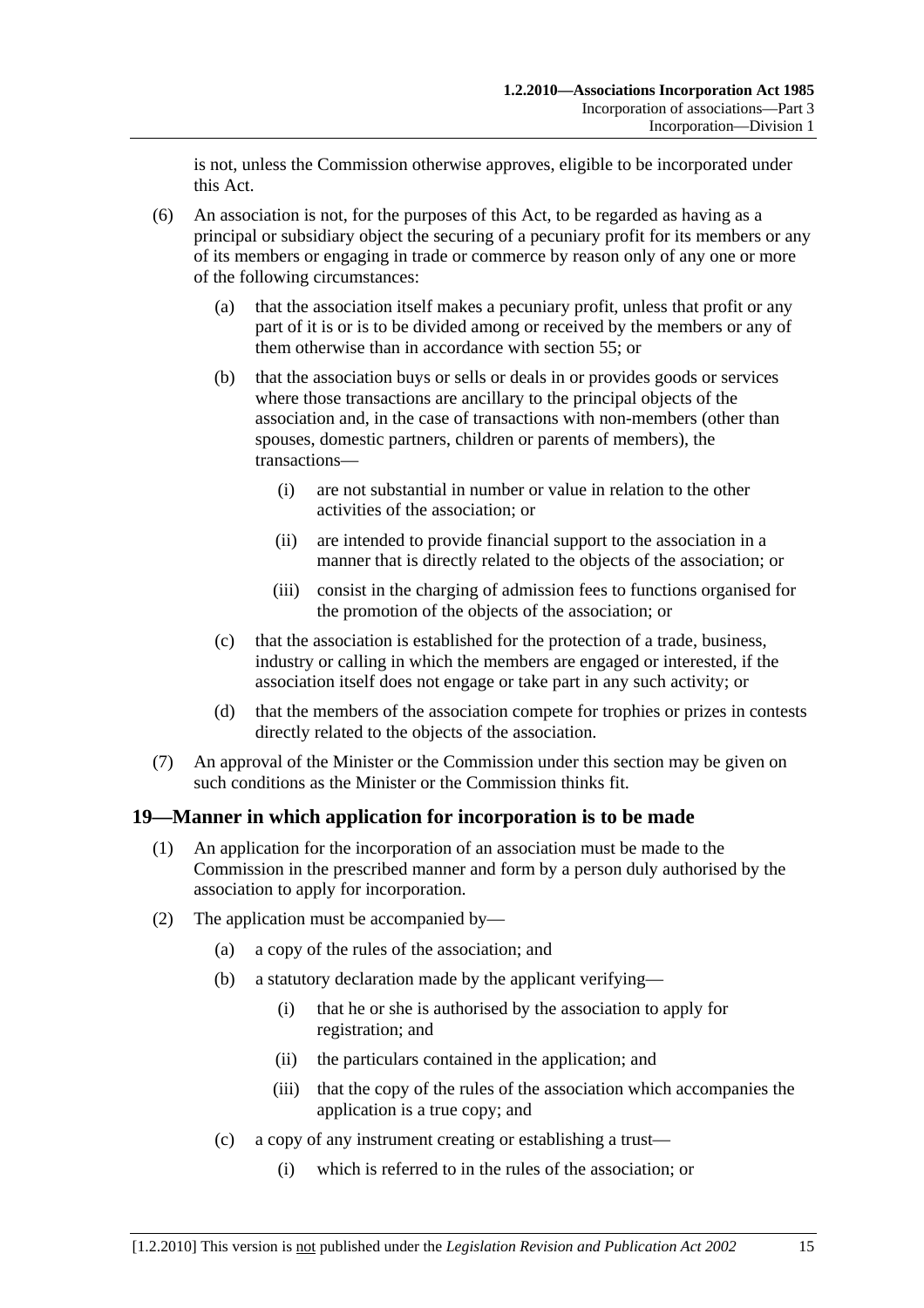is not, unless the Commission otherwise approves, eligible to be incorporated under this Act.

(6) An association is not, for the purposes of this Act, to be regarded as having as a principal or subsidiary object the securing of a pecuniary profit for its members or any of its members or engaging in trade or commerce by reason only of any one or more of the following circumstances:

(a) that the association itself makes a pecuniary profit, unless that profit or any part of it is or is to be divided among or received by the members or any of them otherwise than in accordance with section 55; or

(b) that the association buys or sells or deals in or provides goods or services where those transactions are ancillary to the principal objects of the association and, in the case of transactions with non-members (other than spouses, domestic partners, children or parents of members), the transactions—

(i) are not substantial in number or value in relation to the other activities of the association; or

(ii) are intended to provide financial support to the association in a manner that is directly related to the objects of the association; or

(iii) consist in the charging of admission fees to functions organised for the promotion of the objects of the association; or

(c) that the association is established for the protection of a trade, business, industry or calling in which the members are engaged or interested, if the association itself does not engage or take part in any such activity; or

(d) that the members of the association compete for trophies or prizes in contests directly related to the objects of the association.

(7) An approval of the Minister or the Commission under this section may be given on such conditions as the Minister or the Commission thinks fit.

## 19—Manner in which application for incorporation is to be made

(1) An application for the incorporation of an association must be made to the Commission in the prescribed manner and form by a person duly authorised by the association to apply for incorporation.

(2) The application must be accompanied by—

(a) a copy of the rules of the association; and

(b) a statutory declaration made by the applicant verifying—

(i) that he or she is authorised by the association to apply for registration; and

(ii) the particulars contained in the application; and

(iii) that the copy of the rules of the association which accompanies the application is a true copy; and

(c) a copy of any instrument creating or establishing a trust—

(i) which is referred to in the rules of the association; or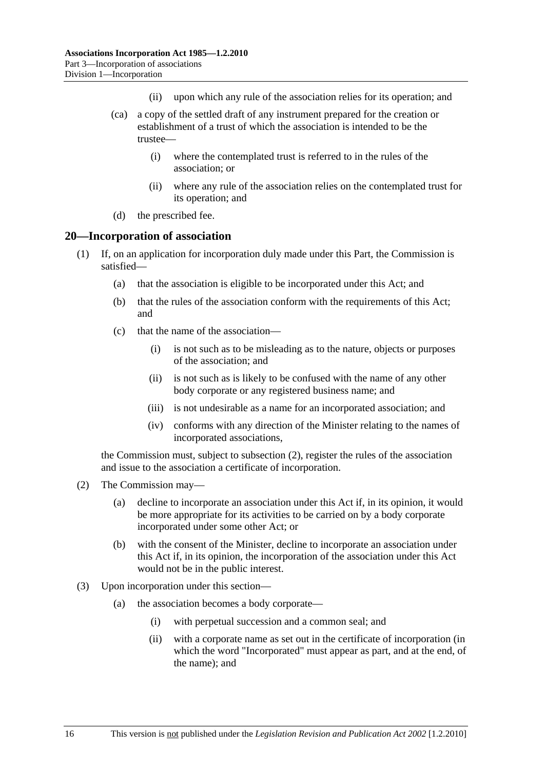(ii) upon which any rule of the association relies for its operation; and

(ca) a copy of the settled draft of any instrument prepared for the creation or establishment of a trust of which the association is intended to be the trustee—

(i) where the contemplated trust is referred to in the rules of the association; or

(ii) where any rule of the association relies on the contemplated trust for its operation; and

(d) the prescribed fee.

## 20—Incorporation of association

(1) If, on an application for incorporation duly made under this Part, the Commission is satisfied—

(a) that the association is eligible to be incorporated under this Act; and

(b) that the rules of the association conform with the requirements of this Act; and

(c) that the name of the association—

(i) is not such as to be misleading as to the nature, objects or purposes of the association; and

(ii) is not such as is likely to be confused with the name of any other body corporate or any registered business name; and

(iii) is not undesirable as a name for an incorporated association; and

(iv) conforms with any direction of the Minister relating to the names of incorporated associations,

the Commission must, subject to subsection (2), register the rules of the association and issue to the association a certificate of incorporation.

(2) The Commission may—

(a) decline to incorporate an association under this Act if, in its opinion, it would be more appropriate for its activities to be carried on by a body corporate incorporated under some other Act; or

(b) with the consent of the Minister, decline to incorporate an association under this Act if, in its opinion, the incorporation of the association under this Act would not be in the public interest.

(3) Upon incorporation under this section—

(a) the association becomes a body corporate—

(i) with perpetual succession and a common seal; and

(ii) with a corporate name as set out in the certificate of incorporation (in which the word "Incorporated" must appear as part, and at the end, of the name); and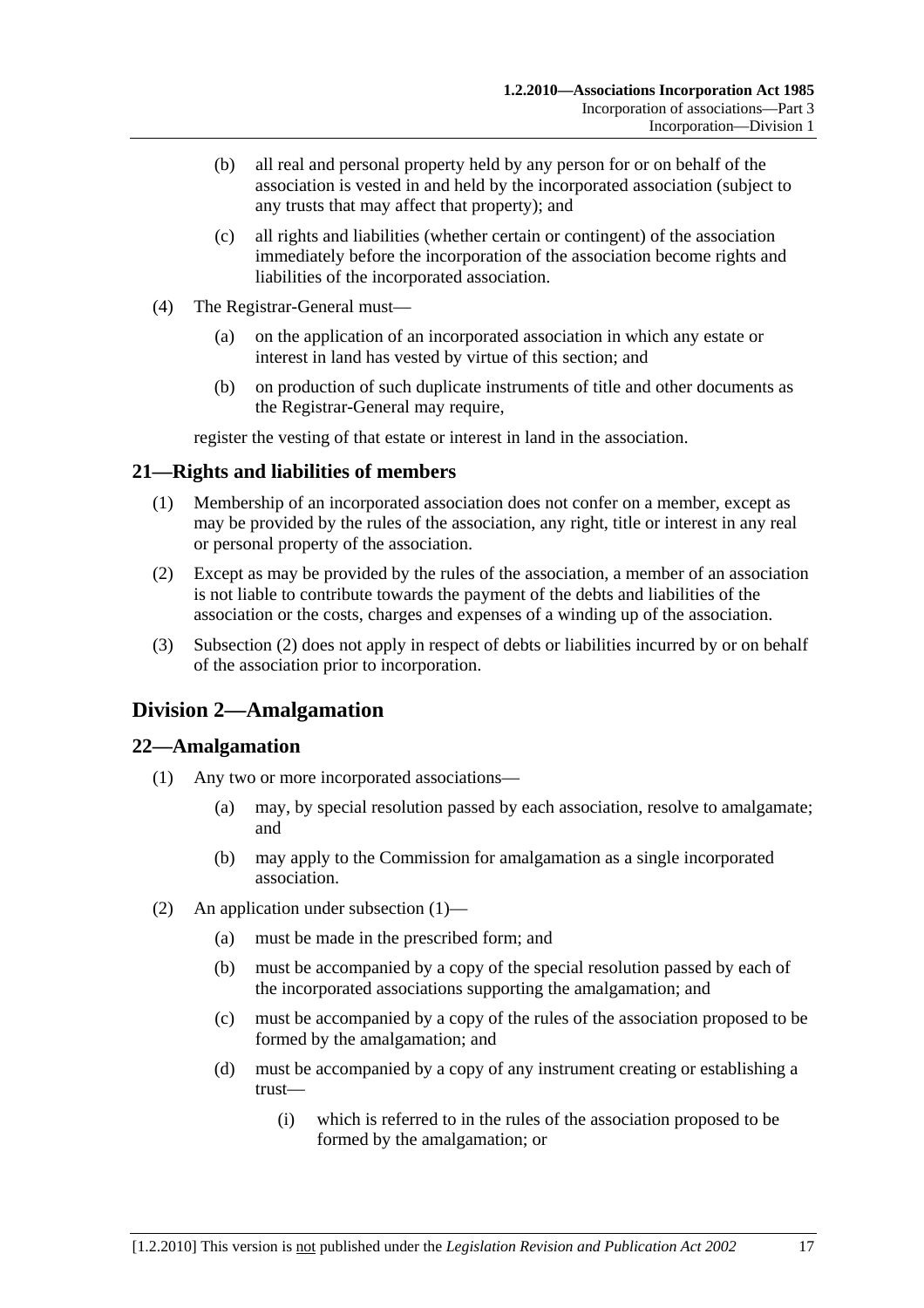(b) all real and personal property held by any person for or on behalf of the association is vested in and held by the incorporated association (subject to any trusts that may affect that property); and

(c) all rights and liabilities (whether certain or contingent) of the association immediately before the incorporation of the association become rights and liabilities of the incorporated association.

(4) The Registrar-General must—

(a) on the application of an incorporated association in which any estate or interest in land has vested by virtue of this section; and

(b) on production of such duplicate instruments of title and other documents as the Registrar-General may require,

register the vesting of that estate or interest in land in the association.

### 21—Rights and liabilities of members

(1) Membership of an incorporated association does not confer on a member, except as may be provided by the rules of the association, any right, title or interest in any real or personal property of the association.

(2) Except as may be provided by the rules of the association, a member of an association is not liable to contribute towards the payment of the debts and liabilities of the association or the costs, charges and expenses of a winding up of the association.

(3) Subsection (2) does not apply in respect of debts or liabilities incurred by or on behalf of the association prior to incorporation.

## Division 2—Amalgamation

### 22—Amalgamation

(1) Any two or more incorporated associations—

(a) may, by special resolution passed by each association, resolve to amalgamate; and

(b) may apply to the Commission for amalgamation as a single incorporated association.

(2) An application under subsection (1)—

(a) must be made in the prescribed form; and

(b) must be accompanied by a copy of the special resolution passed by each of the incorporated associations supporting the amalgamation; and

(c) must be accompanied by a copy of the rules of the association proposed to be formed by the amalgamation; and

(d) must be accompanied by a copy of any instrument creating or establishing a trust—

(i) which is referred to in the rules of the association proposed to be formed by the amalgamation; or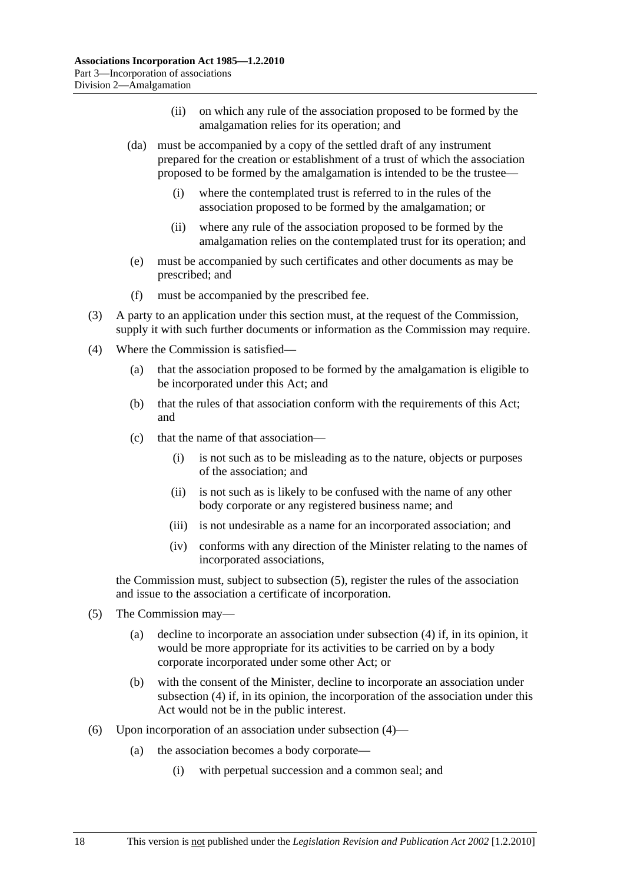(ii) on which any rule of the association proposed to be formed by the amalgamation relies for its operation; and

(da) must be accompanied by a copy of the settled draft of any instrument prepared for the creation or establishment of a trust of which the association proposed to be formed by the amalgamation is intended to be the trustee—

(i) where the contemplated trust is referred to in the rules of the association proposed to be formed by the amalgamation; or

(ii) where any rule of the association proposed to be formed by the amalgamation relies on the contemplated trust for its operation; and

(e) must be accompanied by such certificates and other documents as may be prescribed; and

(f) must be accompanied by the prescribed fee.

(3) A party to an application under this section must, at the request of the Commission, supply it with such further documents or information as the Commission may require.

(4) Where the Commission is satisfied—

(a) that the association proposed to be formed by the amalgamation is eligible to be incorporated under this Act; and

(b) that the rules of that association conform with the requirements of this Act; and

(c) that the name of that association—

(i) is not such as to be misleading as to the nature, objects or purposes of the association; and

(ii) is not such as is likely to be confused with the name of any other body corporate or any registered business name; and

(iii) is not undesirable as a name for an incorporated association; and

(iv) conforms with any direction of the Minister relating to the names of incorporated associations,

the Commission must, subject to subsection (5), register the rules of the association and issue to the association a certificate of incorporation.

(5) The Commission may—

(a) decline to incorporate an association under subsection (4) if, in its opinion, it would be more appropriate for its activities to be carried on by a body corporate incorporated under some other Act; or

(b) with the consent of the Minister, decline to incorporate an association under subsection (4) if, in its opinion, the incorporation of the association under this Act would not be in the public interest.

(6) Upon incorporation of an association under subsection (4)—

(a) the association becomes a body corporate—

(i) with perpetual succession and a common seal; and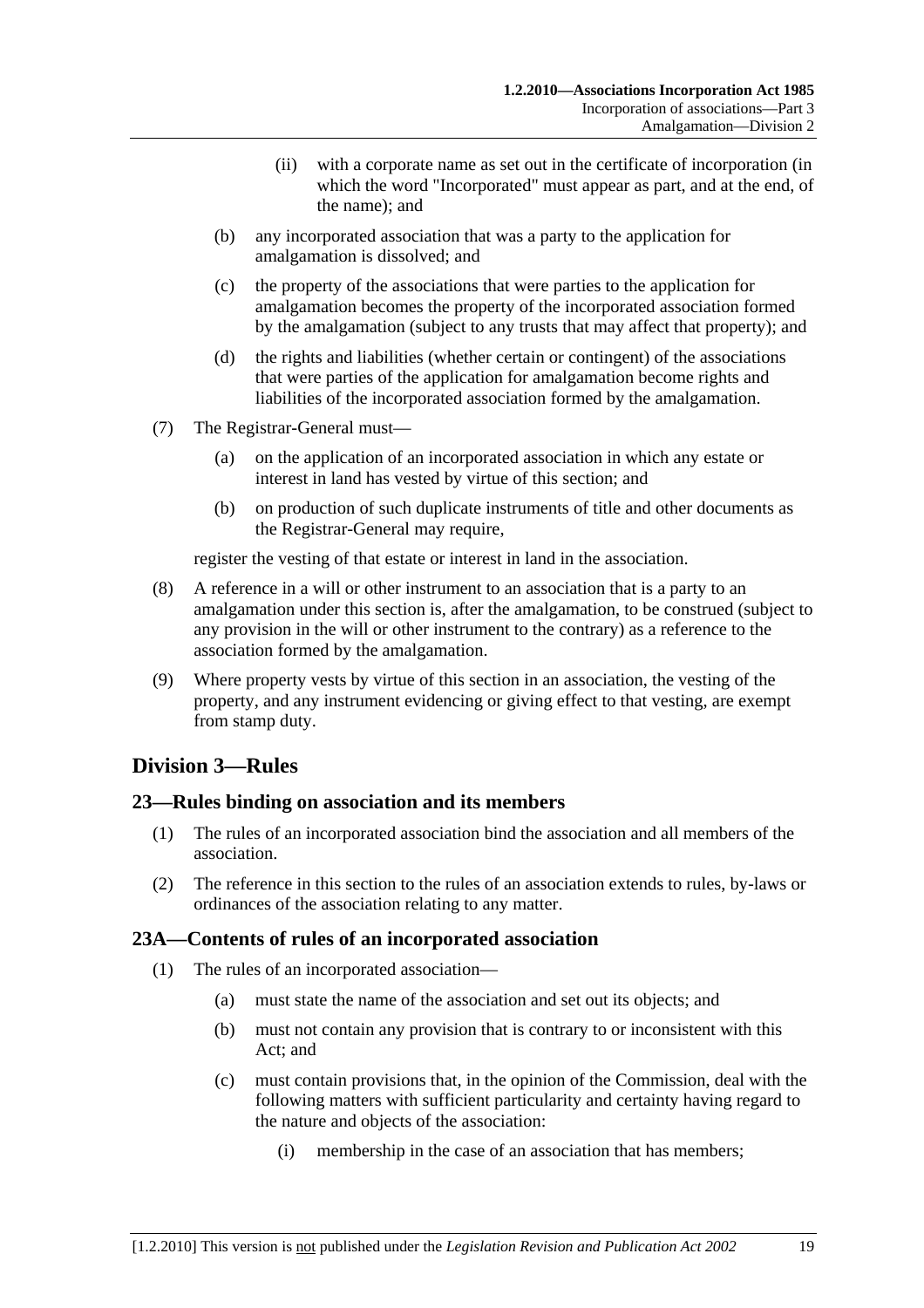(ii) with a corporate name as set out in the certificate of incorporation (in which the word "Incorporated" must appear as part, and at the end, of the name); and

(b) any incorporated association that was a party to the application for amalgamation is dissolved; and

(c) the property of the associations that were parties to the application for amalgamation becomes the property of the incorporated association formed by the amalgamation (subject to any trusts that may affect that property); and

(d) the rights and liabilities (whether certain or contingent) of the associations that were parties of the application for amalgamation become rights and liabilities of the incorporated association formed by the amalgamation.

(7) The Registrar-General must—

(a) on the application of an incorporated association in which any estate or interest in land has vested by virtue of this section; and

(b) on production of such duplicate instruments of title and other documents as the Registrar-General may require,

register the vesting of that estate or interest in land in the association.

(8) A reference in a will or other instrument to an association that is a party to an amalgamation under this section is, after the amalgamation, to be construed (subject to any provision in the will or other instrument to the contrary) as a reference to the association formed by the amalgamation.

(9) Where property vests by virtue of this section in an association, the vesting of the property, and any instrument evidencing or giving effect to that vesting, are exempt from stamp duty.

## Division 3—Rules

### 23—Rules binding on association and its members

(1) The rules of an incorporated association bind the association and all members of the association.

(2) The reference in this section to the rules of an association extends to rules, by-laws or ordinances of the association relating to any matter.

### 23A—Contents of rules of an incorporated association

(1) The rules of an incorporated association—

(a) must state the name of the association and set out its objects; and

(b) must not contain any provision that is contrary to or inconsistent with this Act; and

(c) must contain provisions that, in the opinion of the Commission, deal with the following matters with sufficient particularity and certainty having regard to the nature and objects of the association:

(i) membership in the case of an association that has members;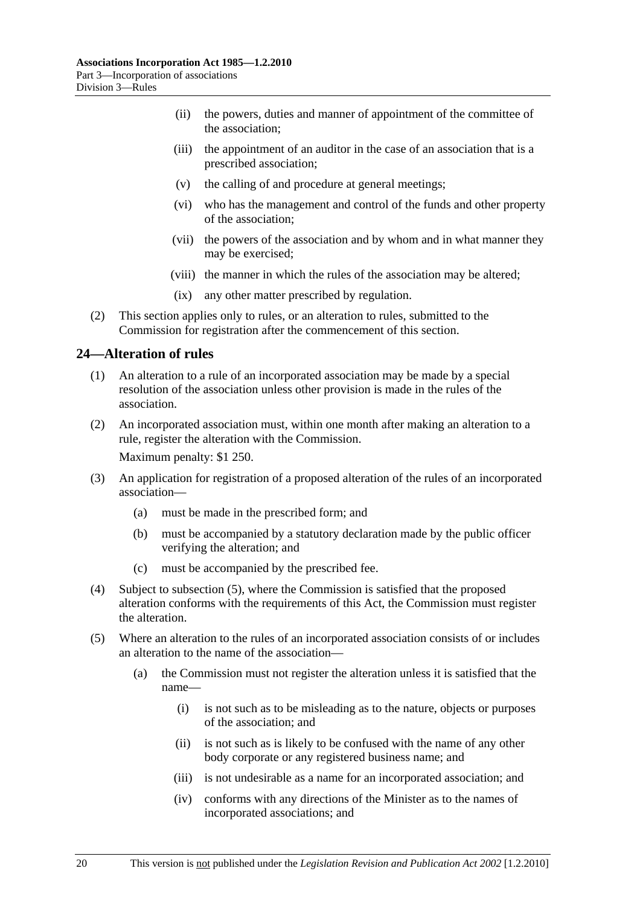(ii) the powers, duties and manner of appointment of the committee of the association;

(iii) the appointment of an auditor in the case of an association that is a prescribed association;

(v) the calling of and procedure at general meetings;

(vi) who has the management and control of the funds and other property of the association;

(vii) the powers of the association and by whom and in what manner they may be exercised;

(viii) the manner in which the rules of the association may be altered;

(ix) any other matter prescribed by regulation.

(2) This section applies only to rules, or an alteration to rules, submitted to the Commission for registration after the commencement of this section.

## 24—Alteration of rules

(1) An alteration to a rule of an incorporated association may be made by a special resolution of the association unless other provision is made in the rules of the association.

(2) An incorporated association must, within one month after making an alteration to a rule, register the alteration with the Commission.

Maximum penalty: $1 250.

(3) An application for registration of a proposed alteration of the rules of an incorporated association—

(a) must be made in the prescribed form; and

(b) must be accompanied by a statutory declaration made by the public officer verifying the alteration; and

(c) must be accompanied by the prescribed fee.

(4) Subject to subsection (5), where the Commission is satisfied that the proposed alteration conforms with the requirements of this Act, the Commission must register the alteration.

(5) Where an alteration to the rules of an incorporated association consists of or includes an alteration to the name of the association—

(a) the Commission must not register the alteration unless it is satisfied that the name—

(i) is not such as to be misleading as to the nature, objects or purposes of the association; and

(ii) is not such as is likely to be confused with the name of any other body corporate or any registered business name; and

(iii) is not undesirable as a name for an incorporated association; and

(iv) conforms with any directions of the Minister as to the names of incorporated associations; and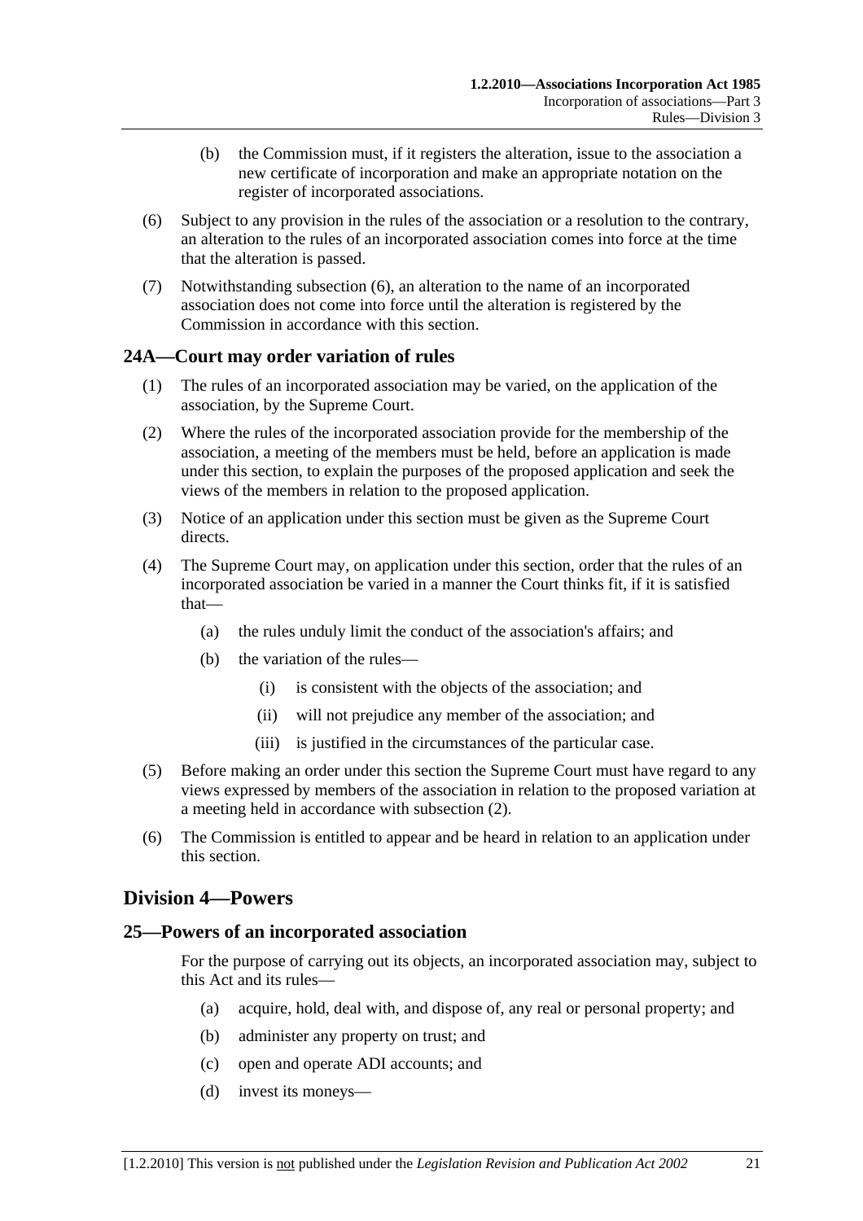(b) the Commission must, if it registers the alteration, issue to the association a new certificate of incorporation and make an appropriate notation on the register of incorporated associations.

(6) Subject to any provision in the rules of the association or a resolution to the contrary, an alteration to the rules of an incorporated association comes into force at the time that the alteration is passed.

(7) Notwithstanding subsection (6), an alteration to the name of an incorporated association does not come into force until the alteration is registered by the Commission in accordance with this section.

### 24A—Court may order variation of rules

(1) The rules of an incorporated association may be varied, on the application of the association, by the Supreme Court.

(2) Where the rules of the incorporated association provide for the membership of the association, a meeting of the members must be held, before an application is made under this section, to explain the purposes of the proposed application and seek the views of the members in relation to the proposed application.

(3) Notice of an application under this section must be given as the Supreme Court directs.

(4) The Supreme Court may, on application under this section, order that the rules of an incorporated association be varied in a manner the Court thinks fit, if it is satisfied that—

- (a) the rules unduly limit the conduct of the association's affairs; and
- (b) the variation of the rules—
  - (i) is consistent with the objects of the association; and
  - (ii) will not prejudice any member of the association; and
  - (iii) is justified in the circumstances of the particular case.

(5) Before making an order under this section the Supreme Court must have regard to any views expressed by members of the association in relation to the proposed variation at a meeting held in accordance with subsection (2).

(6) The Commission is entitled to appear and be heard in relation to an application under this section.

## Division 4—Powers

### 25—Powers of an incorporated association

For the purpose of carrying out its objects, an incorporated association may, subject to this Act and its rules—

- (a) acquire, hold, deal with, and dispose of, any real or personal property; and
- (b) administer any property on trust; and
- (c) open and operate ADI accounts; and
- (d) invest its moneys—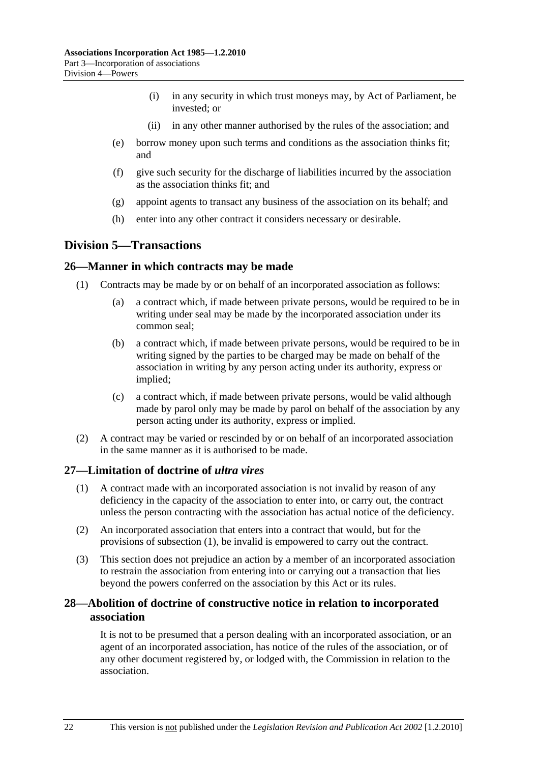(i) in any security in which trust moneys may, by Act of Parliament, be invested; or

(ii) in any other manner authorised by the rules of the association; and

(e) borrow money upon such terms and conditions as the association thinks fit; and

(f) give such security for the discharge of liabilities incurred by the association as the association thinks fit; and

(g) appoint agents to transact any business of the association on its behalf; and

(h) enter into any other contract it considers necessary or desirable.

## Division 5—Transactions

### 26—Manner in which contracts may be made

(1) Contracts may be made by or on behalf of an incorporated association as follows:

(a) a contract which, if made between private persons, would be required to be in writing under seal may be made by the incorporated association under its common seal;

(b) a contract which, if made between private persons, would be required to be in writing signed by the parties to be charged may be made on behalf of the association in writing by any person acting under its authority, express or implied;

(c) a contract which, if made between private persons, would be valid although made by parol only may be made by parol on behalf of the association by any person acting under its authority, express or implied.

(2) A contract may be varied or rescinded by or on behalf of an incorporated association in the same manner as it is authorised to be made.

### 27—Limitation of doctrine of *ultra vires*

(1) A contract made with an incorporated association is not invalid by reason of any deficiency in the capacity of the association to enter into, or carry out, the contract unless the person contracting with the association has actual notice of the deficiency.

(2) An incorporated association that enters into a contract that would, but for the provisions of subsection (1), be invalid is empowered to carry out the contract.

(3) This section does not prejudice an action by a member of an incorporated association to restrain the association from entering into or carrying out a transaction that lies beyond the powers conferred on the association by this Act or its rules.

### 28—Abolition of doctrine of constructive notice in relation to incorporated association

It is not to be presumed that a person dealing with an incorporated association, or an agent of an incorporated association, has notice of the rules of the association, or of any other document registered by, or lodged with, the Commission in relation to the association.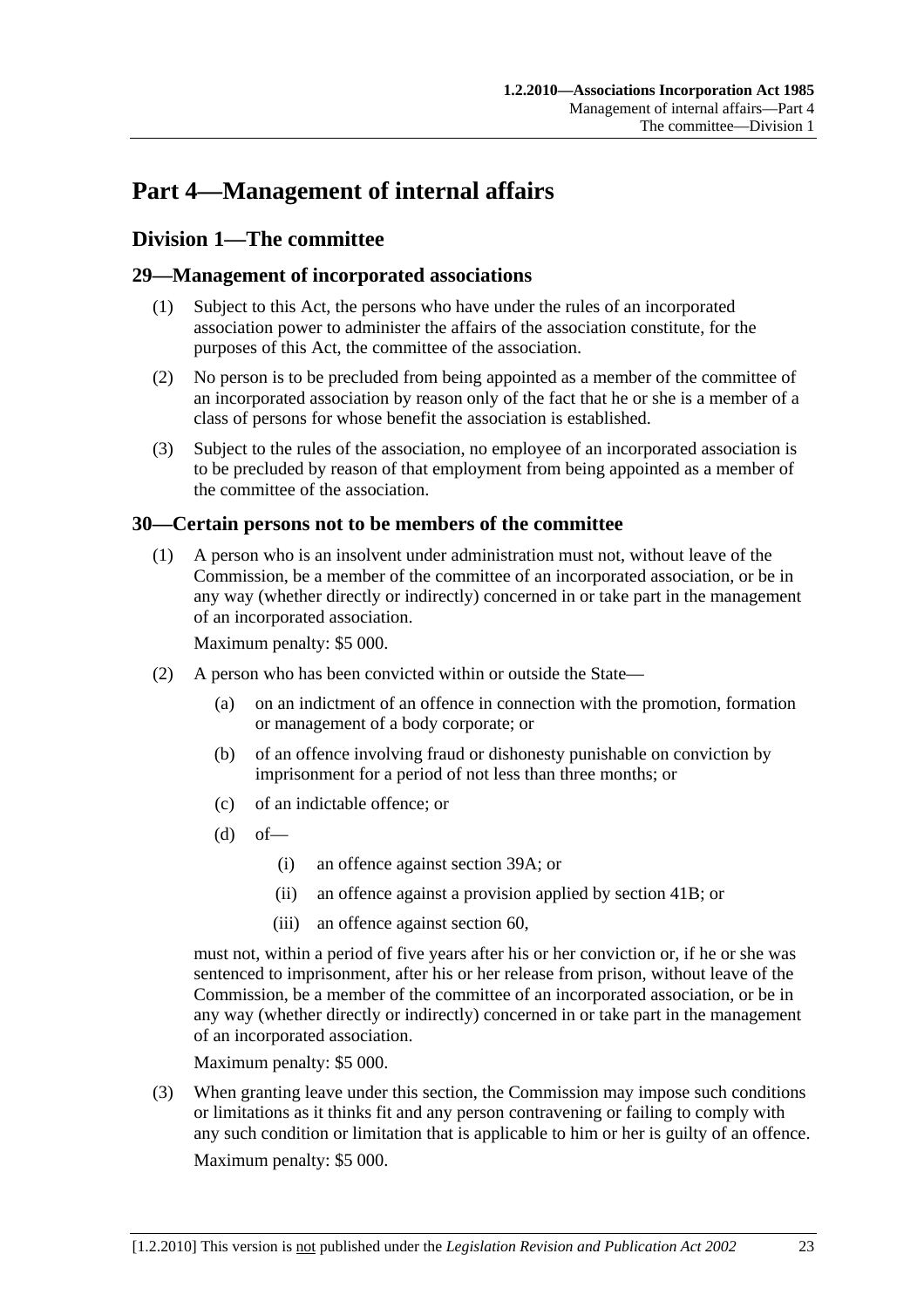# Part 4—Management of internal affairs

## Division 1—The committee

### 29—Management of incorporated associations

(1) Subject to this Act, the persons who have under the rules of an incorporated association power to administer the affairs of the association constitute, for the purposes of this Act, the committee of the association.

(2) No person is to be precluded from being appointed as a member of the committee of an incorporated association by reason only of the fact that he or she is a member of a class of persons for whose benefit the association is established.

(3) Subject to the rules of the association, no employee of an incorporated association is to be precluded by reason of that employment from being appointed as a member of the committee of the association.

### 30—Certain persons not to be members of the committee

(1) A person who is an insolvent under administration must not, without leave of the Commission, be a member of the committee of an incorporated association, or be in any way (whether directly or indirectly) concerned in or take part in the management of an incorporated association.

Maximum penalty: $5 000.

(2) A person who has been convicted within or outside the State—

   (a) on an indictment of an offence in connection with the promotion, formation or management of a body corporate; or

   (b) of an offence involving fraud or dishonesty punishable on conviction by imprisonment for a period of not less than three months; or

   (c) of an indictable offence; or

   (d) of—

      (i) an offence against section 39A; or

      (ii) an offence against a provision applied by section 41B; or

      (iii) an offence against section 60,

must not, within a period of five years after his or her conviction or, if he or she was sentenced to imprisonment, after his or her release from prison, without leave of the Commission, be a member of the committee of an incorporated association, or be in any way (whether directly or indirectly) concerned in or take part in the management of an incorporated association.

Maximum penalty: $5 000.

(3) When granting leave under this section, the Commission may impose such conditions or limitations as it thinks fit and any person contravening or failing to comply with any such condition or limitation that is applicable to him or her is guilty of an offence.

Maximum penalty: $5 000.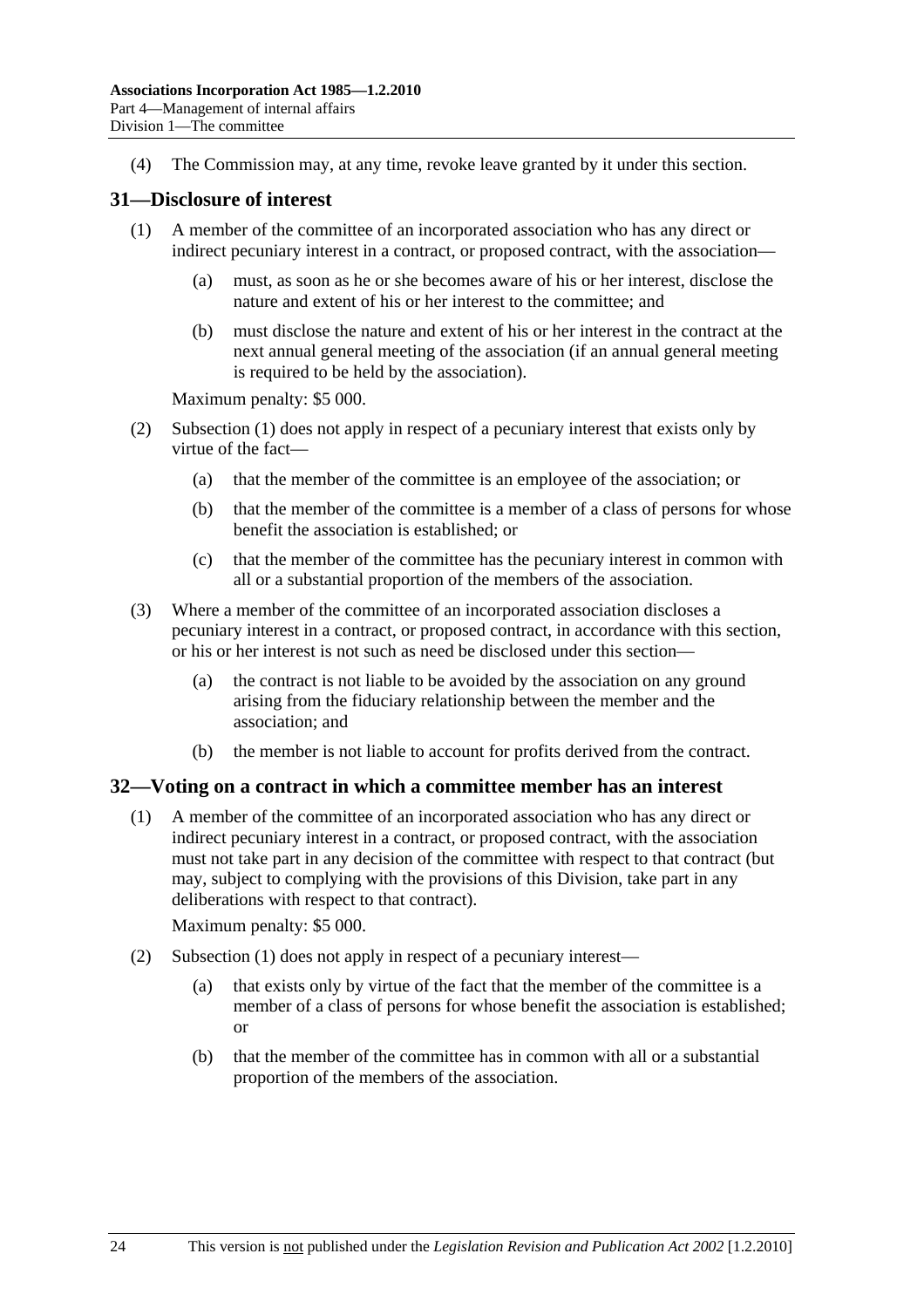(4) The Commission may, at any time, revoke leave granted by it under this section.

## 31—Disclosure of interest

(1) A member of the committee of an incorporated association who has any direct or indirect pecuniary interest in a contract, or proposed contract, with the association—

(a) must, as soon as he or she becomes aware of his or her interest, disclose the nature and extent of his or her interest to the committee; and

(b) must disclose the nature and extent of his or her interest in the contract at the next annual general meeting of the association (if an annual general meeting is required to be held by the association).

Maximum penalty: $5 000.

(2) Subsection (1) does not apply in respect of a pecuniary interest that exists only by virtue of the fact—

(a) that the member of the committee is an employee of the association; or

(b) that the member of the committee is a member of a class of persons for whose benefit the association is established; or

(c) that the member of the committee has the pecuniary interest in common with all or a substantial proportion of the members of the association.

(3) Where a member of the committee of an incorporated association discloses a pecuniary interest in a contract, or proposed contract, in accordance with this section, or his or her interest is not such as need be disclosed under this section—

(a) the contract is not liable to be avoided by the association on any ground arising from the fiduciary relationship between the member and the association; and

(b) the member is not liable to account for profits derived from the contract.

## 32—Voting on a contract in which a committee member has an interest

(1) A member of the committee of an incorporated association who has any direct or indirect pecuniary interest in a contract, or proposed contract, with the association must not take part in any decision of the committee with respect to that contract (but may, subject to complying with the provisions of this Division, take part in any deliberations with respect to that contract).

Maximum penalty: $5 000.

(2) Subsection (1) does not apply in respect of a pecuniary interest—

(a) that exists only by virtue of the fact that the member of the committee is a member of a class of persons for whose benefit the association is established; or

(b) that the member of the committee has in common with all or a substantial proportion of the members of the association.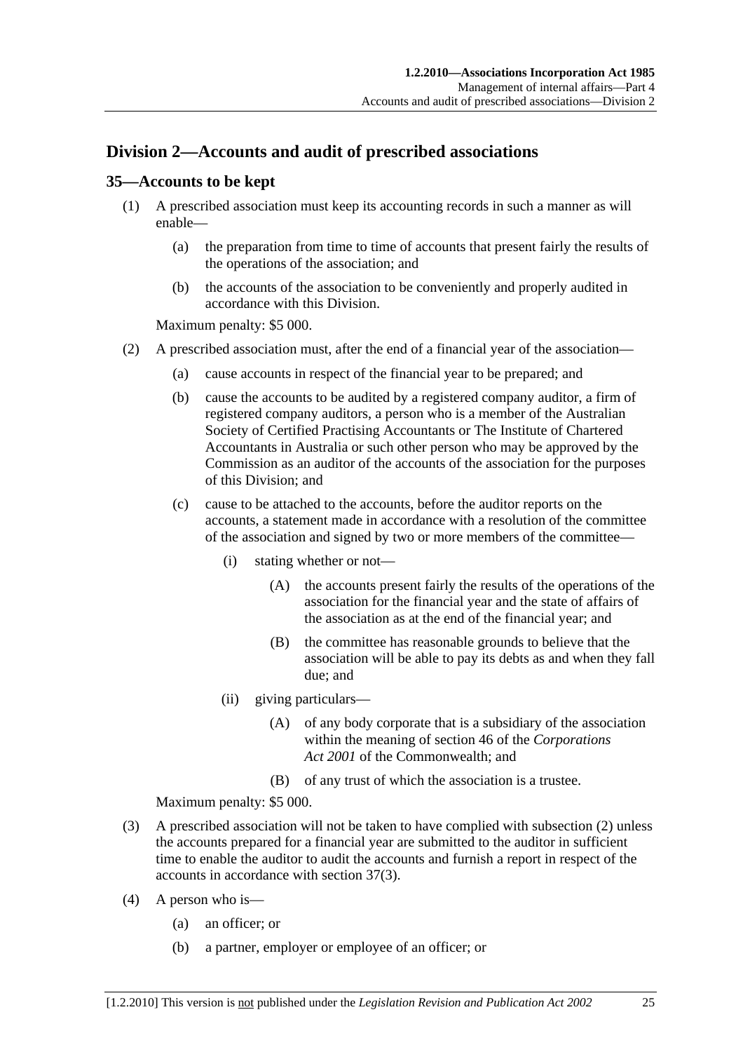## Division 2—Accounts and audit of prescribed associations

### 35—Accounts to be kept

(1) A prescribed association must keep its accounting records in such a manner as will enable—

(a) the preparation from time to time of accounts that present fairly the results of the operations of the association; and

(b) the accounts of the association to be conveniently and properly audited in accordance with this Division.

Maximum penalty: $5 000.

(2) A prescribed association must, after the end of a financial year of the association—

(a) cause accounts in respect of the financial year to be prepared; and

(b) cause the accounts to be audited by a registered company auditor, a firm of registered company auditors, a person who is a member of the Australian Society of Certified Practising Accountants or The Institute of Chartered Accountants in Australia or such other person who may be approved by the Commission as an auditor of the accounts of the association for the purposes of this Division; and

(c) cause to be attached to the accounts, before the auditor reports on the accounts, a statement made in accordance with a resolution of the committee of the association and signed by two or more members of the committee—

(i) stating whether or not—

(A) the accounts present fairly the results of the operations of the association for the financial year and the state of affairs of the association as at the end of the financial year; and

(B) the committee has reasonable grounds to believe that the association will be able to pay its debts as and when they fall due; and

(ii) giving particulars—

(A) of any body corporate that is a subsidiary of the association within the meaning of section 46 of the *Corporations Act 2001* of the Commonwealth; and

(B) of any trust of which the association is a trustee.

Maximum penalty: $5 000.

(3) A prescribed association will not be taken to have complied with subsection (2) unless the accounts prepared for a financial year are submitted to the auditor in sufficient time to enable the auditor to audit the accounts and furnish a report in respect of the accounts in accordance with section 37(3).

(4) A person who is—

(a) an officer; or

(b) a partner, employer or employee of an officer; or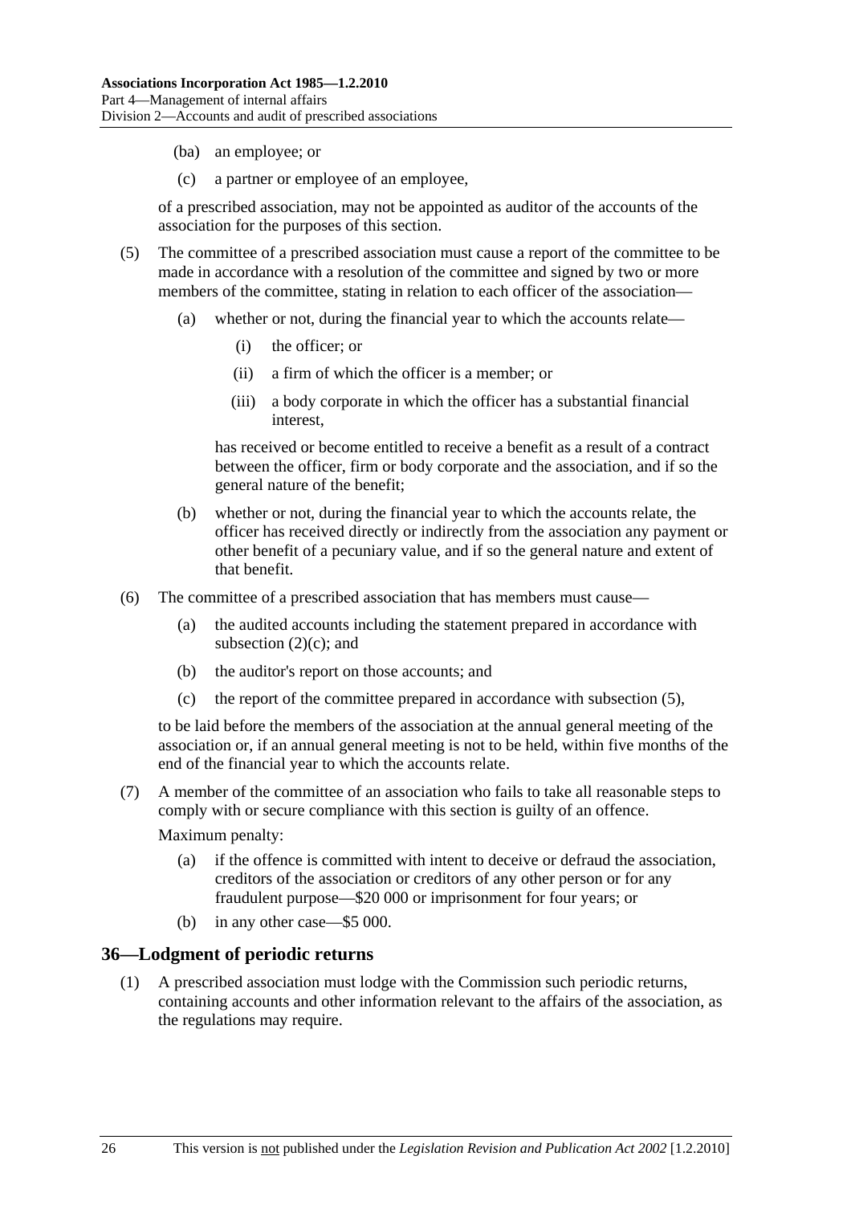(ba) an employee; or

(c) a partner or employee of an employee,

of a prescribed association, may not be appointed as auditor of the accounts of the association for the purposes of this section.

(5) The committee of a prescribed association must cause a report of the committee to be made in accordance with a resolution of the committee and signed by two or more members of the committee, stating in relation to each officer of the association—

(a) whether or not, during the financial year to which the accounts relate—

(i) the officer; or

(ii) a firm of which the officer is a member; or

(iii) a body corporate in which the officer has a substantial financial interest,

has received or become entitled to receive a benefit as a result of a contract between the officer, firm or body corporate and the association, and if so the general nature of the benefit;

(b) whether or not, during the financial year to which the accounts relate, the officer has received directly or indirectly from the association any payment or other benefit of a pecuniary value, and if so the general nature and extent of that benefit.

(6) The committee of a prescribed association that has members must cause—

(a) the audited accounts including the statement prepared in accordance with subsection (2)(c); and

(b) the auditor's report on those accounts; and

(c) the report of the committee prepared in accordance with subsection (5),

to be laid before the members of the association at the annual general meeting of the association or, if an annual general meeting is not to be held, within five months of the end of the financial year to which the accounts relate.

(7) A member of the committee of an association who fails to take all reasonable steps to comply with or secure compliance with this section is guilty of an offence.

Maximum penalty:

(a) if the offence is committed with intent to deceive or defraud the association, creditors of the association or creditors of any other person or for any fraudulent purpose—$20 000 or imprisonment for four years; or

(b) in any other case—$5 000.

## 36—Lodgment of periodic returns

(1) A prescribed association must lodge with the Commission such periodic returns, containing accounts and other information relevant to the affairs of the association, as the regulations may require.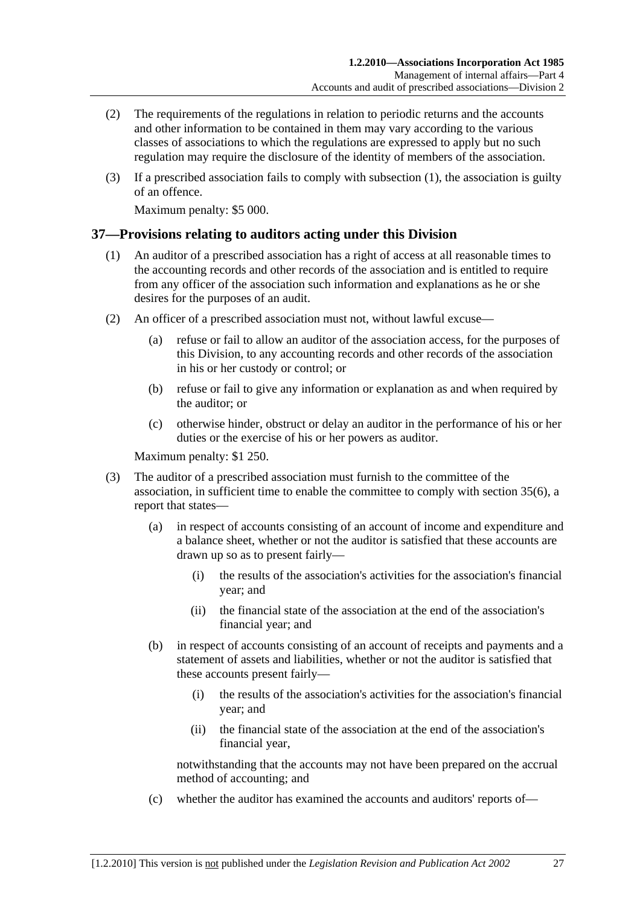(2) The requirements of the regulations in relation to periodic returns and the accounts and other information to be contained in them may vary according to the various classes of associations to which the regulations are expressed to apply but no such regulation may require the disclosure of the identity of members of the association.

(3) If a prescribed association fails to comply with subsection (1), the association is guilty of an offence.

Maximum penalty: $5 000.

## 37—Provisions relating to auditors acting under this Division

(1) An auditor of a prescribed association has a right of access at all reasonable times to the accounting records and other records of the association and is entitled to require from any officer of the association such information and explanations as he or she desires for the purposes of an audit.

(2) An officer of a prescribed association must not, without lawful excuse—

(a) refuse or fail to allow an auditor of the association access, for the purposes of this Division, to any accounting records and other records of the association in his or her custody or control; or

(b) refuse or fail to give any information or explanation as and when required by the auditor; or

(c) otherwise hinder, obstruct or delay an auditor in the performance of his or her duties or the exercise of his or her powers as auditor.

Maximum penalty: $1 250.

(3) The auditor of a prescribed association must furnish to the committee of the association, in sufficient time to enable the committee to comply with section 35(6), a report that states—

(a) in respect of accounts consisting of an account of income and expenditure and a balance sheet, whether or not the auditor is satisfied that these accounts are drawn up so as to present fairly—

(i) the results of the association's activities for the association's financial year; and

(ii) the financial state of the association at the end of the association's financial year; and

(b) in respect of accounts consisting of an account of receipts and payments and a statement of assets and liabilities, whether or not the auditor is satisfied that these accounts present fairly—

(i) the results of the association's activities for the association's financial year; and

(ii) the financial state of the association at the end of the association's financial year,

notwithstanding that the accounts may not have been prepared on the accrual method of accounting; and

(c) whether the auditor has examined the accounts and auditors' reports of—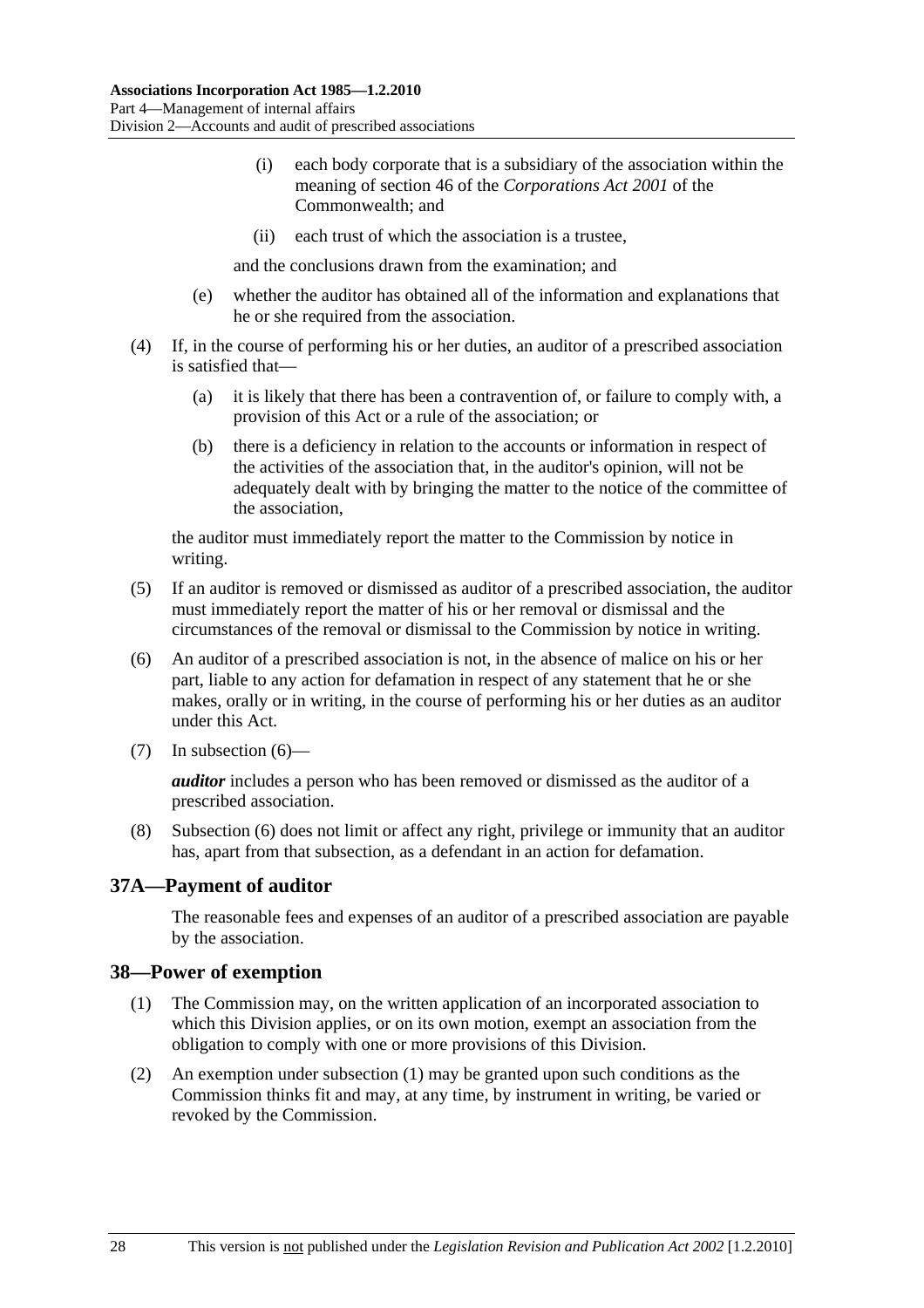(i) each body corporate that is a subsidiary of the association within the meaning of section 46 of the *Corporations Act 2001* of the Commonwealth; and

(ii) each trust of which the association is a trustee,

and the conclusions drawn from the examination; and

(e) whether the auditor has obtained all of the information and explanations that he or she required from the association.

(4) If, in the course of performing his or her duties, an auditor of a prescribed association is satisfied that—

(a) it is likely that there has been a contravention of, or failure to comply with, a provision of this Act or a rule of the association; or

(b) there is a deficiency in relation to the accounts or information in respect of the activities of the association that, in the auditor's opinion, will not be adequately dealt with by bringing the matter to the notice of the committee of the association,

the auditor must immediately report the matter to the Commission by notice in writing.

(5) If an auditor is removed or dismissed as auditor of a prescribed association, the auditor must immediately report the matter of his or her removal or dismissal and the circumstances of the removal or dismissal to the Commission by notice in writing.

(6) An auditor of a prescribed association is not, in the absence of malice on his or her part, liable to any action for defamation in respect of any statement that he or she makes, orally or in writing, in the course of performing his or her duties as an auditor under this Act.

(7) In subsection (6)—

***auditor*** includes a person who has been removed or dismissed as the auditor of a prescribed association.

(8) Subsection (6) does not limit or affect any right, privilege or immunity that an auditor has, apart from that subsection, as a defendant in an action for defamation.

## 37A—Payment of auditor

The reasonable fees and expenses of an auditor of a prescribed association are payable by the association.

## 38—Power of exemption

(1) The Commission may, on the written application of an incorporated association to which this Division applies, or on its own motion, exempt an association from the obligation to comply with one or more provisions of this Division.

(2) An exemption under subsection (1) may be granted upon such conditions as the Commission thinks fit and may, at any time, by instrument in writing, be varied or revoked by the Commission.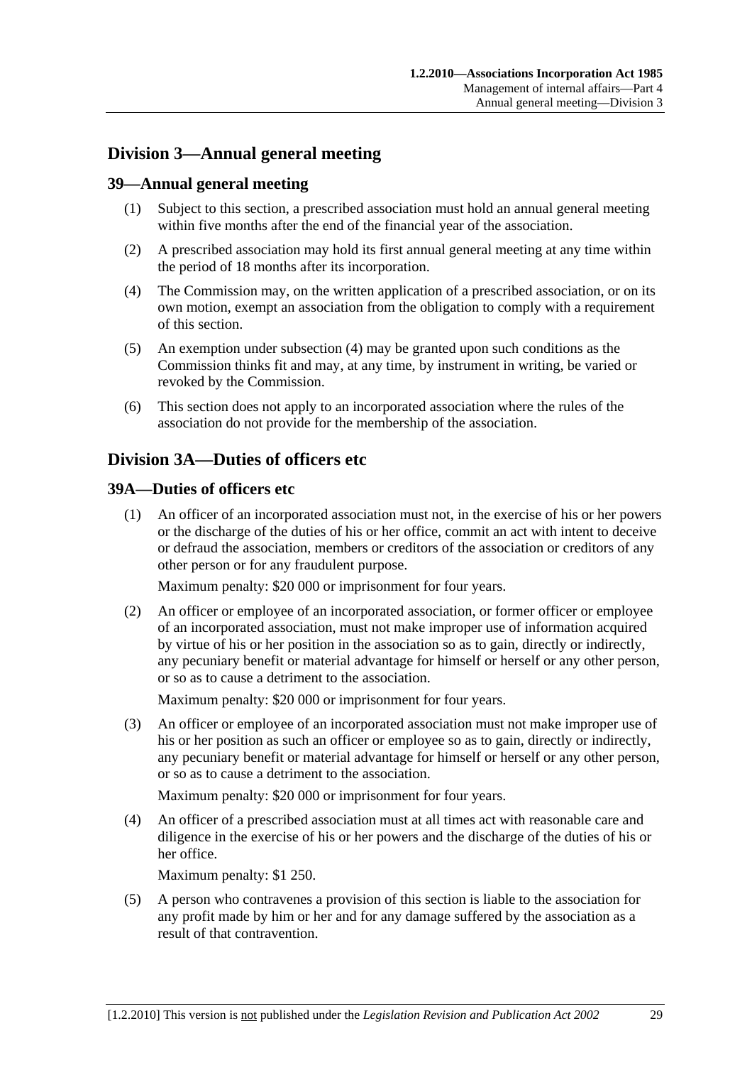## Division 3—Annual general meeting

### 39—Annual general meeting

(1) Subject to this section, a prescribed association must hold an annual general meeting within five months after the end of the financial year of the association.

(2) A prescribed association may hold its first annual general meeting at any time within the period of 18 months after its incorporation.

(4) The Commission may, on the written application of a prescribed association, or on its own motion, exempt an association from the obligation to comply with a requirement of this section.

(5) An exemption under subsection (4) may be granted upon such conditions as the Commission thinks fit and may, at any time, by instrument in writing, be varied or revoked by the Commission.

(6) This section does not apply to an incorporated association where the rules of the association do not provide for the membership of the association.

## Division 3A—Duties of officers etc

### 39A—Duties of officers etc

(1) An officer of an incorporated association must not, in the exercise of his or her powers or the discharge of the duties of his or her office, commit an act with intent to deceive or defraud the association, members or creditors of the association or creditors of any other person or for any fraudulent purpose.

Maximum penalty: $20 000 or imprisonment for four years.

(2) An officer or employee of an incorporated association, or former officer or employee of an incorporated association, must not make improper use of information acquired by virtue of his or her position in the association so as to gain, directly or indirectly, any pecuniary benefit or material advantage for himself or herself or any other person, or so as to cause a detriment to the association.

Maximum penalty: $20 000 or imprisonment for four years.

(3) An officer or employee of an incorporated association must not make improper use of his or her position as such an officer or employee so as to gain, directly or indirectly, any pecuniary benefit or material advantage for himself or herself or any other person, or so as to cause a detriment to the association.

Maximum penalty: $20 000 or imprisonment for four years.

(4) An officer of a prescribed association must at all times act with reasonable care and diligence in the exercise of his or her powers and the discharge of the duties of his or her office.

Maximum penalty: $1 250.

(5) A person who contravenes a provision of this section is liable to the association for any profit made by him or her and for any damage suffered by the association as a result of that contravention.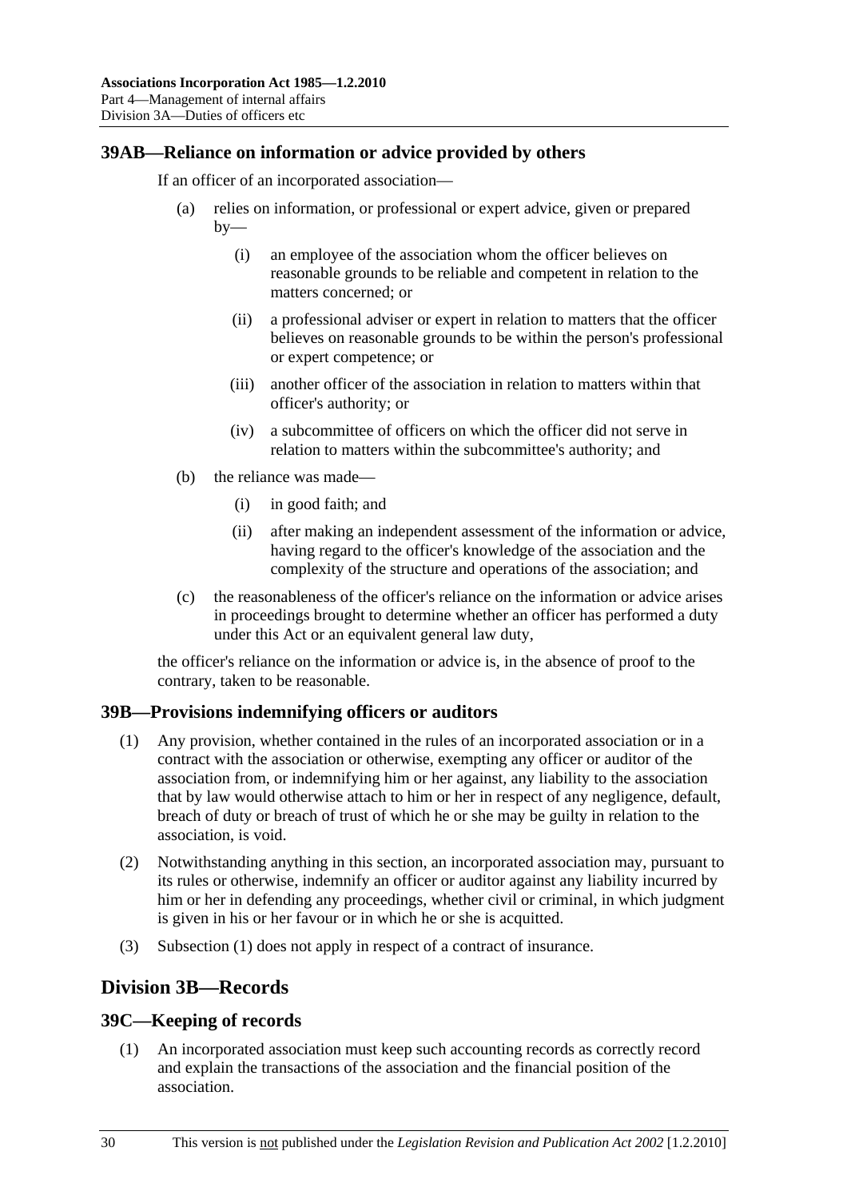## 39AB—Reliance on information or advice provided by others

If an officer of an incorporated association—

(a) relies on information, or professional or expert advice, given or prepared by—

(i) an employee of the association whom the officer believes on reasonable grounds to be reliable and competent in relation to the matters concerned; or

(ii) a professional adviser or expert in relation to matters that the officer believes on reasonable grounds to be within the person's professional or expert competence; or

(iii) another officer of the association in relation to matters within that officer's authority; or

(iv) a subcommittee of officers on which the officer did not serve in relation to matters within the subcommittee's authority; and

(b) the reliance was made—

(i) in good faith; and

(ii) after making an independent assessment of the information or advice, having regard to the officer's knowledge of the association and the complexity of the structure and operations of the association; and

(c) the reasonableness of the officer's reliance on the information or advice arises in proceedings brought to determine whether an officer has performed a duty under this Act or an equivalent general law duty,

the officer's reliance on the information or advice is, in the absence of proof to the contrary, taken to be reasonable.

## 39B—Provisions indemnifying officers or auditors

(1) Any provision, whether contained in the rules of an incorporated association or in a contract with the association or otherwise, exempting any officer or auditor of the association from, or indemnifying him or her against, any liability to the association that by law would otherwise attach to him or her in respect of any negligence, default, breach of duty or breach of trust of which he or she may be guilty in relation to the association, is void.

(2) Notwithstanding anything in this section, an incorporated association may, pursuant to its rules or otherwise, indemnify an officer or auditor against any liability incurred by him or her in defending any proceedings, whether civil or criminal, in which judgment is given in his or her favour or in which he or she is acquitted.

(3) Subsection (1) does not apply in respect of a contract of insurance.

# Division 3B—Records

## 39C—Keeping of records

(1) An incorporated association must keep such accounting records as correctly record and explain the transactions of the association and the financial position of the association.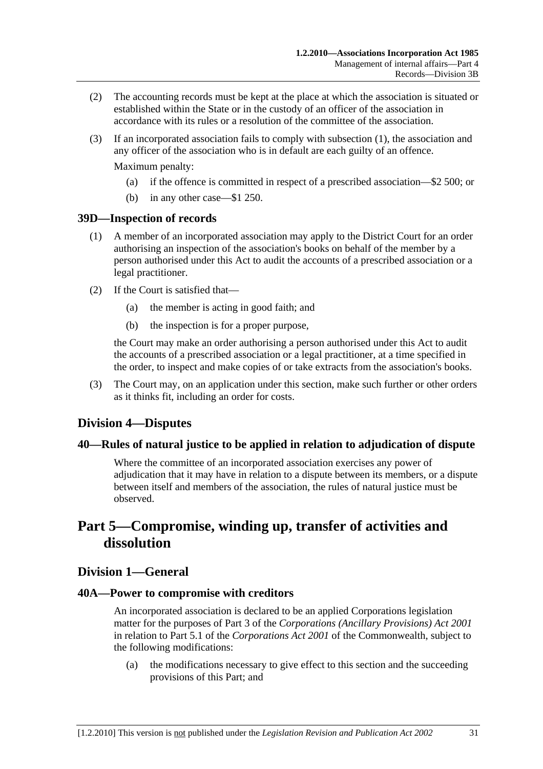(2) The accounting records must be kept at the place at which the association is situated or established within the State or in the custody of an officer of the association in accordance with its rules or a resolution of the committee of the association.

(3) If an incorporated association fails to comply with subsection (1), the association and any officer of the association who is in default are each guilty of an offence.

Maximum penalty:

(a) if the offence is committed in respect of a prescribed association—$2 500; or

(b) in any other case—$1 250.

### 39D—Inspection of records

(1) A member of an incorporated association may apply to the District Court for an order authorising an inspection of the association's books on behalf of the member by a person authorised under this Act to audit the accounts of a prescribed association or a legal practitioner.

(2) If the Court is satisfied that—

(a) the member is acting in good faith; and

(b) the inspection is for a proper purpose,

the Court may make an order authorising a person authorised under this Act to audit the accounts of a prescribed association or a legal practitioner, at a time specified in the order, to inspect and make copies of or take extracts from the association's books.

(3) The Court may, on an application under this section, make such further or other orders as it thinks fit, including an order for costs.

## Division 4—Disputes

### 40—Rules of natural justice to be applied in relation to adjudication of dispute

Where the committee of an incorporated association exercises any power of adjudication that it may have in relation to a dispute between its members, or a dispute between itself and members of the association, the rules of natural justice must be observed.

# Part 5—Compromise, winding up, transfer of activities and dissolution

## Division 1—General

### 40A—Power to compromise with creditors

An incorporated association is declared to be an applied Corporations legislation matter for the purposes of Part 3 of the *Corporations (Ancillary Provisions) Act 2001* in relation to Part 5.1 of the *Corporations Act 2001* of the Commonwealth, subject to the following modifications:

(a) the modifications necessary to give effect to this section and the succeeding provisions of this Part; and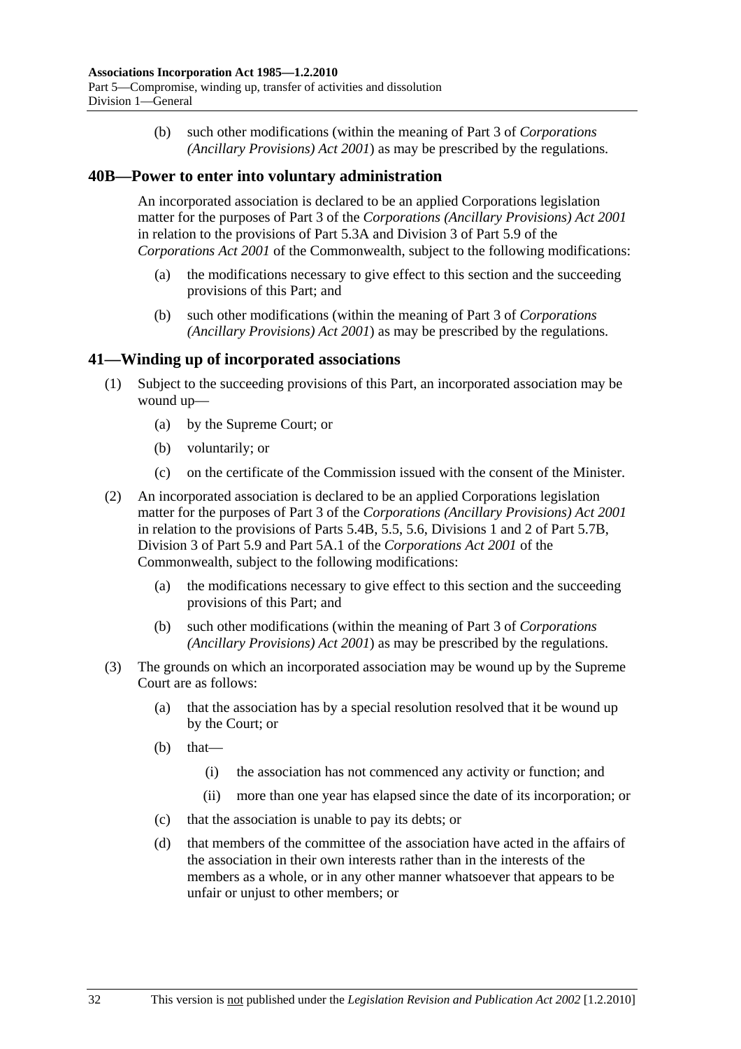(b) such other modifications (within the meaning of Part 3 of *Corporations (Ancillary Provisions) Act 2001*) as may be prescribed by the regulations.

## 40B—Power to enter into voluntary administration

An incorporated association is declared to be an applied Corporations legislation matter for the purposes of Part 3 of the *Corporations (Ancillary Provisions) Act 2001* in relation to the provisions of Part 5.3A and Division 3 of Part 5.9 of the *Corporations Act 2001* of the Commonwealth, subject to the following modifications:

(a) the modifications necessary to give effect to this section and the succeeding provisions of this Part; and

(b) such other modifications (within the meaning of Part 3 of *Corporations (Ancillary Provisions) Act 2001*) as may be prescribed by the regulations.

## 41—Winding up of incorporated associations

(1) Subject to the succeeding provisions of this Part, an incorporated association may be wound up—

(a) by the Supreme Court; or

(b) voluntarily; or

(c) on the certificate of the Commission issued with the consent of the Minister.

(2) An incorporated association is declared to be an applied Corporations legislation matter for the purposes of Part 3 of the *Corporations (Ancillary Provisions) Act 2001* in relation to the provisions of Parts 5.4B, 5.5, 5.6, Divisions 1 and 2 of Part 5.7B, Division 3 of Part 5.9 and Part 5A.1 of the *Corporations Act 2001* of the Commonwealth, subject to the following modifications:

(a) the modifications necessary to give effect to this section and the succeeding provisions of this Part; and

(b) such other modifications (within the meaning of Part 3 of *Corporations (Ancillary Provisions) Act 2001*) as may be prescribed by the regulations.

(3) The grounds on which an incorporated association may be wound up by the Supreme Court are as follows:

(a) that the association has by a special resolution resolved that it be wound up by the Court; or

(b) that—

(i) the association has not commenced any activity or function; and

(ii) more than one year has elapsed since the date of its incorporation; or

(c) that the association is unable to pay its debts; or

(d) that members of the committee of the association have acted in the affairs of the association in their own interests rather than in the interests of the members as a whole, or in any other manner whatsoever that appears to be unfair or unjust to other members; or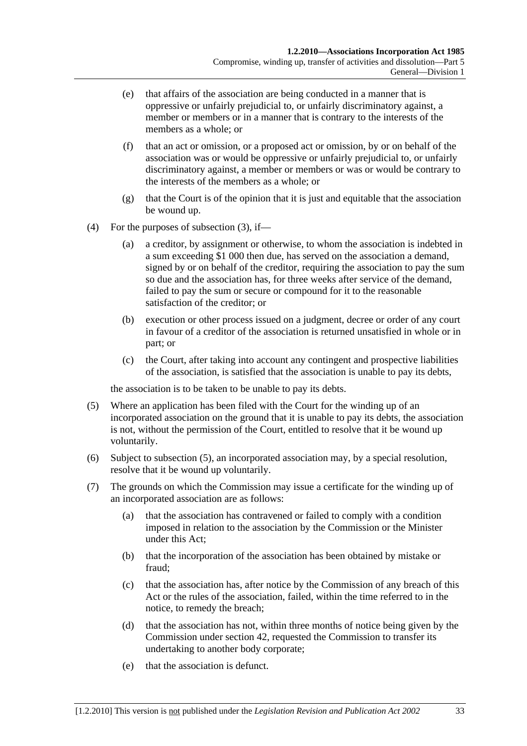(e) that affairs of the association are being conducted in a manner that is oppressive or unfairly prejudicial to, or unfairly discriminatory against, a member or members or in a manner that is contrary to the interests of the members as a whole; or

(f) that an act or omission, or a proposed act or omission, by or on behalf of the association was or would be oppressive or unfairly prejudicial to, or unfairly discriminatory against, a member or members or was or would be contrary to the interests of the members as a whole; or

(g) that the Court is of the opinion that it is just and equitable that the association be wound up.

(4) For the purposes of subsection (3), if—

(a) a creditor, by assignment or otherwise, to whom the association is indebted in a sum exceeding $1 000 then due, has served on the association a demand, signed by or on behalf of the creditor, requiring the association to pay the sum so due and the association has, for three weeks after service of the demand, failed to pay the sum or secure or compound for it to the reasonable satisfaction of the creditor; or

(b) execution or other process issued on a judgment, decree or order of any court in favour of a creditor of the association is returned unsatisfied in whole or in part; or

(c) the Court, after taking into account any contingent and prospective liabilities of the association, is satisfied that the association is unable to pay its debts,

the association is to be taken to be unable to pay its debts.

(5) Where an application has been filed with the Court for the winding up of an incorporated association on the ground that it is unable to pay its debts, the association is not, without the permission of the Court, entitled to resolve that it be wound up voluntarily.

(6) Subject to subsection (5), an incorporated association may, by a special resolution, resolve that it be wound up voluntarily.

(7) The grounds on which the Commission may issue a certificate for the winding up of an incorporated association are as follows:

(a) that the association has contravened or failed to comply with a condition imposed in relation to the association by the Commission or the Minister under this Act;

(b) that the incorporation of the association has been obtained by mistake or fraud;

(c) that the association has, after notice by the Commission of any breach of this Act or the rules of the association, failed, within the time referred to in the notice, to remedy the breach;

(d) that the association has not, within three months of notice being given by the Commission under section 42, requested the Commission to transfer its undertaking to another body corporate;

(e) that the association is defunct.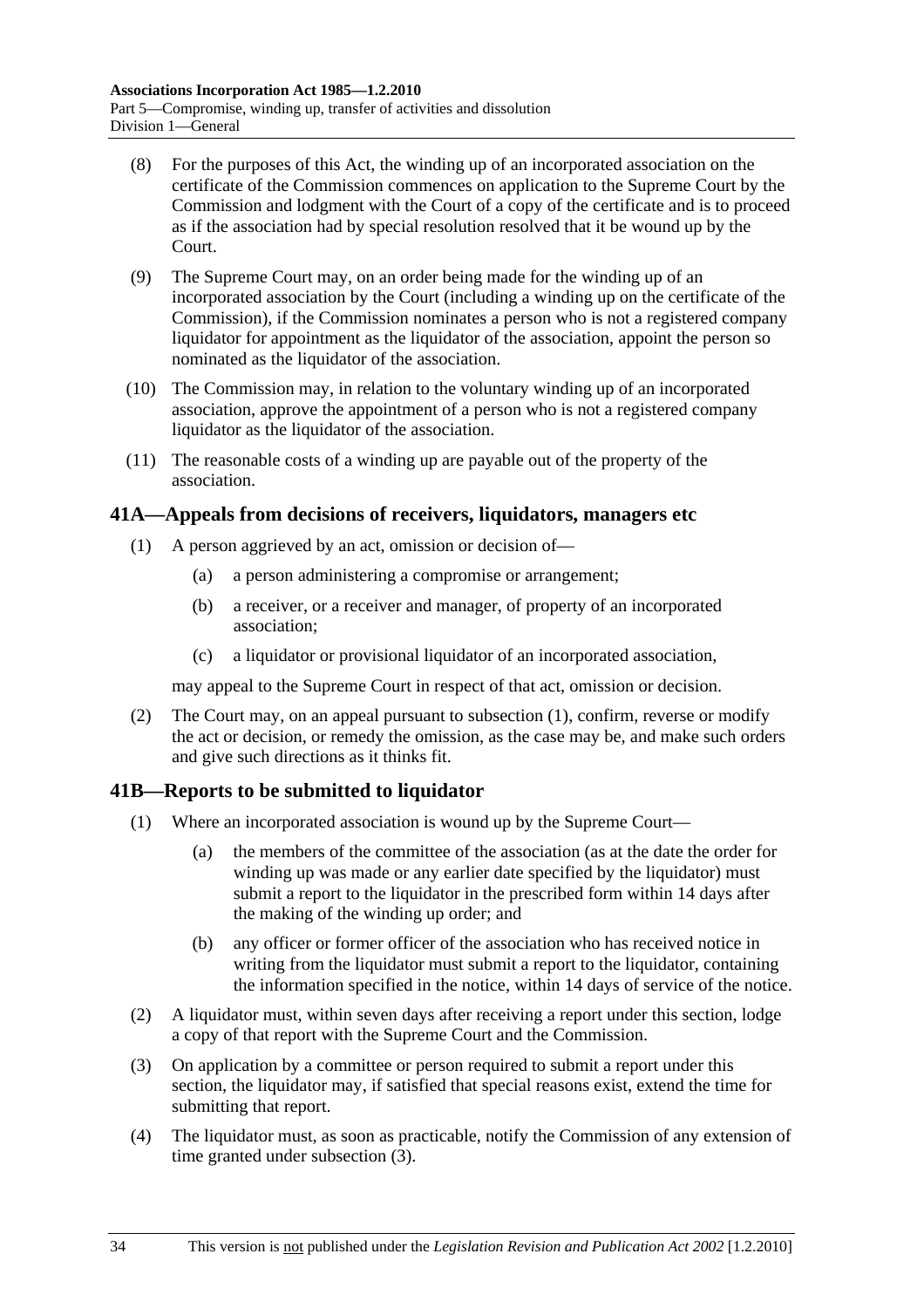(8) For the purposes of this Act, the winding up of an incorporated association on the certificate of the Commission commences on application to the Supreme Court by the Commission and lodgment with the Court of a copy of the certificate and is to proceed as if the association had by special resolution resolved that it be wound up by the Court.

(9) The Supreme Court may, on an order being made for the winding up of an incorporated association by the Court (including a winding up on the certificate of the Commission), if the Commission nominates a person who is not a registered company liquidator for appointment as the liquidator of the association, appoint the person so nominated as the liquidator of the association.

(10) The Commission may, in relation to the voluntary winding up of an incorporated association, approve the appointment of a person who is not a registered company liquidator as the liquidator of the association.

(11) The reasonable costs of a winding up are payable out of the property of the association.

## 41A—Appeals from decisions of receivers, liquidators, managers etc

(1) A person aggrieved by an act, omission or decision of—

- (a) a person administering a compromise or arrangement;
- (b) a receiver, or a receiver and manager, of property of an incorporated association;
- (c) a liquidator or provisional liquidator of an incorporated association,

may appeal to the Supreme Court in respect of that act, omission or decision.

(2) The Court may, on an appeal pursuant to subsection (1), confirm, reverse or modify the act or decision, or remedy the omission, as the case may be, and make such orders and give such directions as it thinks fit.

## 41B—Reports to be submitted to liquidator

(1) Where an incorporated association is wound up by the Supreme Court—

- (a) the members of the committee of the association (as at the date the order for winding up was made or any earlier date specified by the liquidator) must submit a report to the liquidator in the prescribed form within 14 days after the making of the winding up order; and
- (b) any officer or former officer of the association who has received notice in writing from the liquidator must submit a report to the liquidator, containing the information specified in the notice, within 14 days of service of the notice.

(2) A liquidator must, within seven days after receiving a report under this section, lodge a copy of that report with the Supreme Court and the Commission.

(3) On application by a committee or person required to submit a report under this section, the liquidator may, if satisfied that special reasons exist, extend the time for submitting that report.

(4) The liquidator must, as soon as practicable, notify the Commission of any extension of time granted under subsection (3).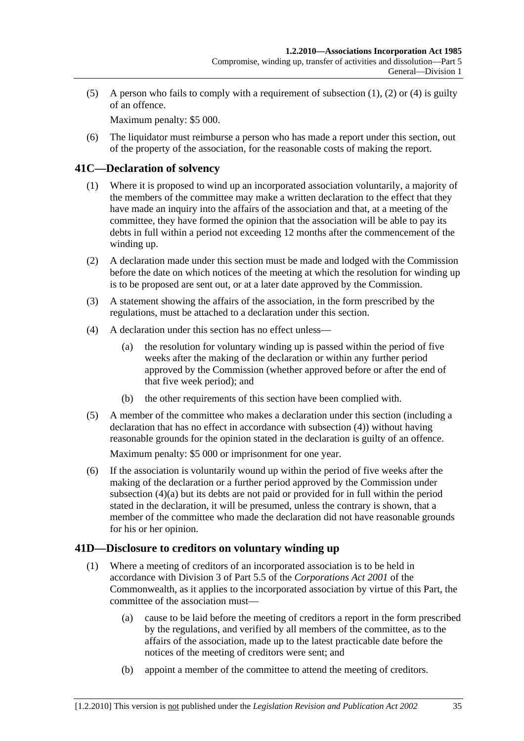(5) A person who fails to comply with a requirement of subsection (1), (2) or (4) is guilty of an offence.

Maximum penalty: $5 000.

(6) The liquidator must reimburse a person who has made a report under this section, out of the property of the association, for the reasonable costs of making the report.

## 41C—Declaration of solvency

(1) Where it is proposed to wind up an incorporated association voluntarily, a majority of the members of the committee may make a written declaration to the effect that they have made an inquiry into the affairs of the association and that, at a meeting of the committee, they have formed the opinion that the association will be able to pay its debts in full within a period not exceeding 12 months after the commencement of the winding up.

(2) A declaration made under this section must be made and lodged with the Commission before the date on which notices of the meeting at which the resolution for winding up is to be proposed are sent out, or at a later date approved by the Commission.

(3) A statement showing the affairs of the association, in the form prescribed by the regulations, must be attached to a declaration under this section.

(4) A declaration under this section has no effect unless—

(a) the resolution for voluntary winding up is passed within the period of five weeks after the making of the declaration or within any further period approved by the Commission (whether approved before or after the end of that five week period); and

(b) the other requirements of this section have been complied with.

(5) A member of the committee who makes a declaration under this section (including a declaration that has no effect in accordance with subsection (4)) without having reasonable grounds for the opinion stated in the declaration is guilty of an offence.

Maximum penalty: $5 000 or imprisonment for one year.

(6) If the association is voluntarily wound up within the period of five weeks after the making of the declaration or a further period approved by the Commission under subsection (4)(a) but its debts are not paid or provided for in full within the period stated in the declaration, it will be presumed, unless the contrary is shown, that a member of the committee who made the declaration did not have reasonable grounds for his or her opinion.

## 41D—Disclosure to creditors on voluntary winding up

(1) Where a meeting of creditors of an incorporated association is to be held in accordance with Division 3 of Part 5.5 of the *Corporations Act 2001* of the Commonwealth, as it applies to the incorporated association by virtue of this Part, the committee of the association must—

(a) cause to be laid before the meeting of creditors a report in the form prescribed by the regulations, and verified by all members of the committee, as to the affairs of the association, made up to the latest practicable date before the notices of the meeting of creditors were sent; and

(b) appoint a member of the committee to attend the meeting of creditors.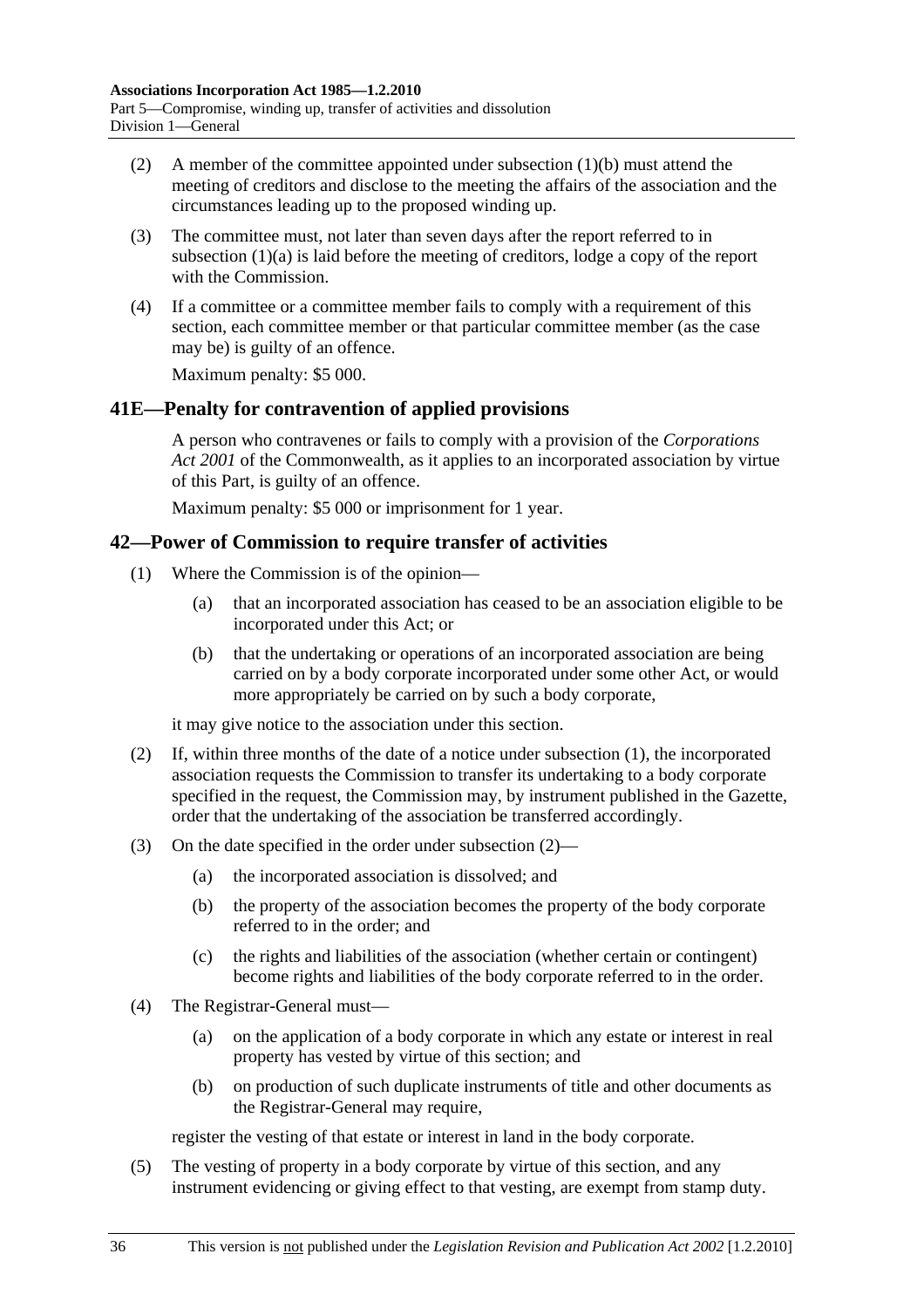(2) A member of the committee appointed under subsection (1)(b) must attend the meeting of creditors and disclose to the meeting the affairs of the association and the circumstances leading up to the proposed winding up.

(3) The committee must, not later than seven days after the report referred to in subsection (1)(a) is laid before the meeting of creditors, lodge a copy of the report with the Commission.

(4) If a committee or a committee member fails to comply with a requirement of this section, each committee member or that particular committee member (as the case may be) is guilty of an offence.

Maximum penalty: $5 000.

## 41E—Penalty for contravention of applied provisions

A person who contravenes or fails to comply with a provision of the *Corporations Act 2001* of the Commonwealth, as it applies to an incorporated association by virtue of this Part, is guilty of an offence.

Maximum penalty: $5 000 or imprisonment for 1 year.

## 42—Power of Commission to require transfer of activities

(1) Where the Commission is of the opinion—

(a) that an incorporated association has ceased to be an association eligible to be incorporated under this Act; or

(b) that the undertaking or operations of an incorporated association are being carried on by a body corporate incorporated under some other Act, or would more appropriately be carried on by such a body corporate,

it may give notice to the association under this section.

(2) If, within three months of the date of a notice under subsection (1), the incorporated association requests the Commission to transfer its undertaking to a body corporate specified in the request, the Commission may, by instrument published in the Gazette, order that the undertaking of the association be transferred accordingly.

(3) On the date specified in the order under subsection (2)—

(a) the incorporated association is dissolved; and

(b) the property of the association becomes the property of the body corporate referred to in the order; and

(c) the rights and liabilities of the association (whether certain or contingent) become rights and liabilities of the body corporate referred to in the order.

(4) The Registrar-General must—

(a) on the application of a body corporate in which any estate or interest in real property has vested by virtue of this section; and

(b) on production of such duplicate instruments of title and other documents as the Registrar-General may require,

register the vesting of that estate or interest in land in the body corporate.

(5) The vesting of property in a body corporate by virtue of this section, and any instrument evidencing or giving effect to that vesting, are exempt from stamp duty.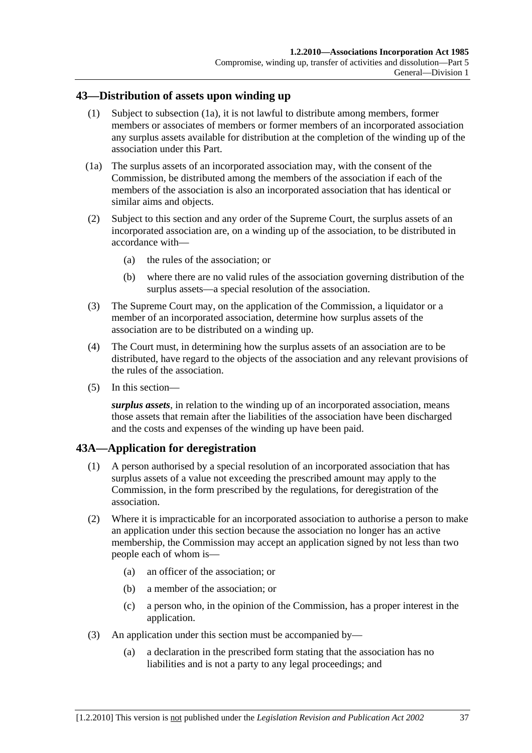## 43—Distribution of assets upon winding up

(1) Subject to subsection (1a), it is not lawful to distribute among members, former members or associates of members or former members of an incorporated association any surplus assets available for distribution at the completion of the winding up of the association under this Part.

(1a) The surplus assets of an incorporated association may, with the consent of the Commission, be distributed among the members of the association if each of the members of the association is also an incorporated association that has identical or similar aims and objects.

(2) Subject to this section and any order of the Supreme Court, the surplus assets of an incorporated association are, on a winding up of the association, to be distributed in accordance with—

- (a) the rules of the association; or
- (b) where there are no valid rules of the association governing distribution of the surplus assets—a special resolution of the association.

(3) The Supreme Court may, on the application of the Commission, a liquidator or a member of an incorporated association, determine how surplus assets of the association are to be distributed on a winding up.

(4) The Court must, in determining how the surplus assets of an association are to be distributed, have regard to the objects of the association and any relevant provisions of the rules of the association.

(5) In this section—

***surplus assets***, in relation to the winding up of an incorporated association, means those assets that remain after the liabilities of the association have been discharged and the costs and expenses of the winding up have been paid.

## 43A—Application for deregistration

(1) A person authorised by a special resolution of an incorporated association that has surplus assets of a value not exceeding the prescribed amount may apply to the Commission, in the form prescribed by the regulations, for deregistration of the association.

(2) Where it is impracticable for an incorporated association to authorise a person to make an application under this section because the association no longer has an active membership, the Commission may accept an application signed by not less than two people each of whom is—

- (a) an officer of the association; or
- (b) a member of the association; or
- (c) a person who, in the opinion of the Commission, has a proper interest in the application.

(3) An application under this section must be accompanied by—

- (a) a declaration in the prescribed form stating that the association has no liabilities and is not a party to any legal proceedings; and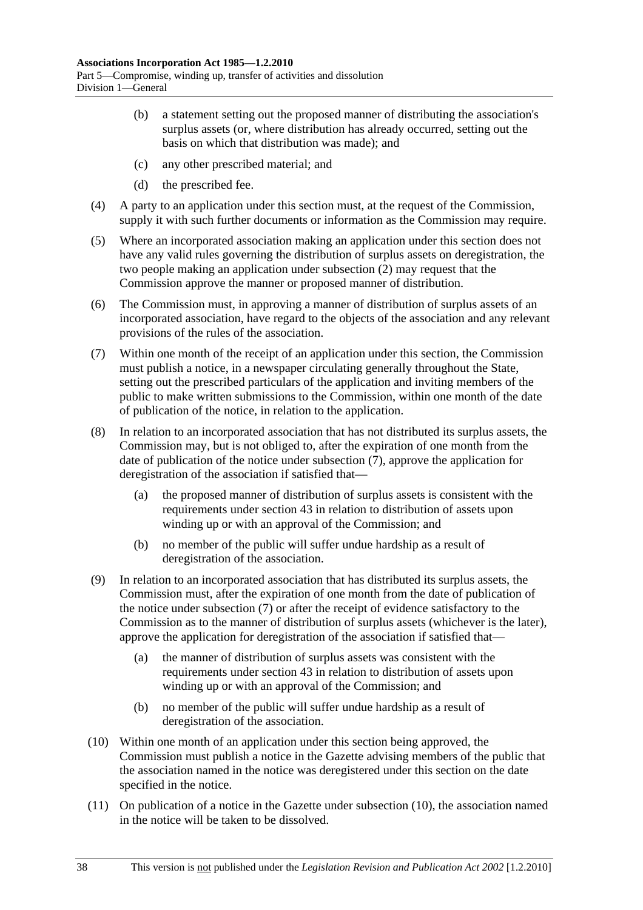(b) a statement setting out the proposed manner of distributing the association's surplus assets (or, where distribution has already occurred, setting out the basis on which that distribution was made); and

(c) any other prescribed material; and

(d) the prescribed fee.

(4) A party to an application under this section must, at the request of the Commission, supply it with such further documents or information as the Commission may require.

(5) Where an incorporated association making an application under this section does not have any valid rules governing the distribution of surplus assets on deregistration, the two people making an application under subsection (2) may request that the Commission approve the manner or proposed manner of distribution.

(6) The Commission must, in approving a manner of distribution of surplus assets of an incorporated association, have regard to the objects of the association and any relevant provisions of the rules of the association.

(7) Within one month of the receipt of an application under this section, the Commission must publish a notice, in a newspaper circulating generally throughout the State, setting out the prescribed particulars of the application and inviting members of the public to make written submissions to the Commission, within one month of the date of publication of the notice, in relation to the application.

(8) In relation to an incorporated association that has not distributed its surplus assets, the Commission may, but is not obliged to, after the expiration of one month from the date of publication of the notice under subsection (7), approve the application for deregistration of the association if satisfied that—

(a) the proposed manner of distribution of surplus assets is consistent with the requirements under section 43 in relation to distribution of assets upon winding up or with an approval of the Commission; and

(b) no member of the public will suffer undue hardship as a result of deregistration of the association.

(9) In relation to an incorporated association that has distributed its surplus assets, the Commission must, after the expiration of one month from the date of publication of the notice under subsection (7) or after the receipt of evidence satisfactory to the Commission as to the manner of distribution of surplus assets (whichever is the later), approve the application for deregistration of the association if satisfied that—

(a) the manner of distribution of surplus assets was consistent with the requirements under section 43 in relation to distribution of assets upon winding up or with an approval of the Commission; and

(b) no member of the public will suffer undue hardship as a result of deregistration of the association.

(10) Within one month of an application under this section being approved, the Commission must publish a notice in the Gazette advising members of the public that the association named in the notice was deregistered under this section on the date specified in the notice.

(11) On publication of a notice in the Gazette under subsection (10), the association named in the notice will be taken to be dissolved.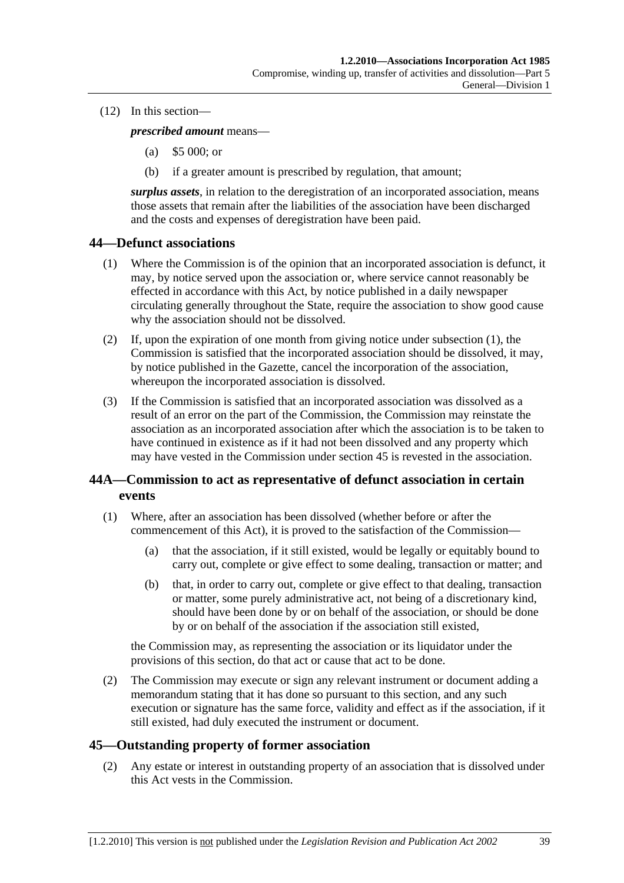(12) In this section—

***prescribed amount*** means—

(a) $5 000; or

(b) if a greater amount is prescribed by regulation, that amount;

***surplus assets***, in relation to the deregistration of an incorporated association, means those assets that remain after the liabilities of the association have been discharged and the costs and expenses of deregistration have been paid.

## 44—Defunct associations

(1) Where the Commission is of the opinion that an incorporated association is defunct, it may, by notice served upon the association or, where service cannot reasonably be effected in accordance with this Act, by notice published in a daily newspaper circulating generally throughout the State, require the association to show good cause why the association should not be dissolved.

(2) If, upon the expiration of one month from giving notice under subsection (1), the Commission is satisfied that the incorporated association should be dissolved, it may, by notice published in the Gazette, cancel the incorporation of the association, whereupon the incorporated association is dissolved.

(3) If the Commission is satisfied that an incorporated association was dissolved as a result of an error on the part of the Commission, the Commission may reinstate the association as an incorporated association after which the association is to be taken to have continued in existence as if it had not been dissolved and any property which may have vested in the Commission under section 45 is revested in the association.

## 44A—Commission to act as representative of defunct association in certain events

(1) Where, after an association has been dissolved (whether before or after the commencement of this Act), it is proved to the satisfaction of the Commission—

(a) that the association, if it still existed, would be legally or equitably bound to carry out, complete or give effect to some dealing, transaction or matter; and

(b) that, in order to carry out, complete or give effect to that dealing, transaction or matter, some purely administrative act, not being of a discretionary kind, should have been done by or on behalf of the association, or should be done by or on behalf of the association if the association still existed,

the Commission may, as representing the association or its liquidator under the provisions of this section, do that act or cause that act to be done.

(2) The Commission may execute or sign any relevant instrument or document adding a memorandum stating that it has done so pursuant to this section, and any such execution or signature has the same force, validity and effect as if the association, if it still existed, had duly executed the instrument or document.

## 45—Outstanding property of former association

(2) Any estate or interest in outstanding property of an association that is dissolved under this Act vests in the Commission.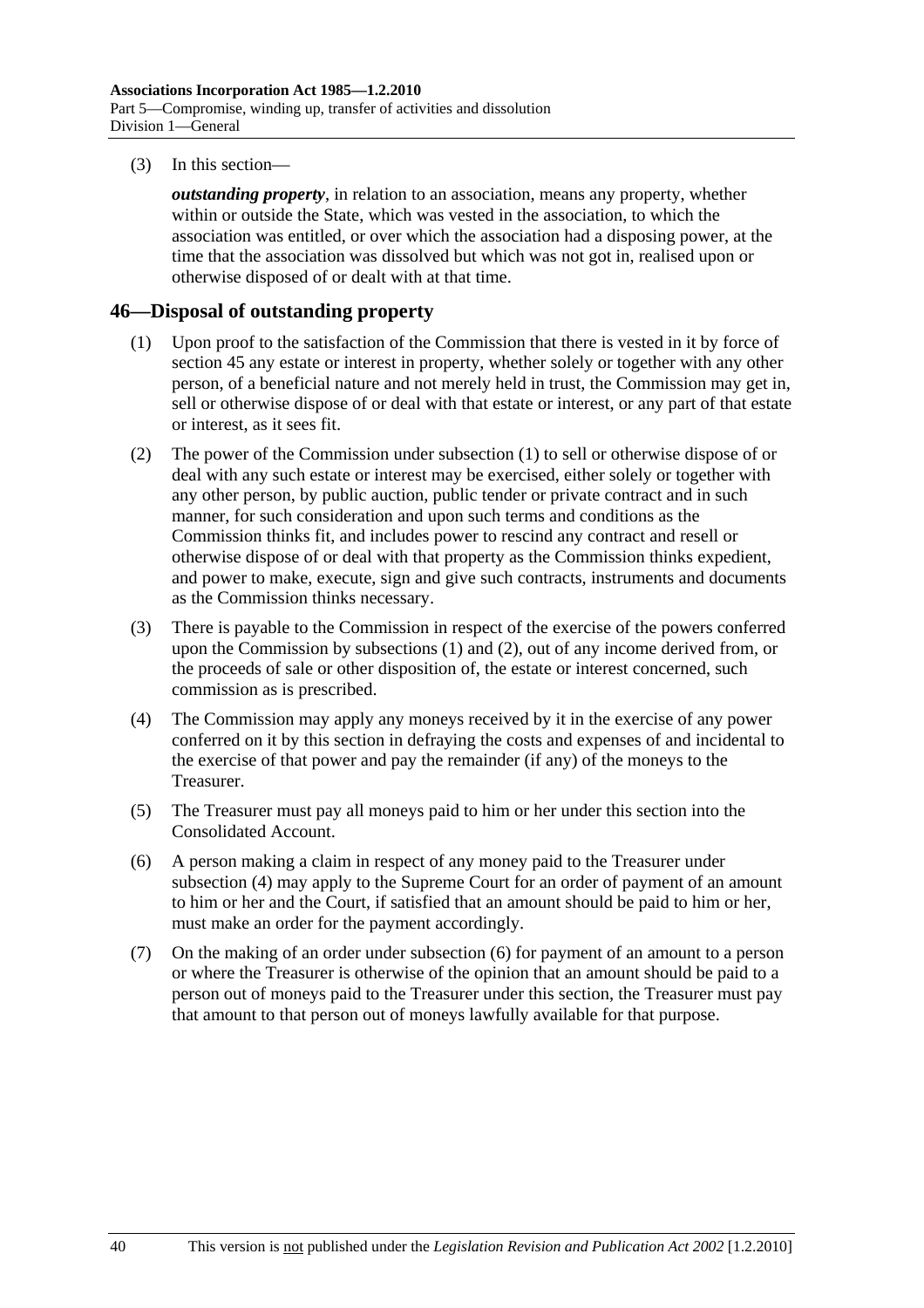(3) In this section—

***outstanding property***, in relation to an association, means any property, whether within or outside the State, which was vested in the association, to which the association was entitled, or over which the association had a disposing power, at the time that the association was dissolved but which was not got in, realised upon or otherwise disposed of or dealt with at that time.

## 46—Disposal of outstanding property

(1) Upon proof to the satisfaction of the Commission that there is vested in it by force of section 45 any estate or interest in property, whether solely or together with any other person, of a beneficial nature and not merely held in trust, the Commission may get in, sell or otherwise dispose of or deal with that estate or interest, or any part of that estate or interest, as it sees fit.

(2) The power of the Commission under subsection (1) to sell or otherwise dispose of or deal with any such estate or interest may be exercised, either solely or together with any other person, by public auction, public tender or private contract and in such manner, for such consideration and upon such terms and conditions as the Commission thinks fit, and includes power to rescind any contract and resell or otherwise dispose of or deal with that property as the Commission thinks expedient, and power to make, execute, sign and give such contracts, instruments and documents as the Commission thinks necessary.

(3) There is payable to the Commission in respect of the exercise of the powers conferred upon the Commission by subsections (1) and (2), out of any income derived from, or the proceeds of sale or other disposition of, the estate or interest concerned, such commission as is prescribed.

(4) The Commission may apply any moneys received by it in the exercise of any power conferred on it by this section in defraying the costs and expenses of and incidental to the exercise of that power and pay the remainder (if any) of the moneys to the Treasurer.

(5) The Treasurer must pay all moneys paid to him or her under this section into the Consolidated Account.

(6) A person making a claim in respect of any money paid to the Treasurer under subsection (4) may apply to the Supreme Court for an order of payment of an amount to him or her and the Court, if satisfied that an amount should be paid to him or her, must make an order for the payment accordingly.

(7) On the making of an order under subsection (6) for payment of an amount to a person or where the Treasurer is otherwise of the opinion that an amount should be paid to a person out of moneys paid to the Treasurer under this section, the Treasurer must pay that amount to that person out of moneys lawfully available for that purpose.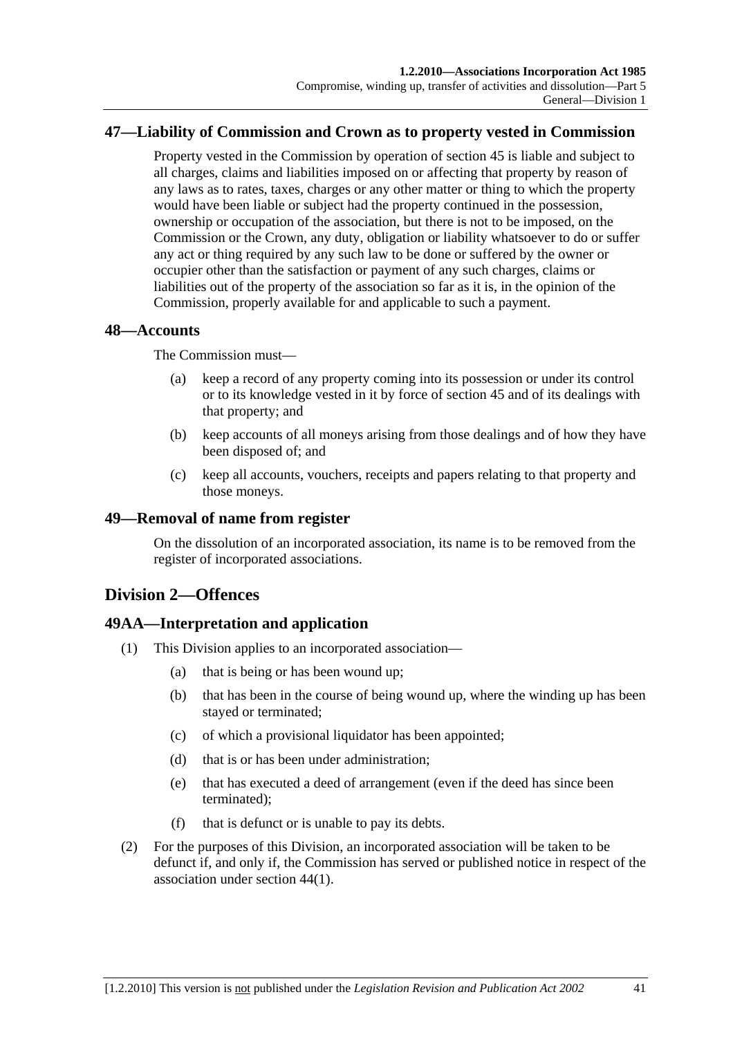## 47—Liability of Commission and Crown as to property vested in Commission

Property vested in the Commission by operation of section 45 is liable and subject to all charges, claims and liabilities imposed on or affecting that property by reason of any laws as to rates, taxes, charges or any other matter or thing to which the property would have been liable or subject had the property continued in the possession, ownership or occupation of the association, but there is not to be imposed, on the Commission or the Crown, any duty, obligation or liability whatsoever to do or suffer any act or thing required by any such law to be done or suffered by the owner or occupier other than the satisfaction or payment of any such charges, claims or liabilities out of the property of the association so far as it is, in the opinion of the Commission, properly available for and applicable to such a payment.

## 48—Accounts

The Commission must—

(a) keep a record of any property coming into its possession or under its control or to its knowledge vested in it by force of section 45 and of its dealings with that property; and

(b) keep accounts of all moneys arising from those dealings and of how they have been disposed of; and

(c) keep all accounts, vouchers, receipts and papers relating to that property and those moneys.

## 49—Removal of name from register

On the dissolution of an incorporated association, its name is to be removed from the register of incorporated associations.

# Division 2—Offences

## 49AA—Interpretation and application

(1) This Division applies to an incorporated association—

(a) that is being or has been wound up;

(b) that has been in the course of being wound up, where the winding up has been stayed or terminated;

(c) of which a provisional liquidator has been appointed;

(d) that is or has been under administration;

(e) that has executed a deed of arrangement (even if the deed has since been terminated);

(f) that is defunct or is unable to pay its debts.

(2) For the purposes of this Division, an incorporated association will be taken to be defunct if, and only if, the Commission has served or published notice in respect of the association under section 44(1).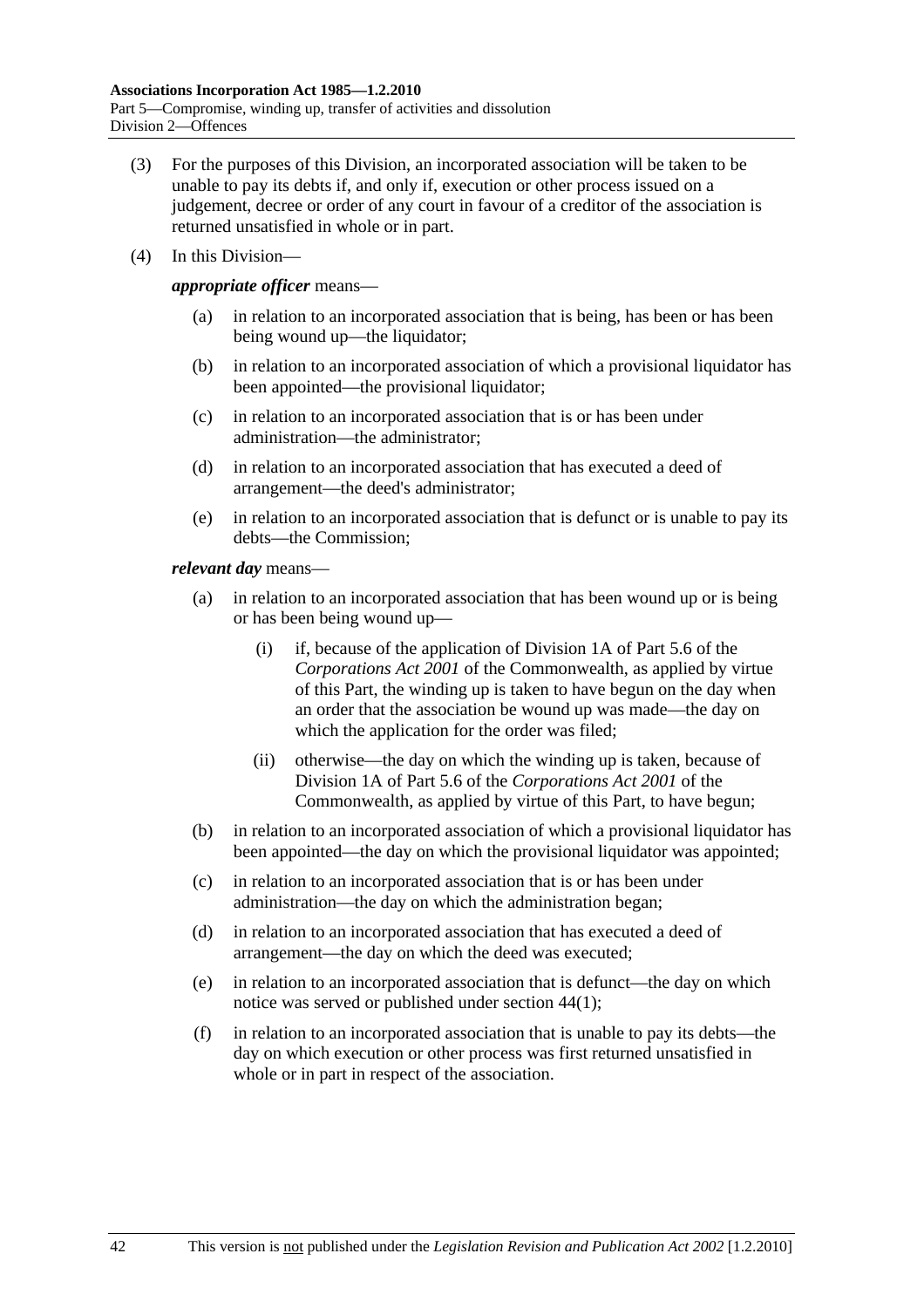(3) For the purposes of this Division, an incorporated association will be taken to be unable to pay its debts if, and only if, execution or other process issued on a judgement, decree or order of any court in favour of a creditor of the association is returned unsatisfied in whole or in part.

(4) In this Division—

***appropriate officer*** means—

(a) in relation to an incorporated association that is being, has been or has been being wound up—the liquidator;

(b) in relation to an incorporated association of which a provisional liquidator has been appointed—the provisional liquidator;

(c) in relation to an incorporated association that is or has been under administration—the administrator;

(d) in relation to an incorporated association that has executed a deed of arrangement—the deed's administrator;

(e) in relation to an incorporated association that is defunct or is unable to pay its debts—the Commission;

***relevant day*** means—

(a) in relation to an incorporated association that has been wound up or is being or has been being wound up—

(i) if, because of the application of Division 1A of Part 5.6 of the *Corporations Act 2001* of the Commonwealth, as applied by virtue of this Part, the winding up is taken to have begun on the day when an order that the association be wound up was made—the day on which the application for the order was filed;

(ii) otherwise—the day on which the winding up is taken, because of Division 1A of Part 5.6 of the *Corporations Act 2001* of the Commonwealth, as applied by virtue of this Part, to have begun;

(b) in relation to an incorporated association of which a provisional liquidator has been appointed—the day on which the provisional liquidator was appointed;

(c) in relation to an incorporated association that is or has been under administration—the day on which the administration began;

(d) in relation to an incorporated association that has executed a deed of arrangement—the day on which the deed was executed;

(e) in relation to an incorporated association that is defunct—the day on which notice was served or published under section 44(1);

(f) in relation to an incorporated association that is unable to pay its debts—the day on which execution or other process was first returned unsatisfied in whole or in part in respect of the association.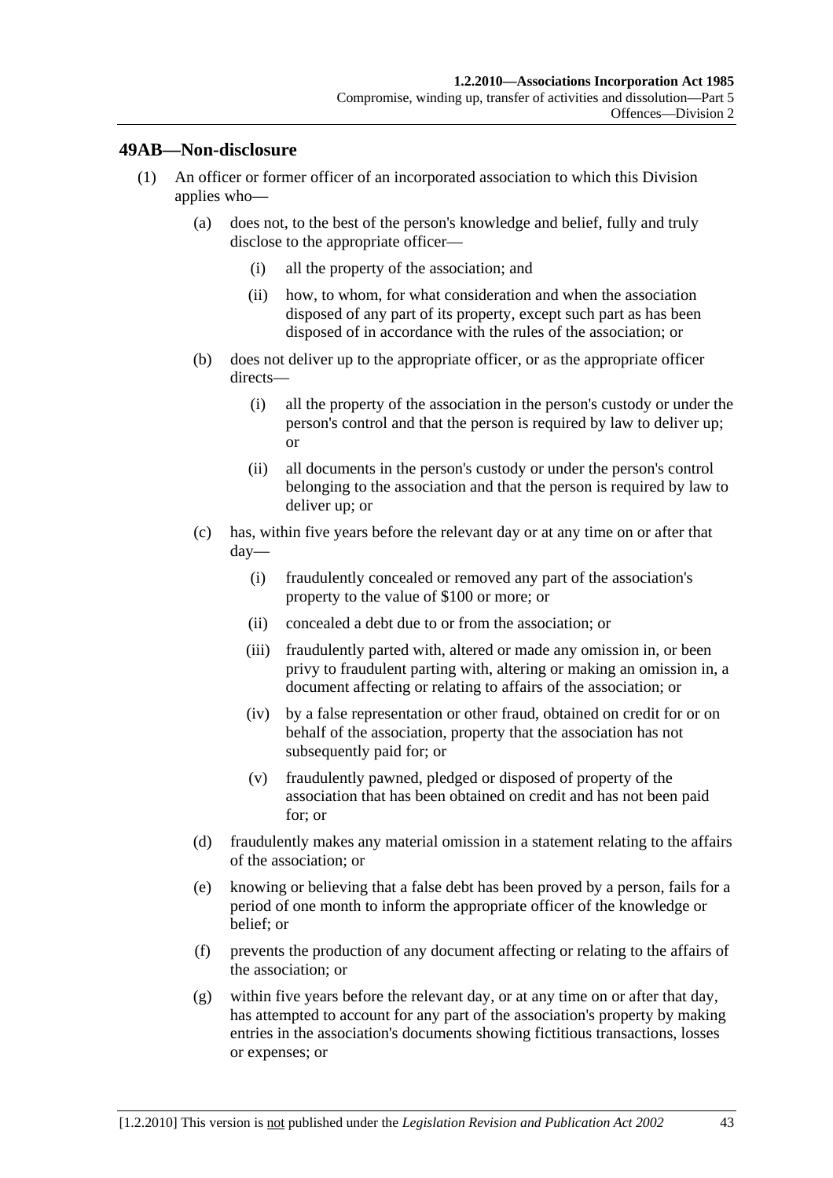## 49AB—Non-disclosure

(1) An officer or former officer of an incorporated association to which this Division applies who—

  (a) does not, to the best of the person's knowledge and belief, fully and truly disclose to the appropriate officer—

    (i) all the property of the association; and

    (ii) how, to whom, for what consideration and when the association disposed of any part of its property, except such part as has been disposed of in accordance with the rules of the association; or

  (b) does not deliver up to the appropriate officer, or as the appropriate officer directs—

    (i) all the property of the association in the person's custody or under the person's control and that the person is required by law to deliver up; or

    (ii) all documents in the person's custody or under the person's control belonging to the association and that the person is required by law to deliver up; or

  (c) has, within five years before the relevant day or at any time on or after that day—

    (i) fraudulently concealed or removed any part of the association's property to the value of $100 or more; or

    (ii) concealed a debt due to or from the association; or

    (iii) fraudulently parted with, altered or made any omission in, or been privy to fraudulent parting with, altering or making an omission in, a document affecting or relating to affairs of the association; or

    (iv) by a false representation or other fraud, obtained on credit for or on behalf of the association, property that the association has not subsequently paid for; or

    (v) fraudulently pawned, pledged or disposed of property of the association that has been obtained on credit and has not been paid for; or

  (d) fraudulently makes any material omission in a statement relating to the affairs of the association; or

  (e) knowing or believing that a false debt has been proved by a person, fails for a period of one month to inform the appropriate officer of the knowledge or belief; or

  (f) prevents the production of any document affecting or relating to the affairs of the association; or

  (g) within five years before the relevant day, or at any time on or after that day, has attempted to account for any part of the association's property by making entries in the association's documents showing fictitious transactions, losses or expenses; or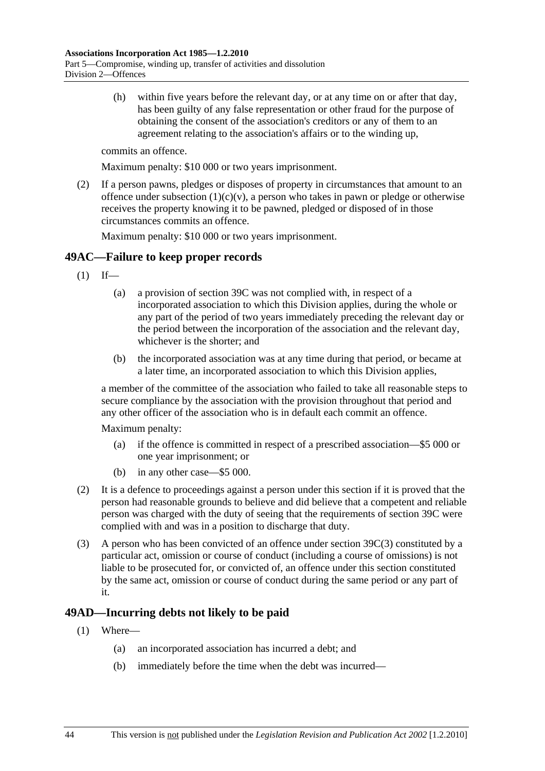(h) within five years before the relevant day, or at any time on or after that day, has been guilty of any false representation or other fraud for the purpose of obtaining the consent of the association's creditors or any of them to an agreement relating to the association's affairs or to the winding up,

commits an offence.

Maximum penalty: $10 000 or two years imprisonment.

(2) If a person pawns, pledges or disposes of property in circumstances that amount to an offence under subsection (1)(c)(v), a person who takes in pawn or pledge or otherwise receives the property knowing it to be pawned, pledged or disposed of in those circumstances commits an offence.

Maximum penalty: $10 000 or two years imprisonment.

## 49AC—Failure to keep proper records

(1) If—

(a) a provision of section 39C was not complied with, in respect of a incorporated association to which this Division applies, during the whole or any part of the period of two years immediately preceding the relevant day or the period between the incorporation of the association and the relevant day, whichever is the shorter; and

(b) the incorporated association was at any time during that period, or became at a later time, an incorporated association to which this Division applies,

a member of the committee of the association who failed to take all reasonable steps to secure compliance by the association with the provision throughout that period and any other officer of the association who is in default each commit an offence.

Maximum penalty:

(a) if the offence is committed in respect of a prescribed association—$5 000 or one year imprisonment; or

(b) in any other case—$5 000.

(2) It is a defence to proceedings against a person under this section if it is proved that the person had reasonable grounds to believe and did believe that a competent and reliable person was charged with the duty of seeing that the requirements of section 39C were complied with and was in a position to discharge that duty.

(3) A person who has been convicted of an offence under section 39C(3) constituted by a particular act, omission or course of conduct (including a course of omissions) is not liable to be prosecuted for, or convicted of, an offence under this section constituted by the same act, omission or course of conduct during the same period or any part of it.

## 49AD—Incurring debts not likely to be paid

(1) Where—

(a) an incorporated association has incurred a debt; and

(b) immediately before the time when the debt was incurred—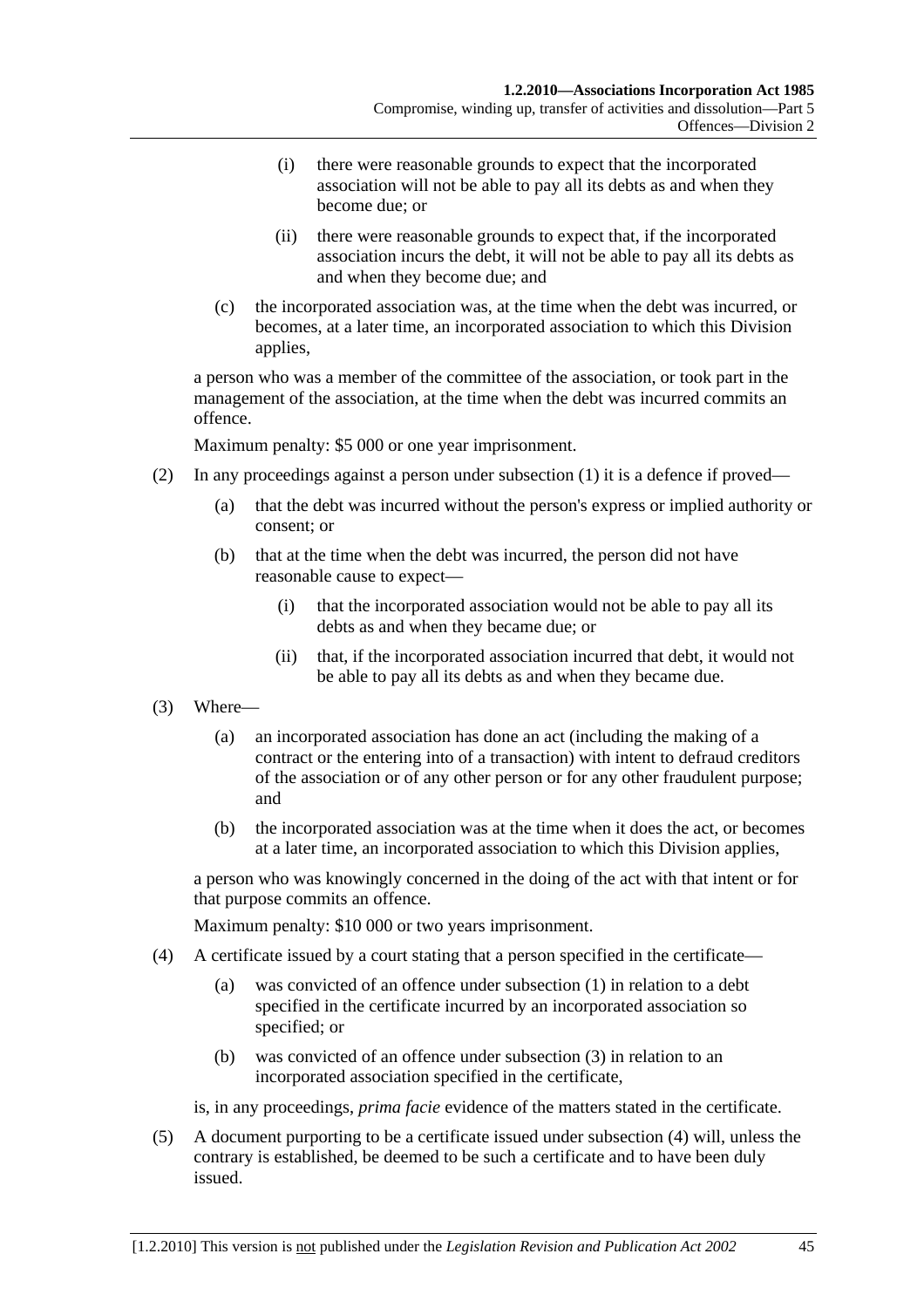(i) there were reasonable grounds to expect that the incorporated association will not be able to pay all its debts as and when they become due; or

(ii) there were reasonable grounds to expect that, if the incorporated association incurs the debt, it will not be able to pay all its debts as and when they become due; and

(c) the incorporated association was, at the time when the debt was incurred, or becomes, at a later time, an incorporated association to which this Division applies,

a person who was a member of the committee of the association, or took part in the management of the association, at the time when the debt was incurred commits an offence.

Maximum penalty: $5 000 or one year imprisonment.

(2) In any proceedings against a person under subsection (1) it is a defence if proved—

(a) that the debt was incurred without the person's express or implied authority or consent; or

(b) that at the time when the debt was incurred, the person did not have reasonable cause to expect—

(i) that the incorporated association would not be able to pay all its debts as and when they became due; or

(ii) that, if the incorporated association incurred that debt, it would not be able to pay all its debts as and when they became due.

(3) Where—

(a) an incorporated association has done an act (including the making of a contract or the entering into of a transaction) with intent to defraud creditors of the association or of any other person or for any other fraudulent purpose; and

(b) the incorporated association was at the time when it does the act, or becomes at a later time, an incorporated association to which this Division applies,

a person who was knowingly concerned in the doing of the act with that intent or for that purpose commits an offence.

Maximum penalty: $10 000 or two years imprisonment.

(4) A certificate issued by a court stating that a person specified in the certificate—

(a) was convicted of an offence under subsection (1) in relation to a debt specified in the certificate incurred by an incorporated association so specified; or

(b) was convicted of an offence under subsection (3) in relation to an incorporated association specified in the certificate,

is, in any proceedings, *prima facie* evidence of the matters stated in the certificate.

(5) A document purporting to be a certificate issued under subsection (4) will, unless the contrary is established, be deemed to be such a certificate and to have been duly issued.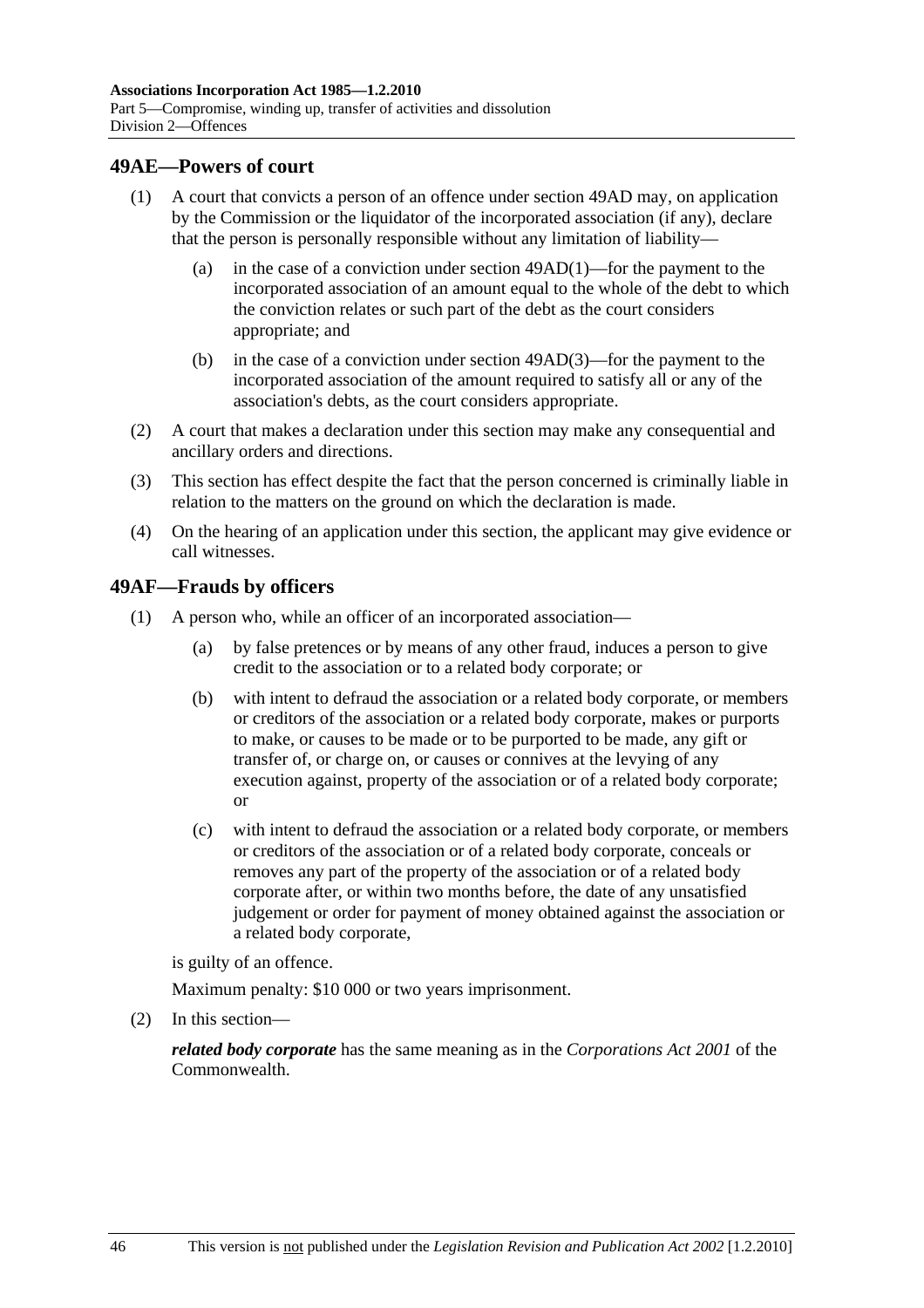## 49AE—Powers of court

(1) A court that convicts a person of an offence under section 49AD may, on application by the Commission or the liquidator of the incorporated association (if any), declare that the person is personally responsible without any limitation of liability—

- (a) in the case of a conviction under section 49AD(1)—for the payment to the incorporated association of an amount equal to the whole of the debt to which the conviction relates or such part of the debt as the court considers appropriate; and
- (b) in the case of a conviction under section 49AD(3)—for the payment to the incorporated association of the amount required to satisfy all or any of the association's debts, as the court considers appropriate.

(2) A court that makes a declaration under this section may make any consequential and ancillary orders and directions.

(3) This section has effect despite the fact that the person concerned is criminally liable in relation to the matters on the ground on which the declaration is made.

(4) On the hearing of an application under this section, the applicant may give evidence or call witnesses.

## 49AF—Frauds by officers

(1) A person who, while an officer of an incorporated association—

- (a) by false pretences or by means of any other fraud, induces a person to give credit to the association or to a related body corporate; or
- (b) with intent to defraud the association or a related body corporate, or members or creditors of the association or a related body corporate, makes or purports to make, or causes to be made or to be purported to be made, any gift or transfer of, or charge on, or causes or connives at the levying of any execution against, property of the association or of a related body corporate; or
- (c) with intent to defraud the association or a related body corporate, or members or creditors of the association or of a related body corporate, conceals or removes any part of the property of the association or of a related body corporate after, or within two months before, the date of any unsatisfied judgement or order for payment of money obtained against the association or a related body corporate,

is guilty of an offence.

Maximum penalty: $10 000 or two years imprisonment.

(2) In this section—

***related body corporate*** has the same meaning as in the *Corporations Act 2001* of the Commonwealth.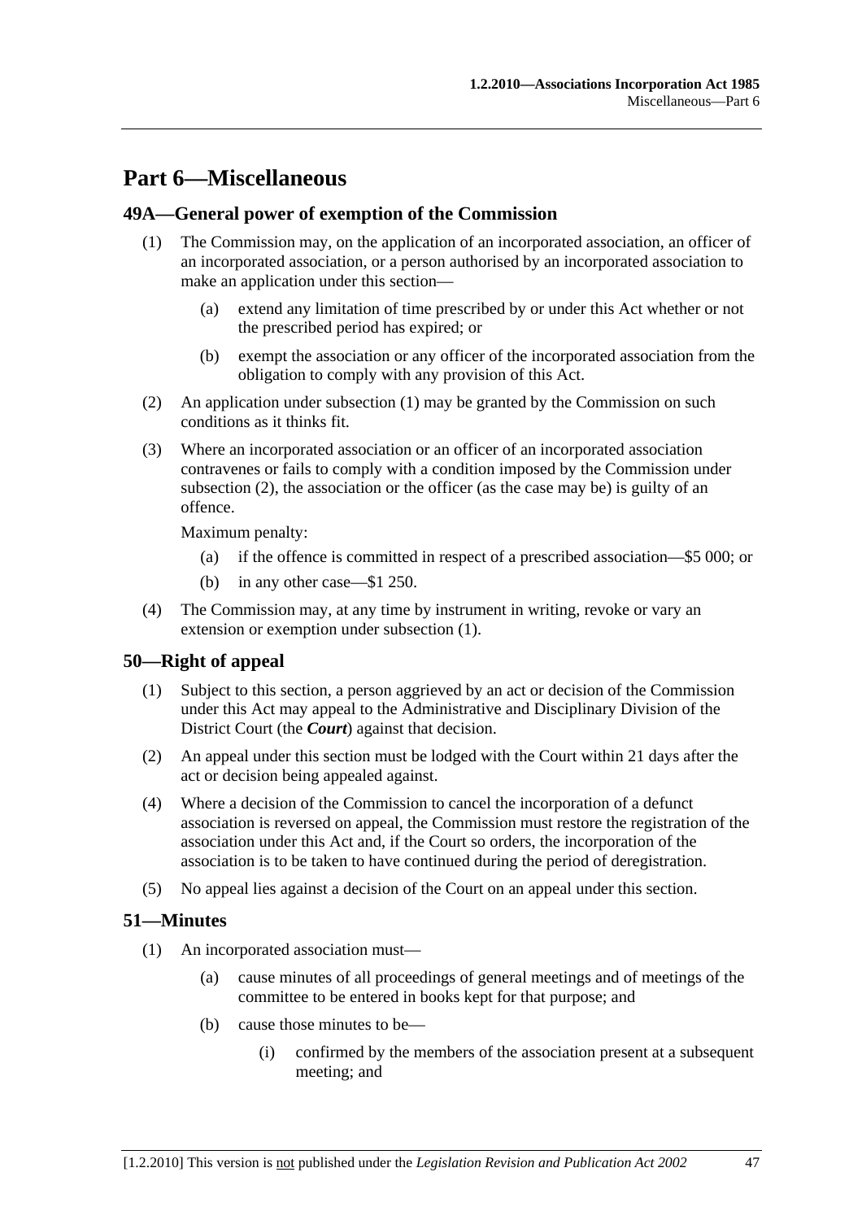# Part 6—Miscellaneous

## 49A—General power of exemption of the Commission

(1) The Commission may, on the application of an incorporated association, an officer of an incorporated association, or a person authorised by an incorporated association to make an application under this section—

- (a) extend any limitation of time prescribed by or under this Act whether or not the prescribed period has expired; or
- (b) exempt the association or any officer of the incorporated association from the obligation to comply with any provision of this Act.

(2) An application under subsection (1) may be granted by the Commission on such conditions as it thinks fit.

(3) Where an incorporated association or an officer of an incorporated association contravenes or fails to comply with a condition imposed by the Commission under subsection (2), the association or the officer (as the case may be) is guilty of an offence.

Maximum penalty:

- (a) if the offence is committed in respect of a prescribed association—$5 000; or
- (b) in any other case—$1 250.

(4) The Commission may, at any time by instrument in writing, revoke or vary an extension or exemption under subsection (1).

## 50—Right of appeal

(1) Subject to this section, a person aggrieved by an act or decision of the Commission under this Act may appeal to the Administrative and Disciplinary Division of the District Court (the ***Court***) against that decision.

(2) An appeal under this section must be lodged with the Court within 21 days after the act or decision being appealed against.

(4) Where a decision of the Commission to cancel the incorporation of a defunct association is reversed on appeal, the Commission must restore the registration of the association under this Act and, if the Court so orders, the incorporation of the association is to be taken to have continued during the period of deregistration.

(5) No appeal lies against a decision of the Court on an appeal under this section.

## 51—Minutes

(1) An incorporated association must—

- (a) cause minutes of all proceedings of general meetings and of meetings of the committee to be entered in books kept for that purpose; and
- (b) cause those minutes to be—
  - (i) confirmed by the members of the association present at a subsequent meeting; and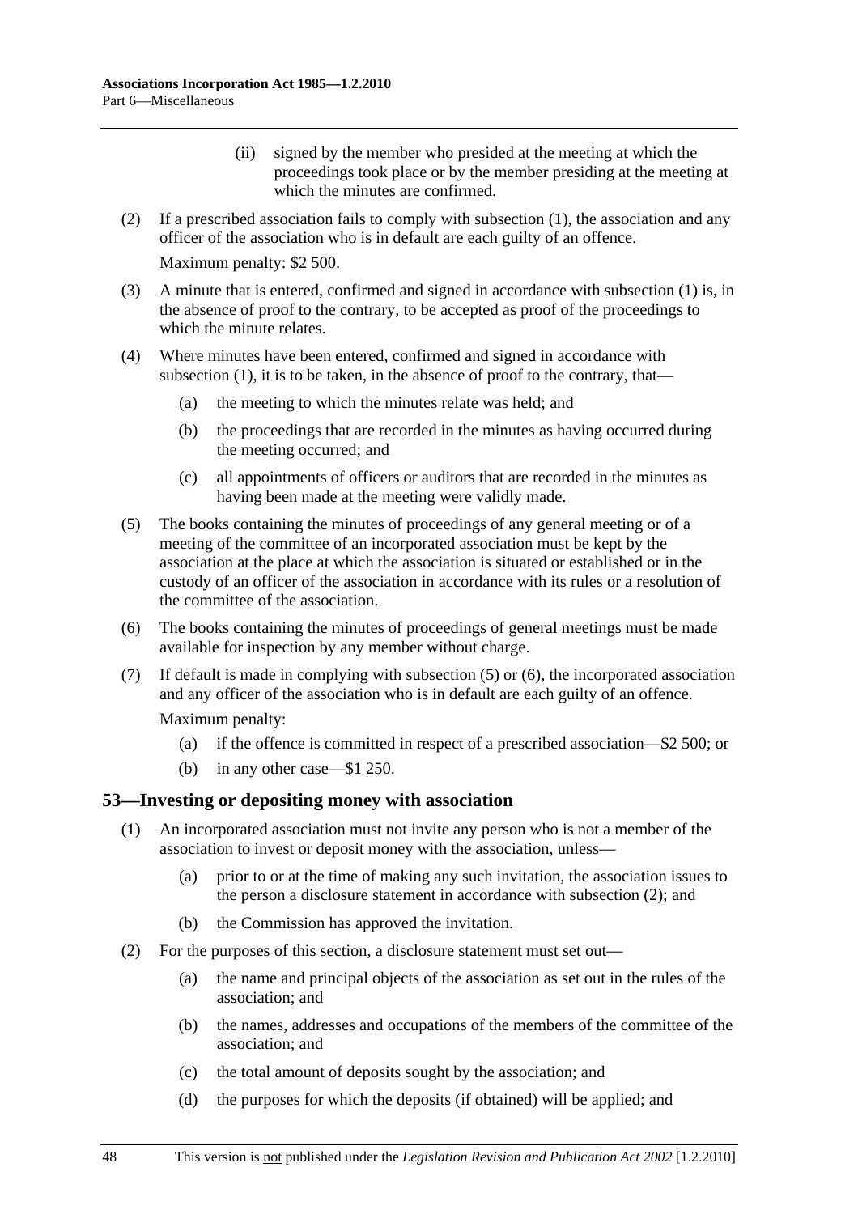(ii) signed by the member who presided at the meeting at which the proceedings took place or by the member presiding at the meeting at which the minutes are confirmed.

(2) If a prescribed association fails to comply with subsection (1), the association and any officer of the association who is in default are each guilty of an offence.

Maximum penalty: $2 500.

(3) A minute that is entered, confirmed and signed in accordance with subsection (1) is, in the absence of proof to the contrary, to be accepted as proof of the proceedings to which the minute relates.

(4) Where minutes have been entered, confirmed and signed in accordance with subsection (1), it is to be taken, in the absence of proof to the contrary, that—

(a) the meeting to which the minutes relate was held; and

(b) the proceedings that are recorded in the minutes as having occurred during the meeting occurred; and

(c) all appointments of officers or auditors that are recorded in the minutes as having been made at the meeting were validly made.

(5) The books containing the minutes of proceedings of any general meeting or of a meeting of the committee of an incorporated association must be kept by the association at the place at which the association is situated or established or in the custody of an officer of the association in accordance with its rules or a resolution of the committee of the association.

(6) The books containing the minutes of proceedings of general meetings must be made available for inspection by any member without charge.

(7) If default is made in complying with subsection (5) or (6), the incorporated association and any officer of the association who is in default are each guilty of an offence.

Maximum penalty:

(a) if the offence is committed in respect of a prescribed association—$2 500; or

(b) in any other case—$1 250.

## 53—Investing or depositing money with association

(1) An incorporated association must not invite any person who is not a member of the association to invest or deposit money with the association, unless—

(a) prior to or at the time of making any such invitation, the association issues to the person a disclosure statement in accordance with subsection (2); and

(b) the Commission has approved the invitation.

(2) For the purposes of this section, a disclosure statement must set out—

(a) the name and principal objects of the association as set out in the rules of the association; and

(b) the names, addresses and occupations of the members of the committee of the association; and

(c) the total amount of deposits sought by the association; and

(d) the purposes for which the deposits (if obtained) will be applied; and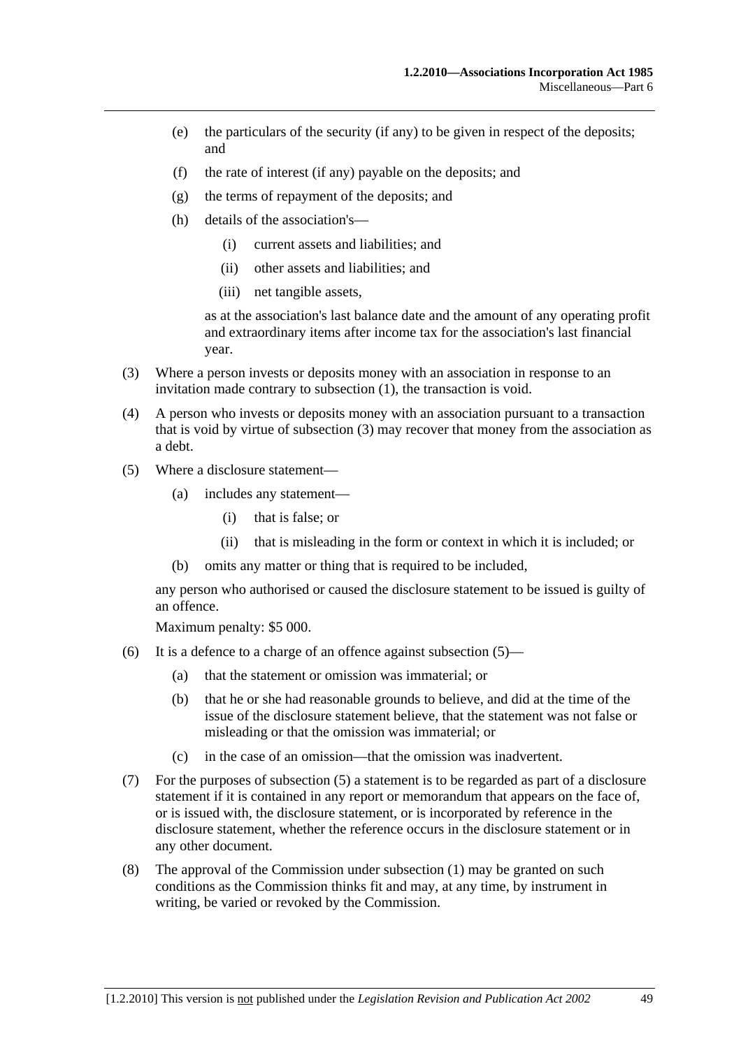(e) the particulars of the security (if any) to be given in respect of the deposits; and

(f) the rate of interest (if any) payable on the deposits; and

(g) the terms of repayment of the deposits; and

(h) details of the association's—

(i) current assets and liabilities; and

(ii) other assets and liabilities; and

(iii) net tangible assets,

as at the association's last balance date and the amount of any operating profit and extraordinary items after income tax for the association's last financial year.

(3) Where a person invests or deposits money with an association in response to an invitation made contrary to subsection (1), the transaction is void.

(4) A person who invests or deposits money with an association pursuant to a transaction that is void by virtue of subsection (3) may recover that money from the association as a debt.

(5) Where a disclosure statement—

(a) includes any statement—

(i) that is false; or

(ii) that is misleading in the form or context in which it is included; or

(b) omits any matter or thing that is required to be included,

any person who authorised or caused the disclosure statement to be issued is guilty of an offence.

Maximum penalty: $5 000.

(6) It is a defence to a charge of an offence against subsection (5)—

(a) that the statement or omission was immaterial; or

(b) that he or she had reasonable grounds to believe, and did at the time of the issue of the disclosure statement believe, that the statement was not false or misleading or that the omission was immaterial; or

(c) in the case of an omission—that the omission was inadvertent.

(7) For the purposes of subsection (5) a statement is to be regarded as part of a disclosure statement if it is contained in any report or memorandum that appears on the face of, or is issued with, the disclosure statement, or is incorporated by reference in the disclosure statement, whether the reference occurs in the disclosure statement or in any other document.

(8) The approval of the Commission under subsection (1) may be granted on such conditions as the Commission thinks fit and may, at any time, by instrument in writing, be varied or revoked by the Commission.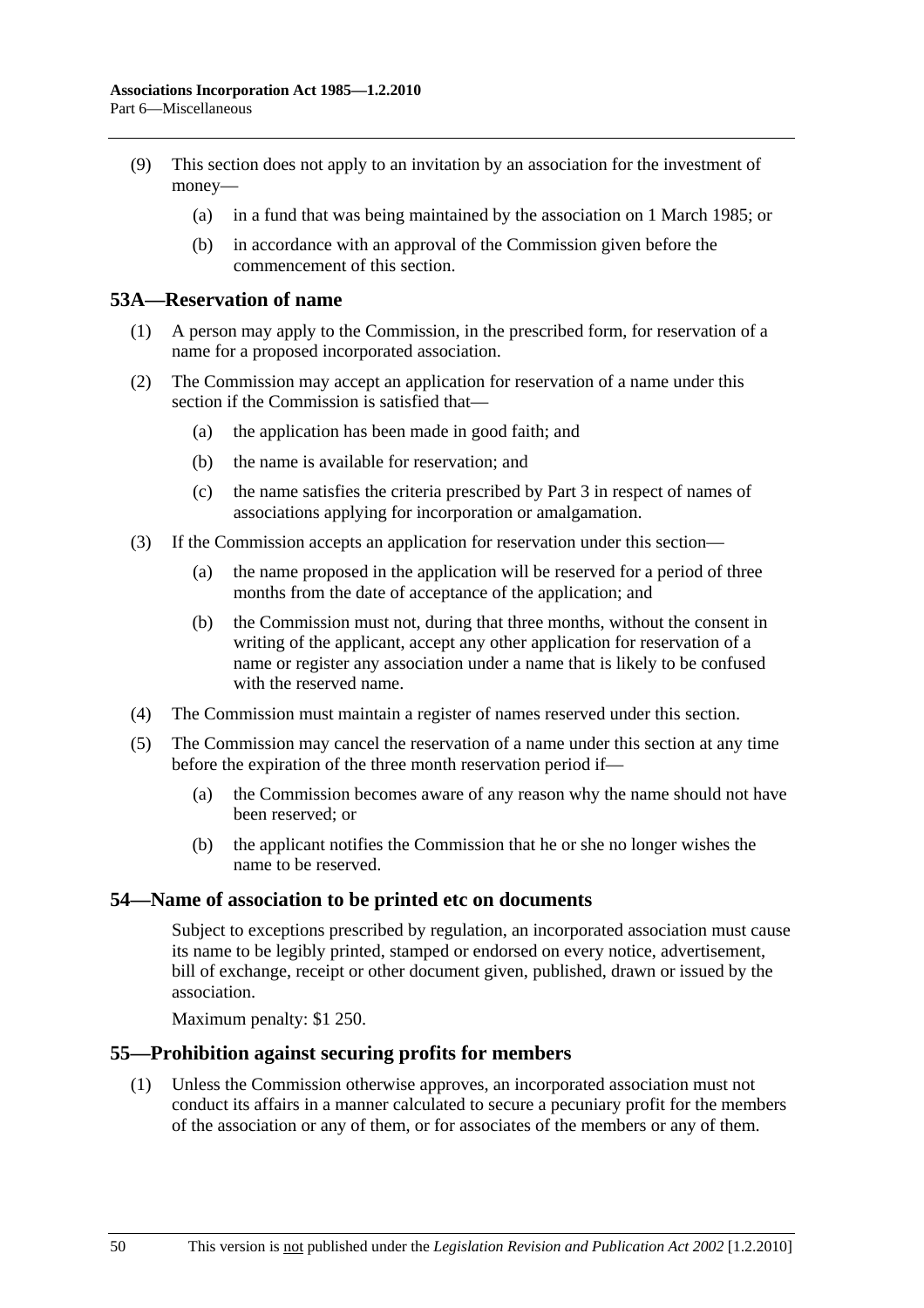(9) This section does not apply to an invitation by an association for the investment of money—

(a) in a fund that was being maintained by the association on 1 March 1985; or

(b) in accordance with an approval of the Commission given before the commencement of this section.

## 53A—Reservation of name

(1) A person may apply to the Commission, in the prescribed form, for reservation of a name for a proposed incorporated association.

(2) The Commission may accept an application for reservation of a name under this section if the Commission is satisfied that—

(a) the application has been made in good faith; and

(b) the name is available for reservation; and

(c) the name satisfies the criteria prescribed by Part 3 in respect of names of associations applying for incorporation or amalgamation.

(3) If the Commission accepts an application for reservation under this section—

(a) the name proposed in the application will be reserved for a period of three months from the date of acceptance of the application; and

(b) the Commission must not, during that three months, without the consent in writing of the applicant, accept any other application for reservation of a name or register any association under a name that is likely to be confused with the reserved name.

(4) The Commission must maintain a register of names reserved under this section.

(5) The Commission may cancel the reservation of a name under this section at any time before the expiration of the three month reservation period if—

(a) the Commission becomes aware of any reason why the name should not have been reserved; or

(b) the applicant notifies the Commission that he or she no longer wishes the name to be reserved.

## 54—Name of association to be printed etc on documents

Subject to exceptions prescribed by regulation, an incorporated association must cause its name to be legibly printed, stamped or endorsed on every notice, advertisement, bill of exchange, receipt or other document given, published, drawn or issued by the association.

Maximum penalty: $1 250.

## 55—Prohibition against securing profits for members

(1) Unless the Commission otherwise approves, an incorporated association must not conduct its affairs in a manner calculated to secure a pecuniary profit for the members of the association or any of them, or for associates of the members or any of them.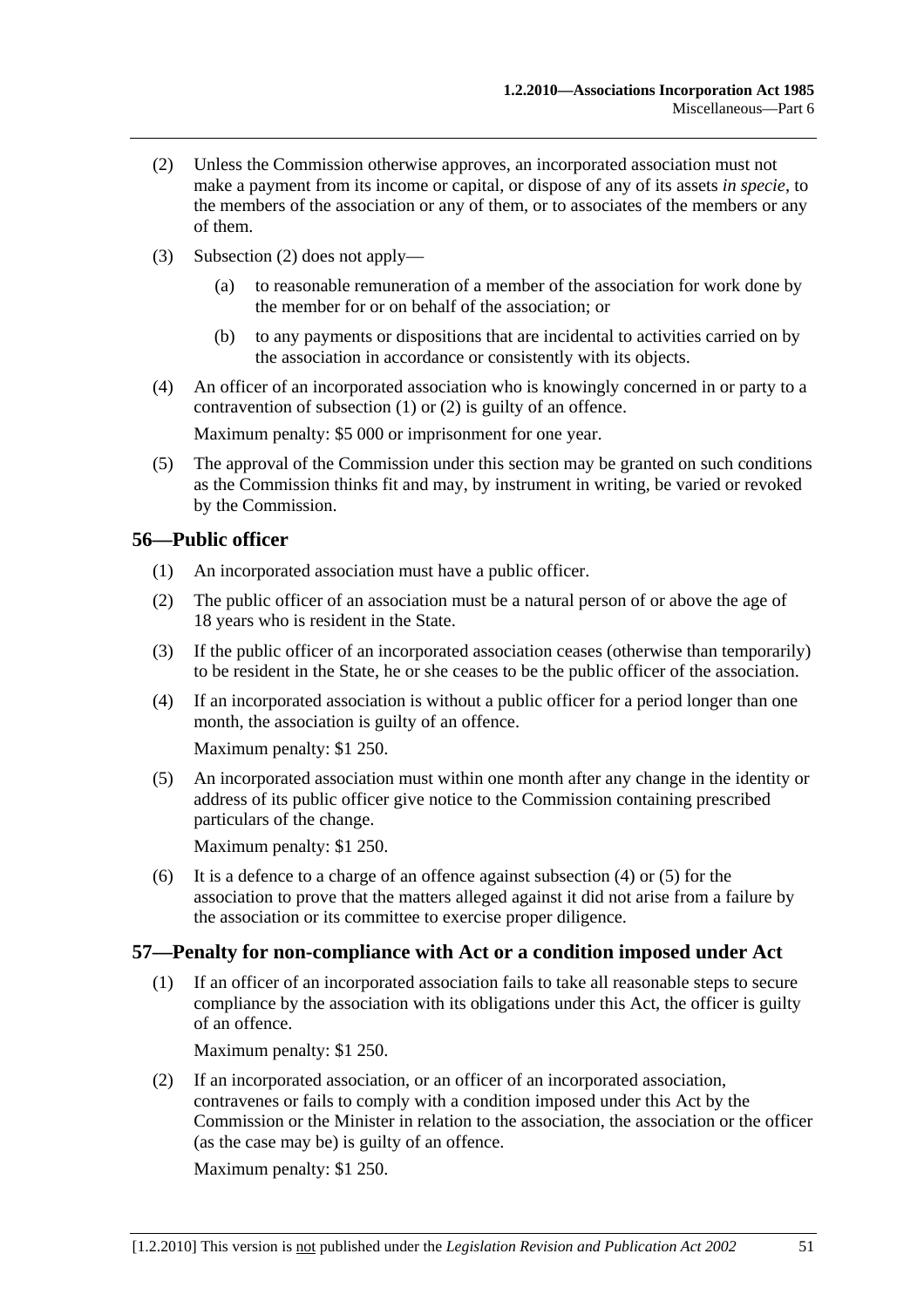(2) Unless the Commission otherwise approves, an incorporated association must not make a payment from its income or capital, or dispose of any of its assets *in specie*, to the members of the association or any of them, or to associates of the members or any of them.

(3) Subsection (2) does not apply—

(a) to reasonable remuneration of a member of the association for work done by the member for or on behalf of the association; or

(b) to any payments or dispositions that are incidental to activities carried on by the association in accordance or consistently with its objects.

(4) An officer of an incorporated association who is knowingly concerned in or party to a contravention of subsection (1) or (2) is guilty of an offence.

Maximum penalty: $5 000 or imprisonment for one year.

(5) The approval of the Commission under this section may be granted on such conditions as the Commission thinks fit and may, by instrument in writing, be varied or revoked by the Commission.

## 56—Public officer

(1) An incorporated association must have a public officer.

(2) The public officer of an association must be a natural person of or above the age of 18 years who is resident in the State.

(3) If the public officer of an incorporated association ceases (otherwise than temporarily) to be resident in the State, he or she ceases to be the public officer of the association.

(4) If an incorporated association is without a public officer for a period longer than one month, the association is guilty of an offence.

Maximum penalty: $1 250.

(5) An incorporated association must within one month after any change in the identity or address of its public officer give notice to the Commission containing prescribed particulars of the change.

Maximum penalty: $1 250.

(6) It is a defence to a charge of an offence against subsection (4) or (5) for the association to prove that the matters alleged against it did not arise from a failure by the association or its committee to exercise proper diligence.

## 57—Penalty for non-compliance with Act or a condition imposed under Act

(1) If an officer of an incorporated association fails to take all reasonable steps to secure compliance by the association with its obligations under this Act, the officer is guilty of an offence.

Maximum penalty: $1 250.

(2) If an incorporated association, or an officer of an incorporated association, contravenes or fails to comply with a condition imposed under this Act by the Commission or the Minister in relation to the association, the association or the officer (as the case may be) is guilty of an offence.

Maximum penalty: $1 250.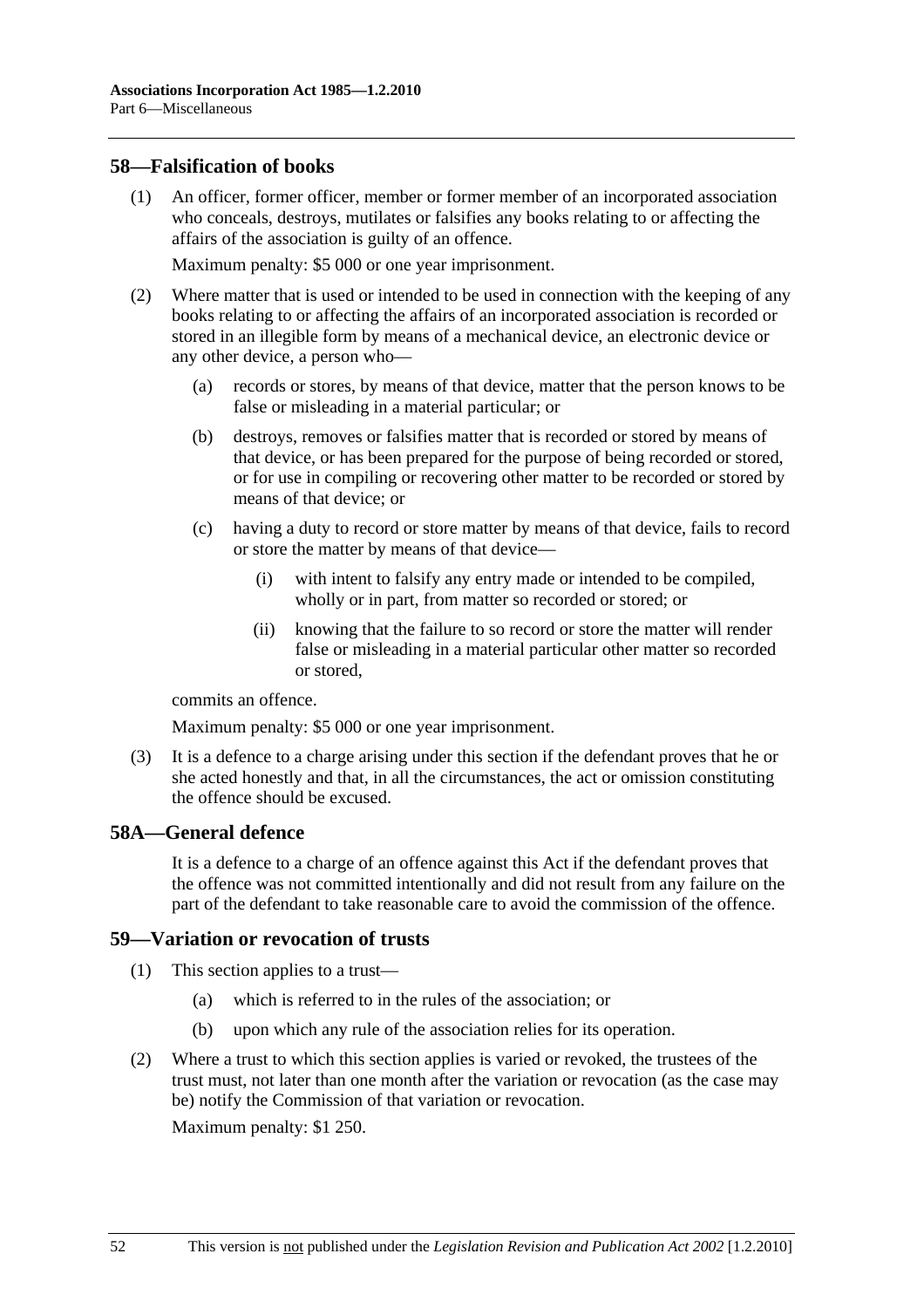## 58—Falsification of books

(1) An officer, former officer, member or former member of an incorporated association who conceals, destroys, mutilates or falsifies any books relating to or affecting the affairs of the association is guilty of an offence.

Maximum penalty: $5 000 or one year imprisonment.

(2) Where matter that is used or intended to be used in connection with the keeping of any books relating to or affecting the affairs of an incorporated association is recorded or stored in an illegible form by means of a mechanical device, an electronic device or any other device, a person who—

- (a) records or stores, by means of that device, matter that the person knows to be false or misleading in a material particular; or
- (b) destroys, removes or falsifies matter that is recorded or stored by means of that device, or has been prepared for the purpose of being recorded or stored, or for use in compiling or recovering other matter to be recorded or stored by means of that device; or
- (c) having a duty to record or store matter by means of that device, fails to record or store the matter by means of that device—
  - (i) with intent to falsify any entry made or intended to be compiled, wholly or in part, from matter so recorded or stored; or
  - (ii) knowing that the failure to so record or store the matter will render false or misleading in a material particular other matter so recorded or stored,

commits an offence.

Maximum penalty: $5 000 or one year imprisonment.

(3) It is a defence to a charge arising under this section if the defendant proves that he or she acted honestly and that, in all the circumstances, the act or omission constituting the offence should be excused.

## 58A—General defence

It is a defence to a charge of an offence against this Act if the defendant proves that the offence was not committed intentionally and did not result from any failure on the part of the defendant to take reasonable care to avoid the commission of the offence.

## 59—Variation or revocation of trusts

(1) This section applies to a trust—

- (a) which is referred to in the rules of the association; or
- (b) upon which any rule of the association relies for its operation.

(2) Where a trust to which this section applies is varied or revoked, the trustees of the trust must, not later than one month after the variation or revocation (as the case may be) notify the Commission of that variation or revocation.

Maximum penalty: $1 250.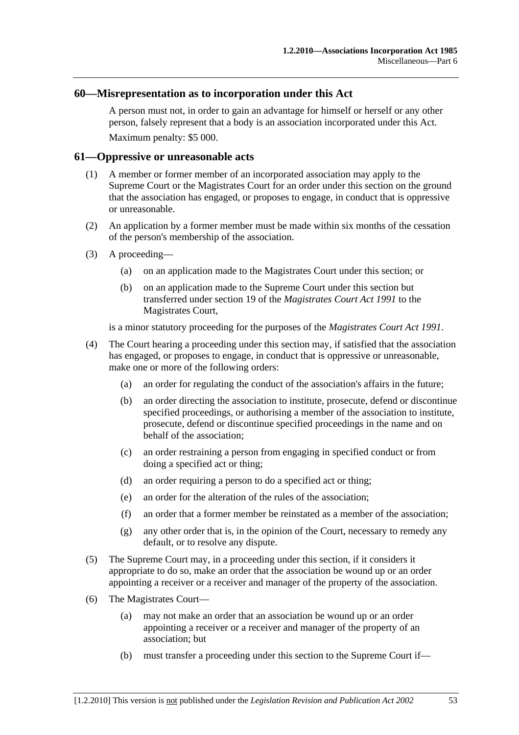## 60—Misrepresentation as to incorporation under this Act

A person must not, in order to gain an advantage for himself or herself or any other person, falsely represent that a body is an association incorporated under this Act.

Maximum penalty: $5 000.

## 61—Oppressive or unreasonable acts

(1) A member or former member of an incorporated association may apply to the Supreme Court or the Magistrates Court for an order under this section on the ground that the association has engaged, or proposes to engage, in conduct that is oppressive or unreasonable.

(2) An application by a former member must be made within six months of the cessation of the person's membership of the association.

(3) A proceeding—

- (a) on an application made to the Magistrates Court under this section; or
- (b) on an application made to the Supreme Court under this section but transferred under section 19 of the *Magistrates Court Act 1991* to the Magistrates Court,

is a minor statutory proceeding for the purposes of the *Magistrates Court Act 1991*.

(4) The Court hearing a proceeding under this section may, if satisfied that the association has engaged, or proposes to engage, in conduct that is oppressive or unreasonable, make one or more of the following orders:

- (a) an order for regulating the conduct of the association's affairs in the future;
- (b) an order directing the association to institute, prosecute, defend or discontinue specified proceedings, or authorising a member of the association to institute, prosecute, defend or discontinue specified proceedings in the name and on behalf of the association;
- (c) an order restraining a person from engaging in specified conduct or from doing a specified act or thing;
- (d) an order requiring a person to do a specified act or thing;
- (e) an order for the alteration of the rules of the association;
- (f) an order that a former member be reinstated as a member of the association;
- (g) any other order that is, in the opinion of the Court, necessary to remedy any default, or to resolve any dispute.

(5) The Supreme Court may, in a proceeding under this section, if it considers it appropriate to do so, make an order that the association be wound up or an order appointing a receiver or a receiver and manager of the property of the association.

(6) The Magistrates Court—

- (a) may not make an order that an association be wound up or an order appointing a receiver or a receiver and manager of the property of an association; but
- (b) must transfer a proceeding under this section to the Supreme Court if—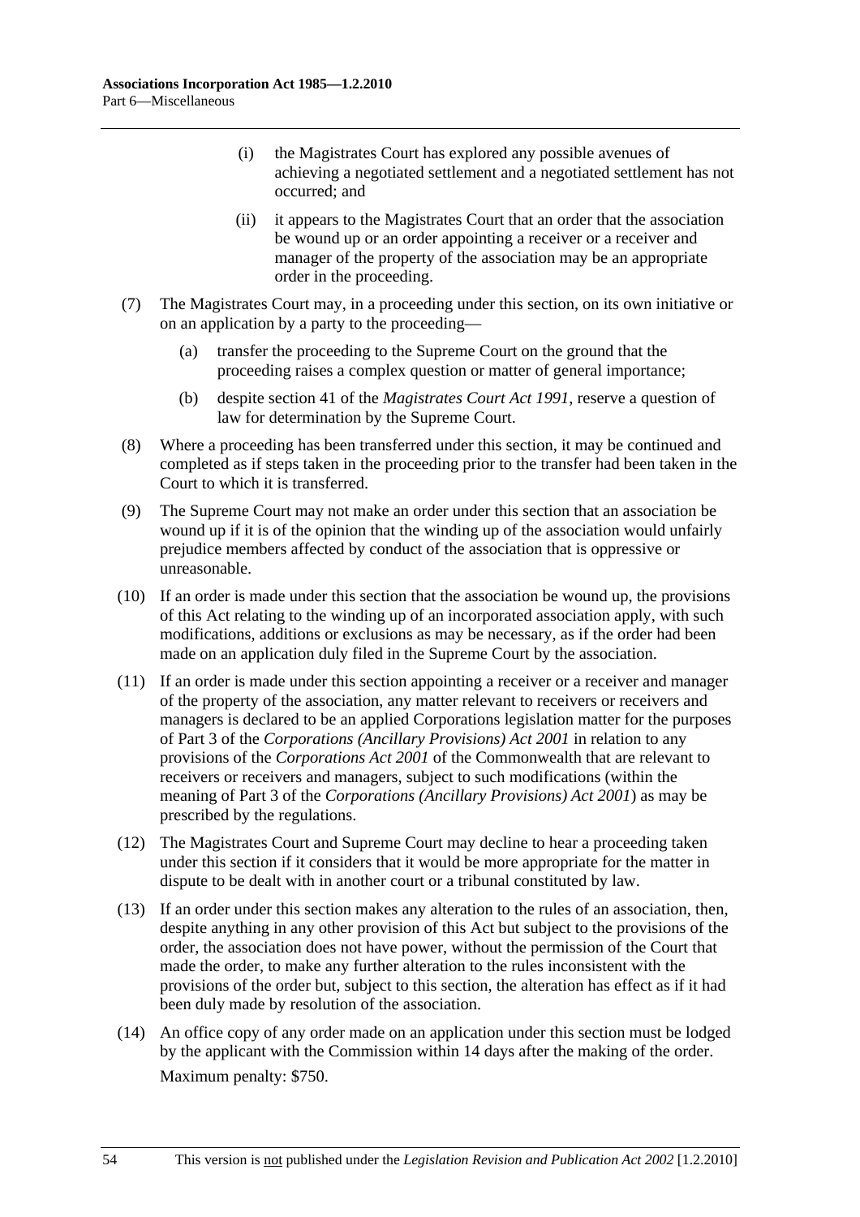(i) the Magistrates Court has explored any possible avenues of achieving a negotiated settlement and a negotiated settlement has not occurred; and

(ii) it appears to the Magistrates Court that an order that the association be wound up or an order appointing a receiver or a receiver and manager of the property of the association may be an appropriate order in the proceeding.

(7) The Magistrates Court may, in a proceeding under this section, on its own initiative or on an application by a party to the proceeding—

(a) transfer the proceeding to the Supreme Court on the ground that the proceeding raises a complex question or matter of general importance;

(b) despite section 41 of the *Magistrates Court Act 1991*, reserve a question of law for determination by the Supreme Court.

(8) Where a proceeding has been transferred under this section, it may be continued and completed as if steps taken in the proceeding prior to the transfer had been taken in the Court to which it is transferred.

(9) The Supreme Court may not make an order under this section that an association be wound up if it is of the opinion that the winding up of the association would unfairly prejudice members affected by conduct of the association that is oppressive or unreasonable.

(10) If an order is made under this section that the association be wound up, the provisions of this Act relating to the winding up of an incorporated association apply, with such modifications, additions or exclusions as may be necessary, as if the order had been made on an application duly filed in the Supreme Court by the association.

(11) If an order is made under this section appointing a receiver or a receiver and manager of the property of the association, any matter relevant to receivers or receivers and managers is declared to be an applied Corporations legislation matter for the purposes of Part 3 of the *Corporations (Ancillary Provisions) Act 2001* in relation to any provisions of the *Corporations Act 2001* of the Commonwealth that are relevant to receivers or receivers and managers, subject to such modifications (within the meaning of Part 3 of the *Corporations (Ancillary Provisions) Act 2001*) as may be prescribed by the regulations.

(12) The Magistrates Court and Supreme Court may decline to hear a proceeding taken under this section if it considers that it would be more appropriate for the matter in dispute to be dealt with in another court or a tribunal constituted by law.

(13) If an order under this section makes any alteration to the rules of an association, then, despite anything in any other provision of this Act but subject to the provisions of the order, the association does not have power, without the permission of the Court that made the order, to make any further alteration to the rules inconsistent with the provisions of the order but, subject to this section, the alteration has effect as if it had been duly made by resolution of the association.

(14) An office copy of any order made on an application under this section must be lodged by the applicant with the Commission within 14 days after the making of the order.

Maximum penalty: $750.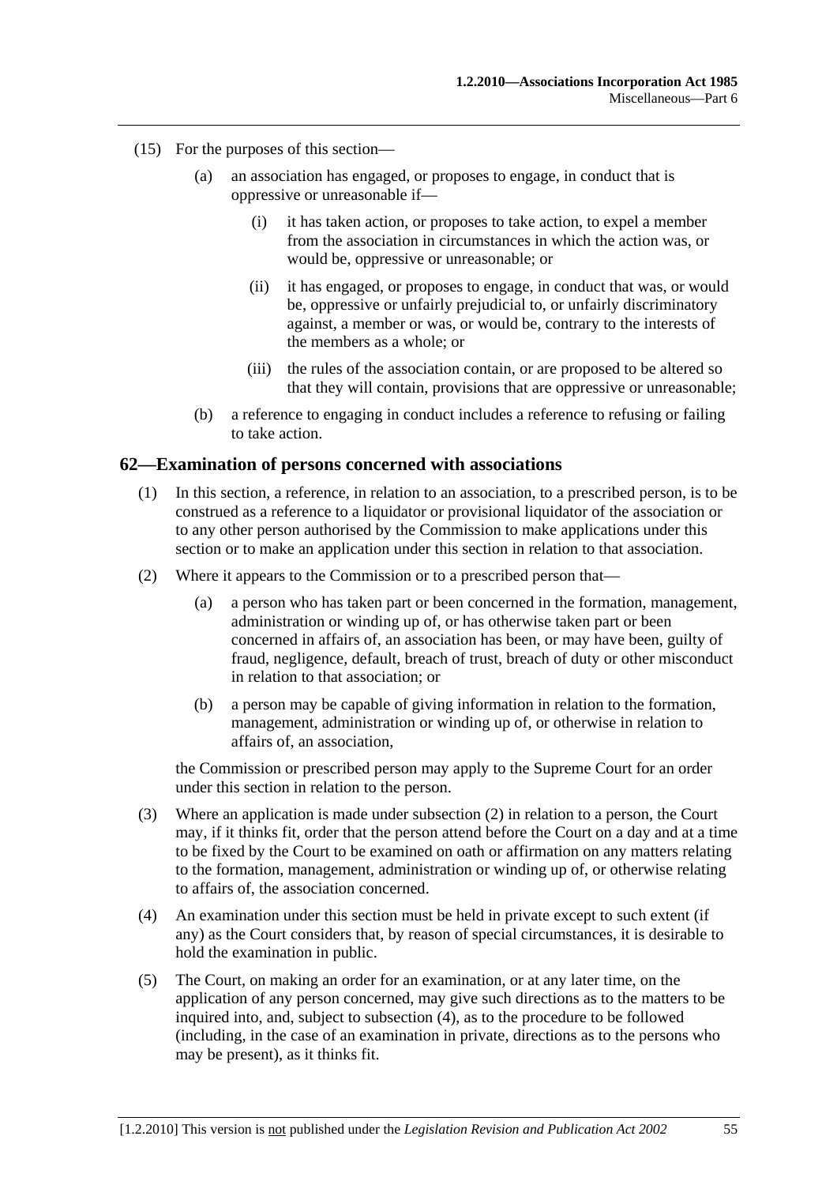(15) For the purposes of this section—

(a) an association has engaged, or proposes to engage, in conduct that is oppressive or unreasonable if—

(i) it has taken action, or proposes to take action, to expel a member from the association in circumstances in which the action was, or would be, oppressive or unreasonable; or

(ii) it has engaged, or proposes to engage, in conduct that was, or would be, oppressive or unfairly prejudicial to, or unfairly discriminatory against, a member or was, or would be, contrary to the interests of the members as a whole; or

(iii) the rules of the association contain, or are proposed to be altered so that they will contain, provisions that are oppressive or unreasonable;

(b) a reference to engaging in conduct includes a reference to refusing or failing to take action.

## 62—Examination of persons concerned with associations

(1) In this section, a reference, in relation to an association, to a prescribed person, is to be construed as a reference to a liquidator or provisional liquidator of the association or to any other person authorised by the Commission to make applications under this section or to make an application under this section in relation to that association.

(2) Where it appears to the Commission or to a prescribed person that—

(a) a person who has taken part or been concerned in the formation, management, administration or winding up of, or has otherwise taken part or been concerned in affairs of, an association has been, or may have been, guilty of fraud, negligence, default, breach of trust, breach of duty or other misconduct in relation to that association; or

(b) a person may be capable of giving information in relation to the formation, management, administration or winding up of, or otherwise in relation to affairs of, an association,

the Commission or prescribed person may apply to the Supreme Court for an order under this section in relation to the person.

(3) Where an application is made under subsection (2) in relation to a person, the Court may, if it thinks fit, order that the person attend before the Court on a day and at a time to be fixed by the Court to be examined on oath or affirmation on any matters relating to the formation, management, administration or winding up of, or otherwise relating to affairs of, the association concerned.

(4) An examination under this section must be held in private except to such extent (if any) as the Court considers that, by reason of special circumstances, it is desirable to hold the examination in public.

(5) The Court, on making an order for an examination, or at any later time, on the application of any person concerned, may give such directions as to the matters to be inquired into, and, subject to subsection (4), as to the procedure to be followed (including, in the case of an examination in private, directions as to the persons who may be present), as it thinks fit.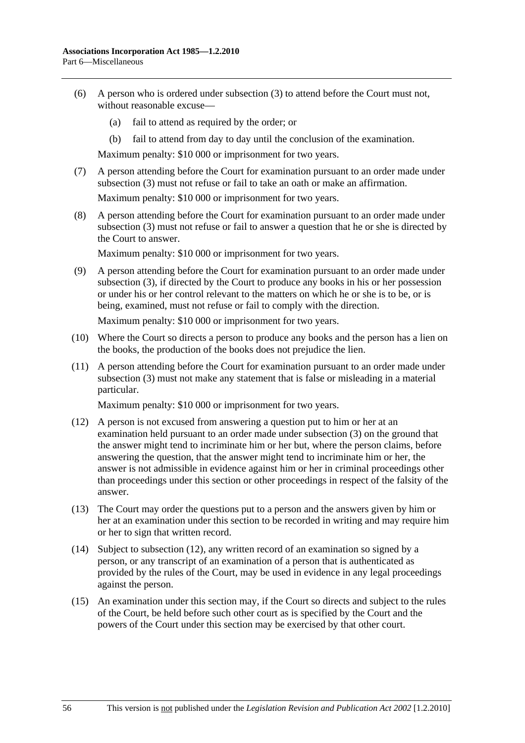(6) A person who is ordered under subsection (3) to attend before the Court must not, without reasonable excuse—

  (a) fail to attend as required by the order; or

  (b) fail to attend from day to day until the conclusion of the examination.

Maximum penalty: $10 000 or imprisonment for two years.

(7) A person attending before the Court for examination pursuant to an order made under subsection (3) must not refuse or fail to take an oath or make an affirmation.

Maximum penalty: $10 000 or imprisonment for two years.

(8) A person attending before the Court for examination pursuant to an order made under subsection (3) must not refuse or fail to answer a question that he or she is directed by the Court to answer.

Maximum penalty: $10 000 or imprisonment for two years.

(9) A person attending before the Court for examination pursuant to an order made under subsection (3), if directed by the Court to produce any books in his or her possession or under his or her control relevant to the matters on which he or she is to be, or is being, examined, must not refuse or fail to comply with the direction.

Maximum penalty: $10 000 or imprisonment for two years.

(10) Where the Court so directs a person to produce any books and the person has a lien on the books, the production of the books does not prejudice the lien.

(11) A person attending before the Court for examination pursuant to an order made under subsection (3) must not make any statement that is false or misleading in a material particular.

Maximum penalty: $10 000 or imprisonment for two years.

(12) A person is not excused from answering a question put to him or her at an examination held pursuant to an order made under subsection (3) on the ground that the answer might tend to incriminate him or her but, where the person claims, before answering the question, that the answer might tend to incriminate him or her, the answer is not admissible in evidence against him or her in criminal proceedings other than proceedings under this section or other proceedings in respect of the falsity of the answer.

(13) The Court may order the questions put to a person and the answers given by him or her at an examination under this section to be recorded in writing and may require him or her to sign that written record.

(14) Subject to subsection (12), any written record of an examination so signed by a person, or any transcript of an examination of a person that is authenticated as provided by the rules of the Court, may be used in evidence in any legal proceedings against the person.

(15) An examination under this section may, if the Court so directs and subject to the rules of the Court, be held before such other court as is specified by the Court and the powers of the Court under this section may be exercised by that other court.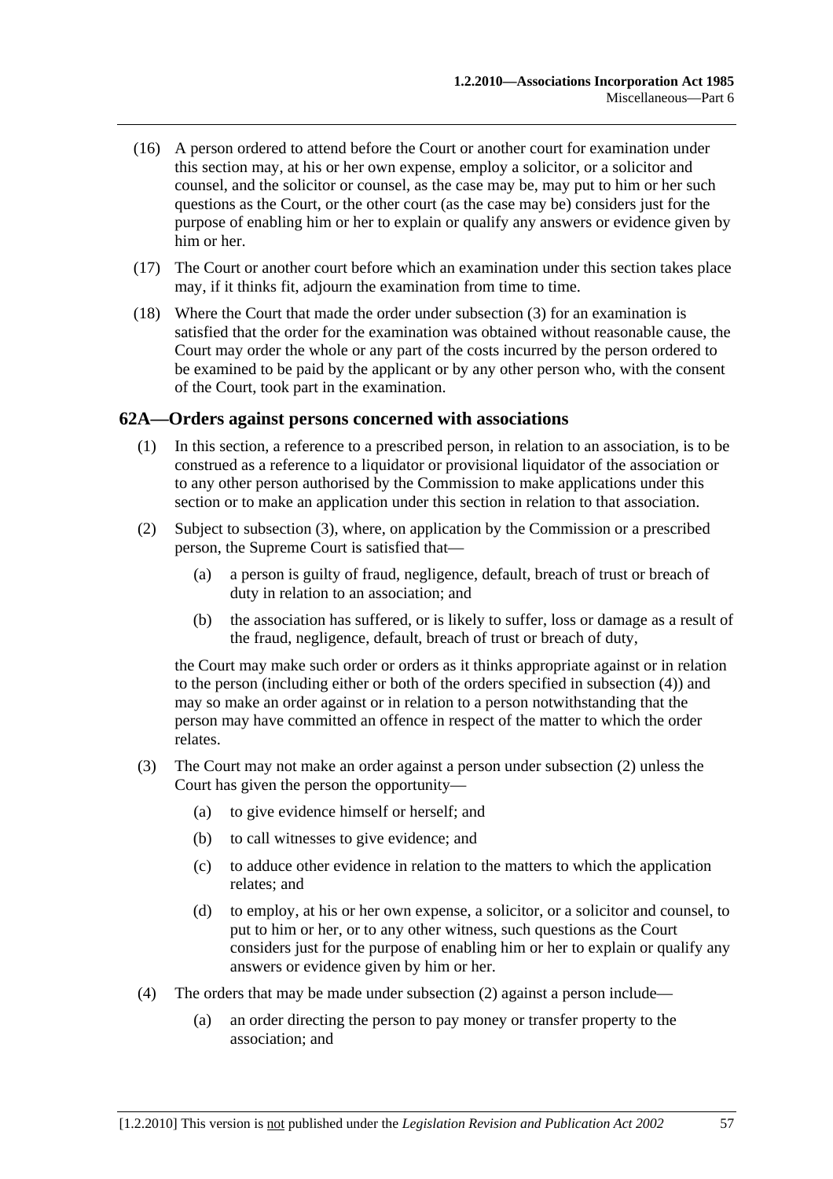(16) A person ordered to attend before the Court or another court for examination under this section may, at his or her own expense, employ a solicitor, or a solicitor and counsel, and the solicitor or counsel, as the case may be, may put to him or her such questions as the Court, or the other court (as the case may be) considers just for the purpose of enabling him or her to explain or qualify any answers or evidence given by him or her.

(17) The Court or another court before which an examination under this section takes place may, if it thinks fit, adjourn the examination from time to time.

(18) Where the Court that made the order under subsection (3) for an examination is satisfied that the order for the examination was obtained without reasonable cause, the Court may order the whole or any part of the costs incurred by the person ordered to be examined to be paid by the applicant or by any other person who, with the consent of the Court, took part in the examination.

## 62A—Orders against persons concerned with associations

(1) In this section, a reference to a prescribed person, in relation to an association, is to be construed as a reference to a liquidator or provisional liquidator of the association or to any other person authorised by the Commission to make applications under this section or to make an application under this section in relation to that association.

(2) Subject to subsection (3), where, on application by the Commission or a prescribed person, the Supreme Court is satisfied that—

(a) a person is guilty of fraud, negligence, default, breach of trust or breach of duty in relation to an association; and

(b) the association has suffered, or is likely to suffer, loss or damage as a result of the fraud, negligence, default, breach of trust or breach of duty,

the Court may make such order or orders as it thinks appropriate against or in relation to the person (including either or both of the orders specified in subsection (4)) and may so make an order against or in relation to a person notwithstanding that the person may have committed an offence in respect of the matter to which the order relates.

(3) The Court may not make an order against a person under subsection (2) unless the Court has given the person the opportunity—

(a) to give evidence himself or herself; and

(b) to call witnesses to give evidence; and

(c) to adduce other evidence in relation to the matters to which the application relates; and

(d) to employ, at his or her own expense, a solicitor, or a solicitor and counsel, to put to him or her, or to any other witness, such questions as the Court considers just for the purpose of enabling him or her to explain or qualify any answers or evidence given by him or her.

(4) The orders that may be made under subsection (2) against a person include—

(a) an order directing the person to pay money or transfer property to the association; and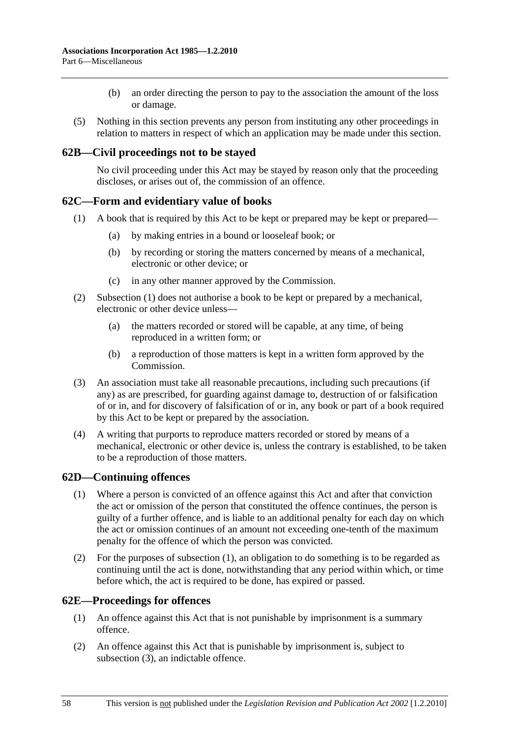(b) an order directing the person to pay to the association the amount of the loss or damage.

(5) Nothing in this section prevents any person from instituting any other proceedings in relation to matters in respect of which an application may be made under this section.

## 62B—Civil proceedings not to be stayed

No civil proceeding under this Act may be stayed by reason only that the proceeding discloses, or arises out of, the commission of an offence.

## 62C—Form and evidentiary value of books

(1) A book that is required by this Act to be kept or prepared may be kept or prepared—

(a) by making entries in a bound or looseleaf book; or

(b) by recording or storing the matters concerned by means of a mechanical, electronic or other device; or

(c) in any other manner approved by the Commission.

(2) Subsection (1) does not authorise a book to be kept or prepared by a mechanical, electronic or other device unless—

(a) the matters recorded or stored will be capable, at any time, of being reproduced in a written form; or

(b) a reproduction of those matters is kept in a written form approved by the Commission.

(3) An association must take all reasonable precautions, including such precautions (if any) as are prescribed, for guarding against damage to, destruction of or falsification of or in, and for discovery of falsification of or in, any book or part of a book required by this Act to be kept or prepared by the association.

(4) A writing that purports to reproduce matters recorded or stored by means of a mechanical, electronic or other device is, unless the contrary is established, to be taken to be a reproduction of those matters.

## 62D—Continuing offences

(1) Where a person is convicted of an offence against this Act and after that conviction the act or omission of the person that constituted the offence continues, the person is guilty of a further offence, and is liable to an additional penalty for each day on which the act or omission continues of an amount not exceeding one-tenth of the maximum penalty for the offence of which the person was convicted.

(2) For the purposes of subsection (1), an obligation to do something is to be regarded as continuing until the act is done, notwithstanding that any period within which, or time before which, the act is required to be done, has expired or passed.

## 62E—Proceedings for offences

(1) An offence against this Act that is not punishable by imprisonment is a summary offence.

(2) An offence against this Act that is punishable by imprisonment is, subject to subsection (3), an indictable offence.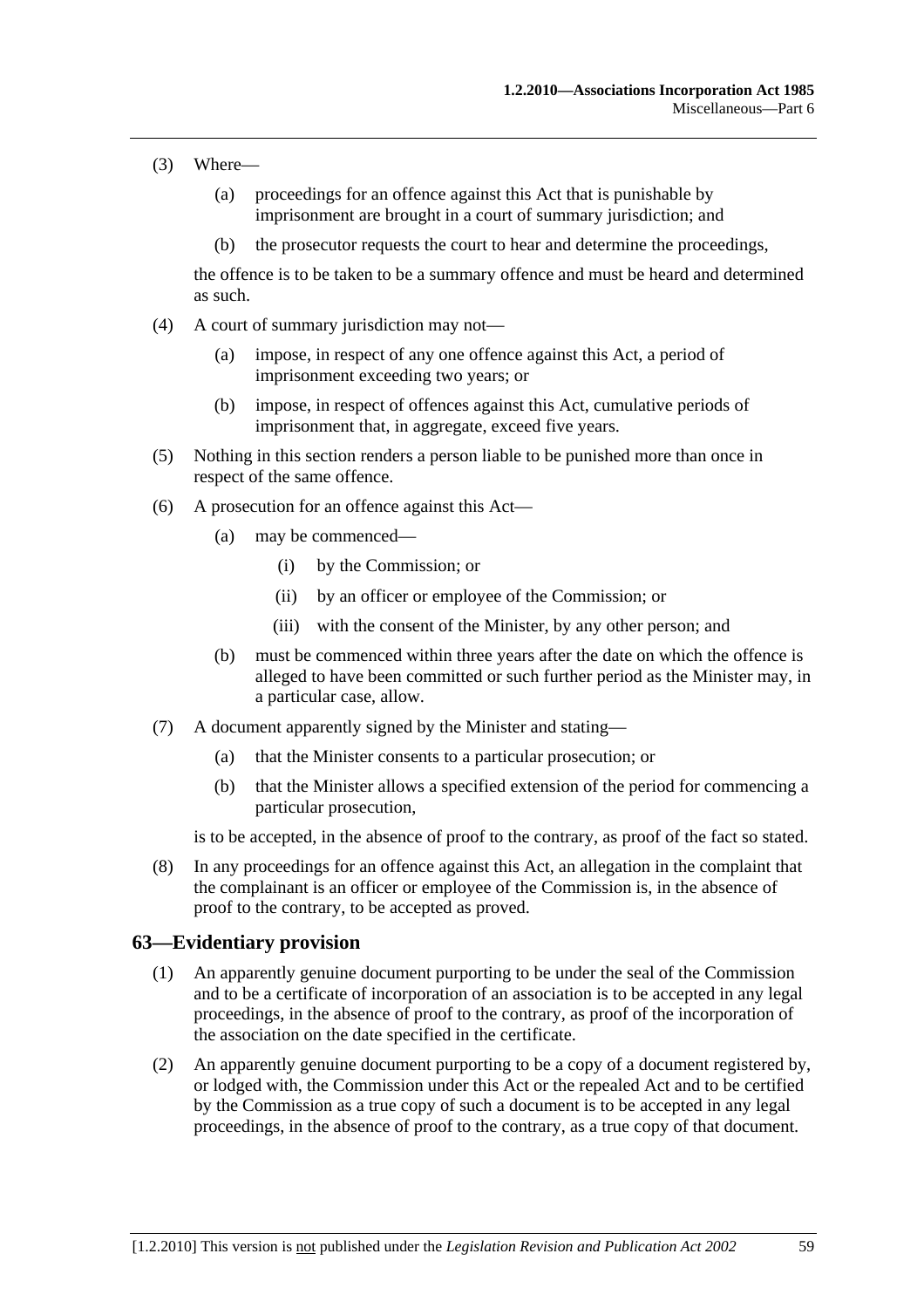(3) Where—

   (a) proceedings for an offence against this Act that is punishable by imprisonment are brought in a court of summary jurisdiction; and

   (b) the prosecutor requests the court to hear and determine the proceedings,

   the offence is to be taken to be a summary offence and must be heard and determined as such.

(4) A court of summary jurisdiction may not—

   (a) impose, in respect of any one offence against this Act, a period of imprisonment exceeding two years; or

   (b) impose, in respect of offences against this Act, cumulative periods of imprisonment that, in aggregate, exceed five years.

(5) Nothing in this section renders a person liable to be punished more than once in respect of the same offence.

(6) A prosecution for an offence against this Act—

   (a) may be commenced—

      (i) by the Commission; or

      (ii) by an officer or employee of the Commission; or

      (iii) with the consent of the Minister, by any other person; and

   (b) must be commenced within three years after the date on which the offence is alleged to have been committed or such further period as the Minister may, in a particular case, allow.

(7) A document apparently signed by the Minister and stating—

   (a) that the Minister consents to a particular prosecution; or

   (b) that the Minister allows a specified extension of the period for commencing a particular prosecution,

   is to be accepted, in the absence of proof to the contrary, as proof of the fact so stated.

(8) In any proceedings for an offence against this Act, an allegation in the complaint that the complainant is an officer or employee of the Commission is, in the absence of proof to the contrary, to be accepted as proved.

## 63—Evidentiary provision

(1) An apparently genuine document purporting to be under the seal of the Commission and to be a certificate of incorporation of an association is to be accepted in any legal proceedings, in the absence of proof to the contrary, as proof of the incorporation of the association on the date specified in the certificate.

(2) An apparently genuine document purporting to be a copy of a document registered by, or lodged with, the Commission under this Act or the repealed Act and to be certified by the Commission as a true copy of such a document is to be accepted in any legal proceedings, in the absence of proof to the contrary, as a true copy of that document.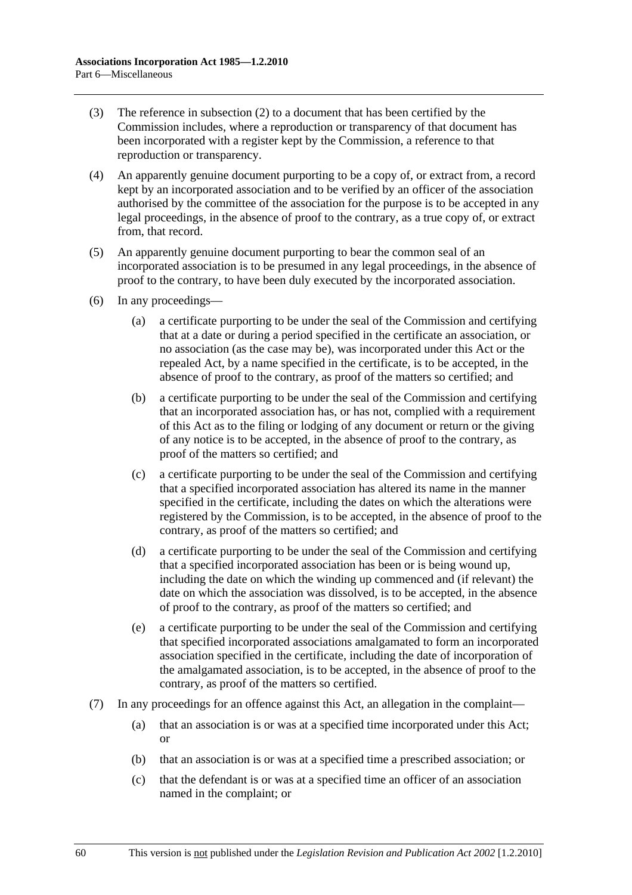(3) The reference in subsection (2) to a document that has been certified by the Commission includes, where a reproduction or transparency of that document has been incorporated with a register kept by the Commission, a reference to that reproduction or transparency.

(4) An apparently genuine document purporting to be a copy of, or extract from, a record kept by an incorporated association and to be verified by an officer of the association authorised by the committee of the association for the purpose is to be accepted in any legal proceedings, in the absence of proof to the contrary, as a true copy of, or extract from, that record.

(5) An apparently genuine document purporting to bear the common seal of an incorporated association is to be presumed in any legal proceedings, in the absence of proof to the contrary, to have been duly executed by the incorporated association.

(6) In any proceedings—

(a) a certificate purporting to be under the seal of the Commission and certifying that at a date or during a period specified in the certificate an association, or no association (as the case may be), was incorporated under this Act or the repealed Act, by a name specified in the certificate, is to be accepted, in the absence of proof to the contrary, as proof of the matters so certified; and

(b) a certificate purporting to be under the seal of the Commission and certifying that an incorporated association has, or has not, complied with a requirement of this Act as to the filing or lodging of any document or return or the giving of any notice is to be accepted, in the absence of proof to the contrary, as proof of the matters so certified; and

(c) a certificate purporting to be under the seal of the Commission and certifying that a specified incorporated association has altered its name in the manner specified in the certificate, including the dates on which the alterations were registered by the Commission, is to be accepted, in the absence of proof to the contrary, as proof of the matters so certified; and

(d) a certificate purporting to be under the seal of the Commission and certifying that a specified incorporated association has been or is being wound up, including the date on which the winding up commenced and (if relevant) the date on which the association was dissolved, is to be accepted, in the absence of proof to the contrary, as proof of the matters so certified; and

(e) a certificate purporting to be under the seal of the Commission and certifying that specified incorporated associations amalgamated to form an incorporated association specified in the certificate, including the date of incorporation of the amalgamated association, is to be accepted, in the absence of proof to the contrary, as proof of the matters so certified.

(7) In any proceedings for an offence against this Act, an allegation in the complaint—

(a) that an association is or was at a specified time incorporated under this Act; or

(b) that an association is or was at a specified time a prescribed association; or

(c) that the defendant is or was at a specified time an officer of an association named in the complaint; or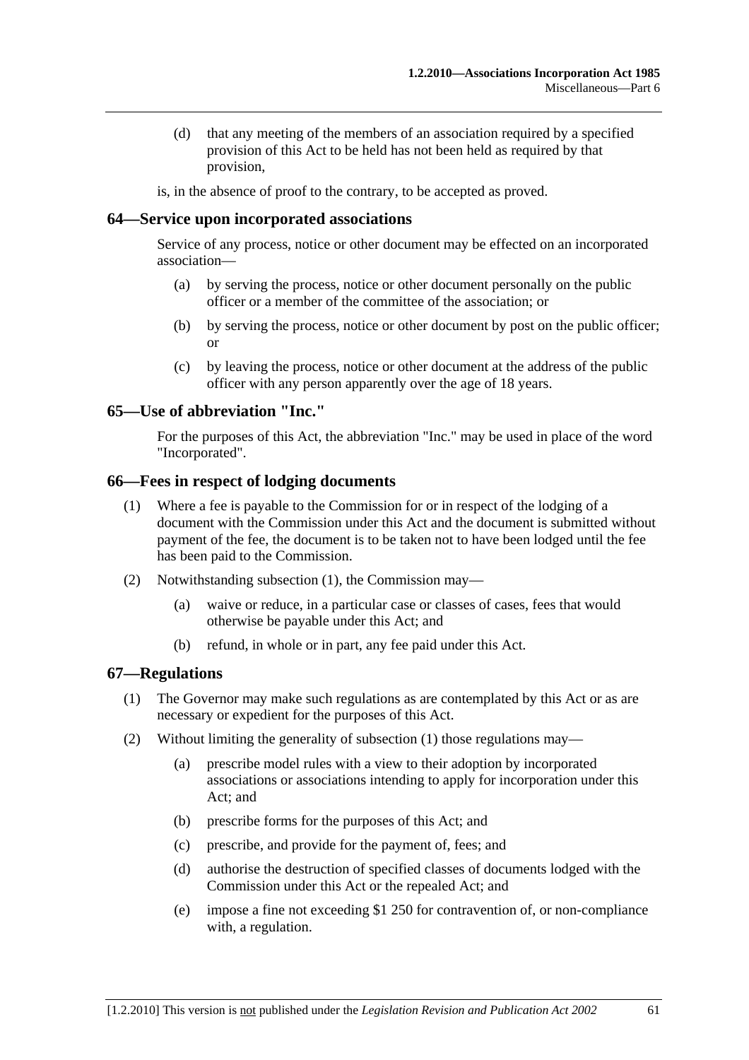(d) that any meeting of the members of an association required by a specified provision of this Act to be held has not been held as required by that provision,

is, in the absence of proof to the contrary, to be accepted as proved.

## 64—Service upon incorporated associations

Service of any process, notice or other document may be effected on an incorporated association—

(a) by serving the process, notice or other document personally on the public officer or a member of the committee of the association; or

(b) by serving the process, notice or other document by post on the public officer; or

(c) by leaving the process, notice or other document at the address of the public officer with any person apparently over the age of 18 years.

## 65—Use of abbreviation "Inc."

For the purposes of this Act, the abbreviation "Inc." may be used in place of the word "Incorporated".

## 66—Fees in respect of lodging documents

(1) Where a fee is payable to the Commission for or in respect of the lodging of a document with the Commission under this Act and the document is submitted without payment of the fee, the document is to be taken not to have been lodged until the fee has been paid to the Commission.

(2) Notwithstanding subsection (1), the Commission may—

(a) waive or reduce, in a particular case or classes of cases, fees that would otherwise be payable under this Act; and

(b) refund, in whole or in part, any fee paid under this Act.

## 67—Regulations

(1) The Governor may make such regulations as are contemplated by this Act or as are necessary or expedient for the purposes of this Act.

(2) Without limiting the generality of subsection (1) those regulations may—

(a) prescribe model rules with a view to their adoption by incorporated associations or associations intending to apply for incorporation under this Act; and

(b) prescribe forms for the purposes of this Act; and

(c) prescribe, and provide for the payment of, fees; and

(d) authorise the destruction of specified classes of documents lodged with the Commission under this Act or the repealed Act; and

(e) impose a fine not exceeding $1 250 for contravention of, or non-compliance with, a regulation.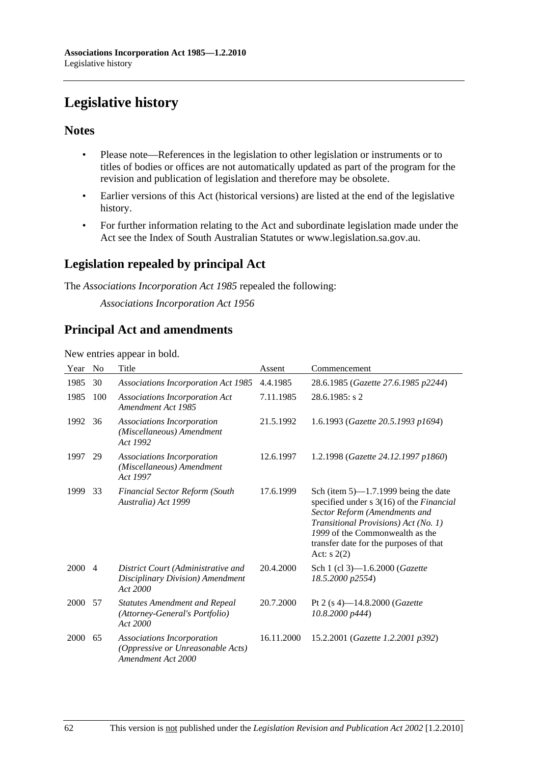# Legislative history

## Notes

- Please note—References in the legislation to other legislation or instruments or to titles of bodies or offices are not automatically updated as part of the program for the revision and publication of legislation and therefore may be obsolete.
- Earlier versions of this Act (historical versions) are listed at the end of the legislative history.
- For further information relating to the Act and subordinate legislation made under the Act see the Index of South Australian Statutes or www.legislation.sa.gov.au.

## Legislation repealed by principal Act

The *Associations Incorporation Act 1985* repealed the following:

*Associations Incorporation Act 1956*

## Principal Act and amendments

New entries appear in bold.

| Year | No | Title | Assent | Commencement |
|---|---|---|---|---|
| 1985 | 30 | *Associations Incorporation Act 1985* | 4.4.1985 | 28.6.1985 (*Gazette 27.6.1985 p2244*) |
| 1985 | 100 | *Associations Incorporation Act Amendment Act 1985* | 7.11.1985 | 28.6.1985: s 2 |
| 1992 | 36 | *Associations Incorporation (Miscellaneous) Amendment Act 1992* | 21.5.1992 | 1.6.1993 (*Gazette 20.5.1993 p1694*) |
| 1997 | 29 | *Associations Incorporation (Miscellaneous) Amendment Act 1997* | 12.6.1997 | 1.2.1998 (*Gazette 24.12.1997 p1860*) |
| 1999 | 33 | *Financial Sector Reform (South Australia) Act 1999* | 17.6.1999 | Sch (item 5)—1.7.1999 being the date specified under s 3(16) of the *Financial Sector Reform (Amendments and Transitional Provisions) Act (No. 1) 1999* of the Commonwealth as the transfer date for the purposes of that Act: s 2(2) |
| 2000 | 4 | *District Court (Administrative and Disciplinary Division) Amendment Act 2000* | 20.4.2000 | Sch 1 (cl 3)—1.6.2000 (*Gazette 18.5.2000 p2554*) |
| 2000 | 57 | *Statutes Amendment and Repeal (Attorney-General's Portfolio) Act 2000* | 20.7.2000 | Pt 2 (s 4)—14.8.2000 (*Gazette 10.8.2000 p444*) |
| 2000 | 65 | *Associations Incorporation (Oppressive or Unreasonable Acts) Amendment Act 2000* | 16.11.2000 | 15.2.2001 (*Gazette 1.2.2001 p392*) |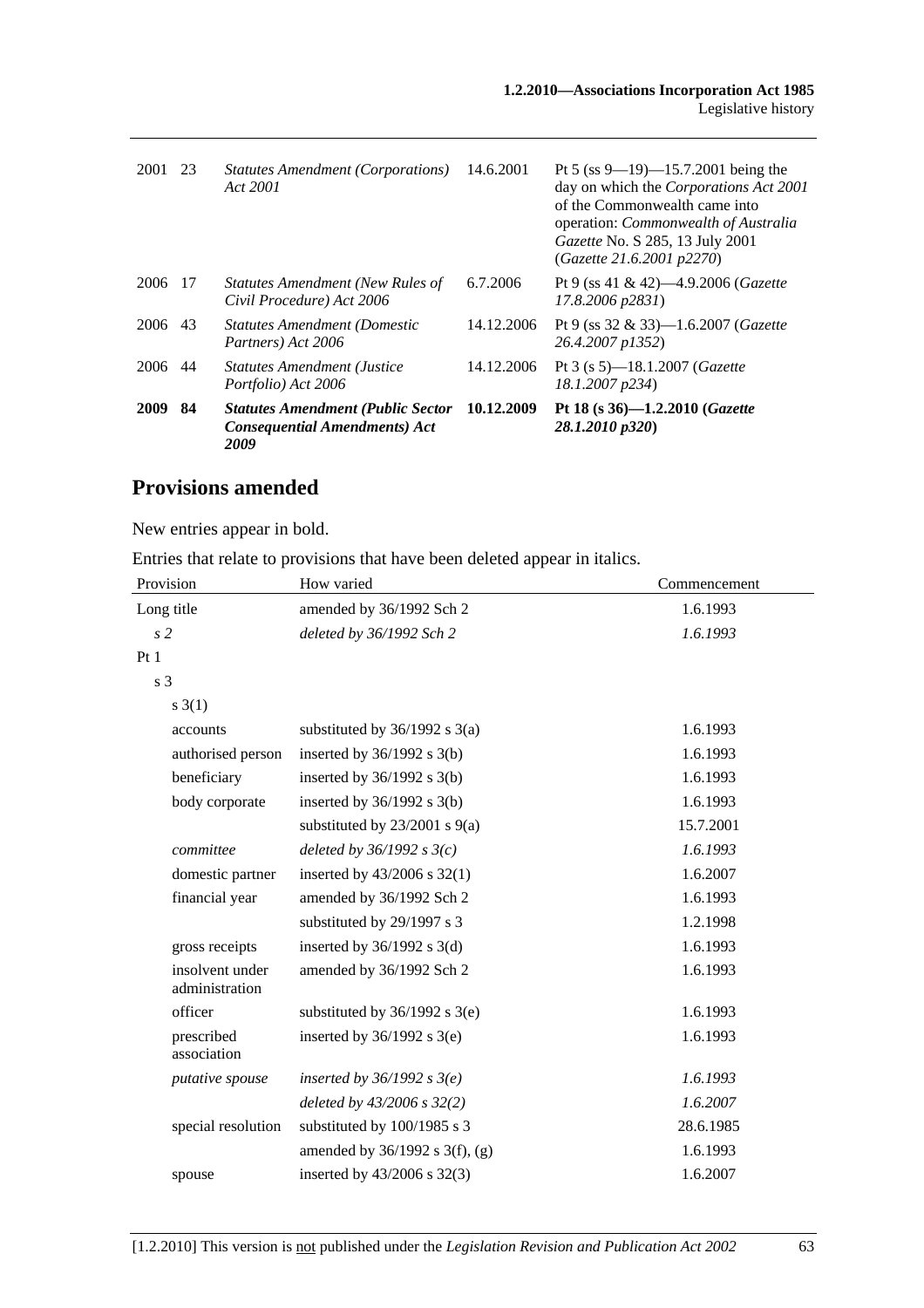| | | | | |
|---|---|---|---|---|
| 2001 | 23 | *Statutes Amendment (Corporations) Act 2001* | 14.6.2001 | Pt 5 (ss 9—19)—15.7.2001 being the day on which the *Corporations Act 2001* of the Commonwealth came into operation: *Commonwealth of Australia Gazette* No. S 285, 13 July 2001 (*Gazette 21.6.2001 p2270*) |
| 2006 | 17 | *Statutes Amendment (New Rules of Civil Procedure) Act 2006* | 6.7.2006 | Pt 9 (ss 41 & 42)—4.9.2006 (*Gazette 17.8.2006 p2831*) |
| 2006 | 43 | *Statutes Amendment (Domestic Partners) Act 2006* | 14.12.2006 | Pt 9 (ss 32 & 33)—1.6.2007 (*Gazette 26.4.2007 p1352*) |
| 2006 | 44 | *Statutes Amendment (Justice Portfolio) Act 2006* | 14.12.2006 | Pt 3 (s 5)—18.1.2007 (*Gazette 18.1.2007 p234*) |
| **2009** | **84** | ***Statutes Amendment (Public Sector Consequential Amendments) Act 2009*** | **10.12.2009** | **Pt 18 (s 36)—1.2.2010 (*Gazette 28.1.2010 p320*)** |

## Provisions amended

New entries appear in bold.

Entries that relate to provisions that have been deleted appear in italics.

| Provision | How varied | Commencement |
|---|---|---|
| Long title | amended by 36/1992 Sch 2 | 1.6.1993 |
| *s 2* | *deleted by 36/1992 Sch 2* | *1.6.1993* |
| Pt 1 | | |
| s 3 | | |
| s 3(1) | | |
| accounts | substituted by 36/1992 s 3(a) | 1.6.1993 |
| authorised person | inserted by 36/1992 s 3(b) | 1.6.1993 |
| beneficiary | inserted by 36/1992 s 3(b) | 1.6.1993 |
| body corporate | inserted by 36/1992 s 3(b) | 1.6.1993 |
| | substituted by 23/2001 s 9(a) | 15.7.2001 |
| *committee* | *deleted by 36/1992 s 3(c)* | *1.6.1993* |
| domestic partner | inserted by 43/2006 s 32(1) | 1.6.2007 |
| financial year | amended by 36/1992 Sch 2 | 1.6.1993 |
| | substituted by 29/1997 s 3 | 1.2.1998 |
| gross receipts | inserted by 36/1992 s 3(d) | 1.6.1993 |
| insolvent under administration | amended by 36/1992 Sch 2 | 1.6.1993 |
| officer | substituted by 36/1992 s 3(e) | 1.6.1993 |
| prescribed association | inserted by 36/1992 s 3(e) | 1.6.1993 |
| *putative spouse* | *inserted by 36/1992 s 3(e)* | *1.6.1993* |
| | *deleted by 43/2006 s 32(2)* | *1.6.2007* |
| special resolution | substituted by 100/1985 s 3 | 28.6.1985 |
| | amended by 36/1992 s 3(f), (g) | 1.6.1993 |
| spouse | inserted by 43/2006 s 32(3) | 1.6.2007 |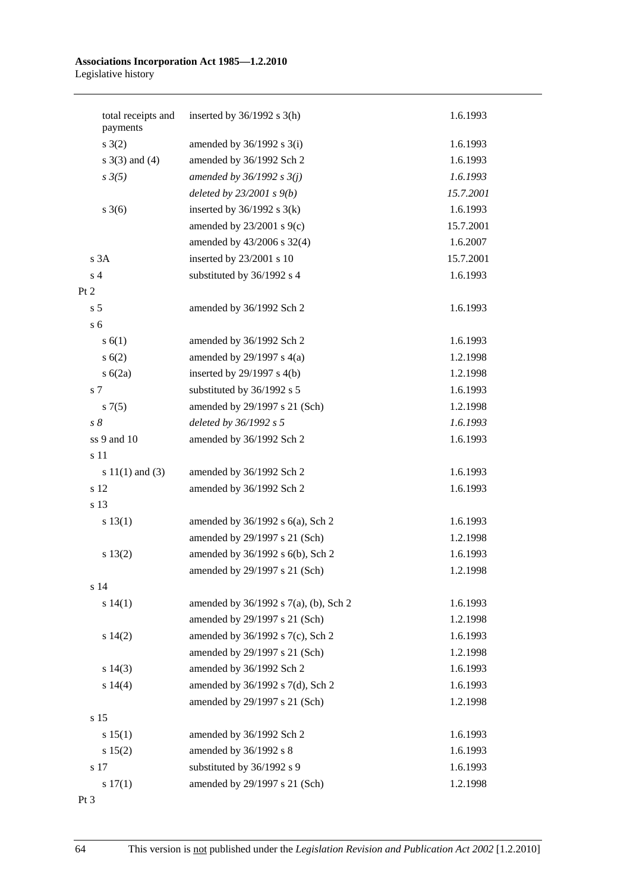| | | |
|---|---|---|
| total receipts and payments | inserted by 36/1992 s 3(h) | 1.6.1993 |
| s 3(2) | amended by 36/1992 s 3(i) | 1.6.1993 |
| s 3(3) and (4) | amended by 36/1992 Sch 2 | 1.6.1993 |
| *s 3(5)* | *amended by 36/1992 s 3(j)* | *1.6.1993* |
| | *deleted by 23/2001 s 9(b)* | *15.7.2001* |
| s 3(6) | inserted by 36/1992 s 3(k) | 1.6.1993 |
| | amended by 23/2001 s 9(c) | 15.7.2001 |
| | amended by 43/2006 s 32(4) | 1.6.2007 |
| s 3A | inserted by 23/2001 s 10 | 15.7.2001 |
| s 4 | substituted by 36/1992 s 4 | 1.6.1993 |
| Pt 2 | | |
| s 5 | amended by 36/1992 Sch 2 | 1.6.1993 |
| s 6 | | |
| s 6(1) | amended by 36/1992 Sch 2 | 1.6.1993 |
| s 6(2) | amended by 29/1997 s 4(a) | 1.2.1998 |
| s 6(2a) | inserted by 29/1997 s 4(b) | 1.2.1998 |
| s 7 | substituted by 36/1992 s 5 | 1.6.1993 |
| s 7(5) | amended by 29/1997 s 21 (Sch) | 1.2.1998 |
| *s 8* | *deleted by 36/1992 s 5* | *1.6.1993* |
| ss 9 and 10 | amended by 36/1992 Sch 2 | 1.6.1993 |
| s 11 | | |
| s 11(1) and (3) | amended by 36/1992 Sch 2 | 1.6.1993 |
| s 12 | amended by 36/1992 Sch 2 | 1.6.1993 |
| s 13 | | |
| s 13(1) | amended by 36/1992 s 6(a), Sch 2 | 1.6.1993 |
| | amended by 29/1997 s 21 (Sch) | 1.2.1998 |
| s 13(2) | amended by 36/1992 s 6(b), Sch 2 | 1.6.1993 |
| | amended by 29/1997 s 21 (Sch) | 1.2.1998 |
| s 14 | | |
| s 14(1) | amended by 36/1992 s 7(a), (b), Sch 2 | 1.6.1993 |
| | amended by 29/1997 s 21 (Sch) | 1.2.1998 |
| s 14(2) | amended by 36/1992 s 7(c), Sch 2 | 1.6.1993 |
| | amended by 29/1997 s 21 (Sch) | 1.2.1998 |
| s 14(3) | amended by 36/1992 Sch 2 | 1.6.1993 |
| s 14(4) | amended by 36/1992 s 7(d), Sch 2 | 1.6.1993 |
| | amended by 29/1997 s 21 (Sch) | 1.2.1998 |
| s 15 | | |
| s 15(1) | amended by 36/1992 Sch 2 | 1.6.1993 |
| s 15(2) | amended by 36/1992 s 8 | 1.6.1993 |
| s 17 | substituted by 36/1992 s 9 | 1.6.1993 |
| s 17(1) | amended by 29/1997 s 21 (Sch) | 1.2.1998 |
| Pt 3 | | |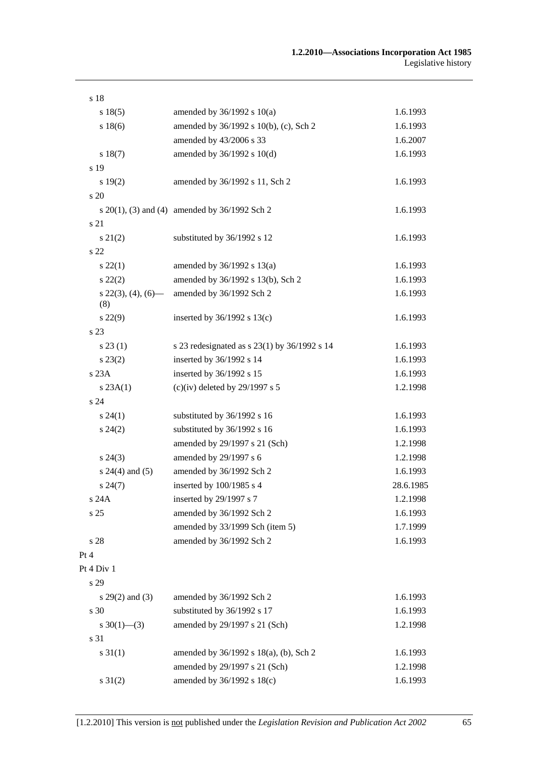| | | |
|---|---|---|
| s 18 | | |
| s 18(5) | amended by 36/1992 s 10(a) | 1.6.1993 |
| s 18(6) | amended by 36/1992 s 10(b), (c), Sch 2 | 1.6.1993 |
| | amended by 43/2006 s 33 | 1.6.2007 |
| s 18(7) | amended by 36/1992 s 10(d) | 1.6.1993 |
| s 19 | | |
| s 19(2) | amended by 36/1992 s 11, Sch 2 | 1.6.1993 |
| s 20 | | |
| s 20(1), (3) and (4) | amended by 36/1992 Sch 2 | 1.6.1993 |
| s 21 | | |
| s 21(2) | substituted by 36/1992 s 12 | 1.6.1993 |
| s 22 | | |
| s 22(1) | amended by 36/1992 s 13(a) | 1.6.1993 |
| s 22(2) | amended by 36/1992 s 13(b), Sch 2 | 1.6.1993 |
| s 22(3), (4), (6)—(8) | amended by 36/1992 Sch 2 | 1.6.1993 |
| s 22(9) | inserted by 36/1992 s 13(c) | 1.6.1993 |
| s 23 | | |
| s 23 (1) | s 23 redesignated as s 23(1) by 36/1992 s 14 | 1.6.1993 |
| s 23(2) | inserted by 36/1992 s 14 | 1.6.1993 |
| s 23A | inserted by 36/1992 s 15 | 1.6.1993 |
| s 23A(1) | (c)(iv) deleted by 29/1997 s 5 | 1.2.1998 |
| s 24 | | |
| s 24(1) | substituted by 36/1992 s 16 | 1.6.1993 |
| s 24(2) | substituted by 36/1992 s 16 | 1.6.1993 |
| | amended by 29/1997 s 21 (Sch) | 1.2.1998 |
| s 24(3) | amended by 29/1997 s 6 | 1.2.1998 |
| s 24(4) and (5) | amended by 36/1992 Sch 2 | 1.6.1993 |
| s 24(7) | inserted by 100/1985 s 4 | 28.6.1985 |
| s 24A | inserted by 29/1997 s 7 | 1.2.1998 |
| s 25 | amended by 36/1992 Sch 2 | 1.6.1993 |
| | amended by 33/1999 Sch (item 5) | 1.7.1999 |
| s 28 | amended by 36/1992 Sch 2 | 1.6.1993 |
| Pt 4 | | |
| Pt 4 Div 1 | | |
| s 29 | | |
| s 29(2) and (3) | amended by 36/1992 Sch 2 | 1.6.1993 |
| s 30 | substituted by 36/1992 s 17 | 1.6.1993 |
| s 30(1)—(3) | amended by 29/1997 s 21 (Sch) | 1.2.1998 |
| s 31 | | |
| s 31(1) | amended by 36/1992 s 18(a), (b), Sch 2 | 1.6.1993 |
| | amended by 29/1997 s 21 (Sch) | 1.2.1998 |
| s 31(2) | amended by 36/1992 s 18(c) | 1.6.1993 |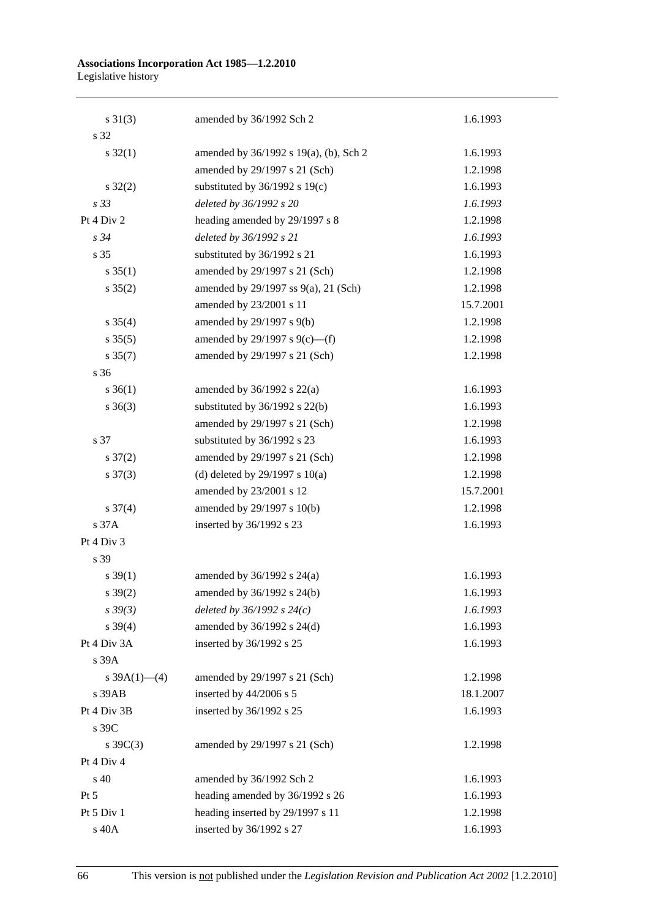| | | |
|---|---|---|
| s 31(3) | amended by 36/1992 Sch 2 | 1.6.1993 |
| s 32 | | |
| s 32(1) | amended by 36/1992 s 19(a), (b), Sch 2 | 1.6.1993 |
| | amended by 29/1997 s 21 (Sch) | 1.2.1998 |
| s 32(2) | substituted by 36/1992 s 19(c) | 1.6.1993 |
| *s 33* | *deleted by 36/1992 s 20* | *1.6.1993* |
| Pt 4 Div 2 | heading amended by 29/1997 s 8 | 1.2.1998 |
| *s 34* | *deleted by 36/1992 s 21* | *1.6.1993* |
| s 35 | substituted by 36/1992 s 21 | 1.6.1993 |
| s 35(1) | amended by 29/1997 s 21 (Sch) | 1.2.1998 |
| s 35(2) | amended by 29/1997 ss 9(a), 21 (Sch) | 1.2.1998 |
| | amended by 23/2001 s 11 | 15.7.2001 |
| s 35(4) | amended by 29/1997 s 9(b) | 1.2.1998 |
| s 35(5) | amended by 29/1997 s 9(c)—(f) | 1.2.1998 |
| s 35(7) | amended by 29/1997 s 21 (Sch) | 1.2.1998 |
| s 36 | | |
| s 36(1) | amended by 36/1992 s 22(a) | 1.6.1993 |
| s 36(3) | substituted by 36/1992 s 22(b) | 1.6.1993 |
| | amended by 29/1997 s 21 (Sch) | 1.2.1998 |
| s 37 | substituted by 36/1992 s 23 | 1.6.1993 |
| s 37(2) | amended by 29/1997 s 21 (Sch) | 1.2.1998 |
| s 37(3) | (d) deleted by 29/1997 s 10(a) | 1.2.1998 |
| | amended by 23/2001 s 12 | 15.7.2001 |
| s 37(4) | amended by 29/1997 s 10(b) | 1.2.1998 |
| s 37A | inserted by 36/1992 s 23 | 1.6.1993 |
| Pt 4 Div 3 | | |
| s 39 | | |
| s 39(1) | amended by 36/1992 s 24(a) | 1.6.1993 |
| s 39(2) | amended by 36/1992 s 24(b) | 1.6.1993 |
| *s 39(3)* | *deleted by 36/1992 s 24(c)* | *1.6.1993* |
| s 39(4) | amended by 36/1992 s 24(d) | 1.6.1993 |
| Pt 4 Div 3A | inserted by 36/1992 s 25 | 1.6.1993 |
| s 39A | | |
| s 39A(1)—(4) | amended by 29/1997 s 21 (Sch) | 1.2.1998 |
| s 39AB | inserted by 44/2006 s 5 | 18.1.2007 |
| Pt 4 Div 3B | inserted by 36/1992 s 25 | 1.6.1993 |
| s 39C | | |
| s 39C(3) | amended by 29/1997 s 21 (Sch) | 1.2.1998 |
| Pt 4 Div 4 | | |
| s 40 | amended by 36/1992 Sch 2 | 1.6.1993 |
| Pt 5 | heading amended by 36/1992 s 26 | 1.6.1993 |
| Pt 5 Div 1 | heading inserted by 29/1997 s 11 | 1.2.1998 |
| s 40A | inserted by 36/1992 s 27 | 1.6.1993 |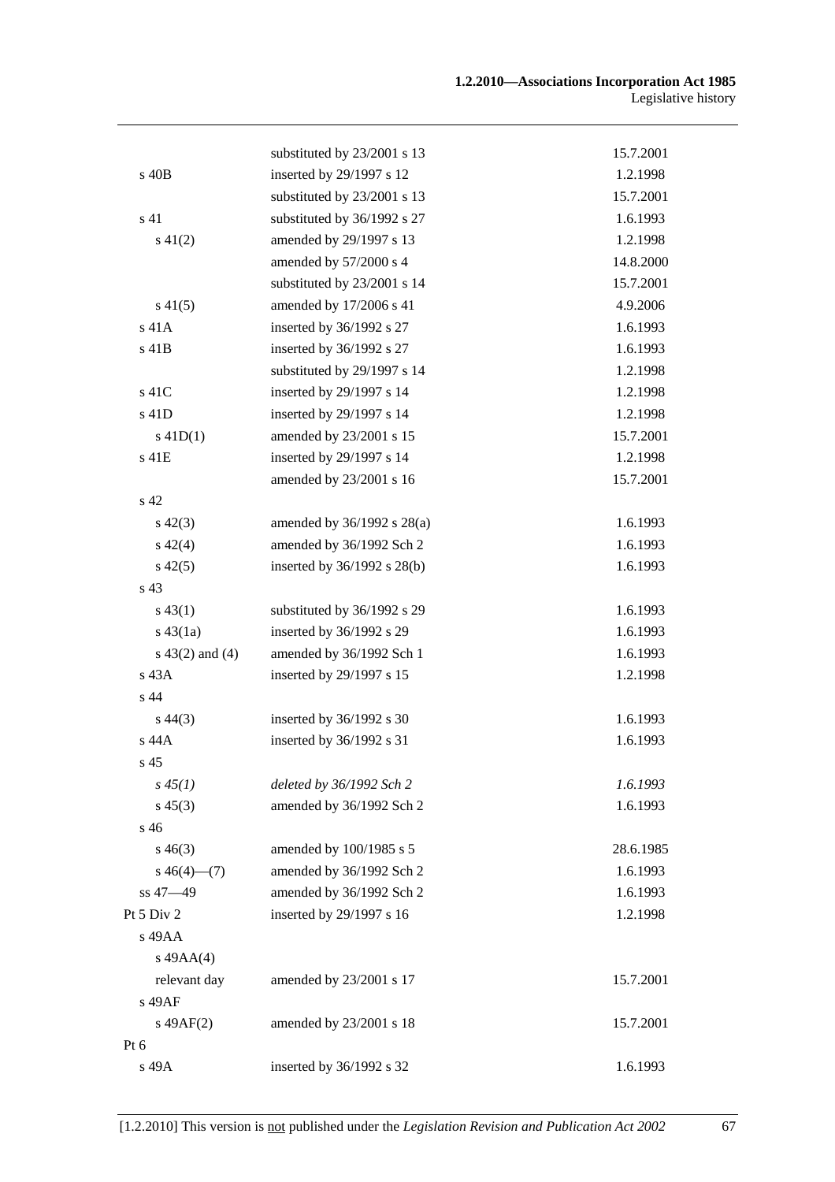| | | |
|---|---|---|
| | substituted by 23/2001 s 13 | 15.7.2001 |
| s 40B | inserted by 29/1997 s 12 | 1.2.1998 |
| | substituted by 23/2001 s 13 | 15.7.2001 |
| s 41 | substituted by 36/1992 s 27 | 1.6.1993 |
| s 41(2) | amended by 29/1997 s 13 | 1.2.1998 |
| | amended by 57/2000 s 4 | 14.8.2000 |
| | substituted by 23/2001 s 14 | 15.7.2001 |
| s 41(5) | amended by 17/2006 s 41 | 4.9.2006 |
| s 41A | inserted by 36/1992 s 27 | 1.6.1993 |
| s 41B | inserted by 36/1992 s 27 | 1.6.1993 |
| | substituted by 29/1997 s 14 | 1.2.1998 |
| s 41C | inserted by 29/1997 s 14 | 1.2.1998 |
| s 41D | inserted by 29/1997 s 14 | 1.2.1998 |
| s 41D(1) | amended by 23/2001 s 15 | 15.7.2001 |
| s 41E | inserted by 29/1997 s 14 | 1.2.1998 |
| | amended by 23/2001 s 16 | 15.7.2001 |
| s 42 | | |
| s 42(3) | amended by 36/1992 s 28(a) | 1.6.1993 |
| s 42(4) | amended by 36/1992 Sch 2 | 1.6.1993 |
| s 42(5) | inserted by 36/1992 s 28(b) | 1.6.1993 |
| s 43 | | |
| s 43(1) | substituted by 36/1992 s 29 | 1.6.1993 |
| s 43(1a) | inserted by 36/1992 s 29 | 1.6.1993 |
| s 43(2) and (4) | amended by 36/1992 Sch 1 | 1.6.1993 |
| s 43A | inserted by 29/1997 s 15 | 1.2.1998 |
| s 44 | | |
| s 44(3) | inserted by 36/1992 s 30 | 1.6.1993 |
| s 44A | inserted by 36/1992 s 31 | 1.6.1993 |
| s 45 | | |
| *s 45(1)* | *deleted by 36/1992 Sch 2* | *1.6.1993* |
| s 45(3) | amended by 36/1992 Sch 2 | 1.6.1993 |
| s 46 | | |
| s 46(3) | amended by 100/1985 s 5 | 28.6.1985 |
| s 46(4)—(7) | amended by 36/1992 Sch 2 | 1.6.1993 |
| ss 47—49 | amended by 36/1992 Sch 2 | 1.6.1993 |
| Pt 5 Div 2 | inserted by 29/1997 s 16 | 1.2.1998 |
| s 49AA | | |
| s 49AA(4) | | |
| relevant day | amended by 23/2001 s 17 | 15.7.2001 |
| s 49AF | | |
| s 49AF(2) | amended by 23/2001 s 18 | 15.7.2001 |
| Pt 6 | | |
| s 49A | inserted by 36/1992 s 32 | 1.6.1993 |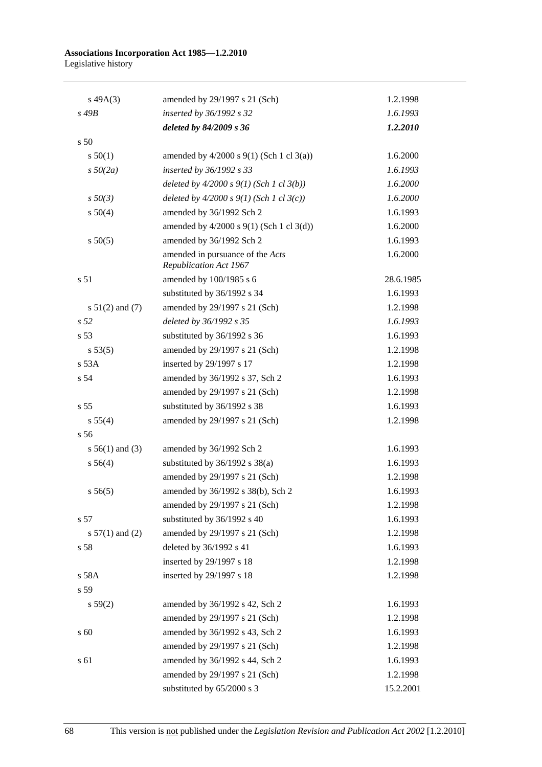| | | |
|---|---|---|
| s 49A(3) | amended by 29/1997 s 21 (Sch) | 1.2.1998 |
| *s 49B* | *inserted by 36/1992 s 32* | *1.6.1993* |
| | ***deleted by 84/2009 s 36*** | ***1.2.2010*** |
| s 50 | | |
| s 50(1) | amended by 4/2000 s 9(1) (Sch 1 cl 3(a)) | 1.6.2000 |
| *s 50(2a)* | *inserted by 36/1992 s 33* | *1.6.1993* |
| | *deleted by 4/2000 s 9(1) (Sch 1 cl 3(b))* | *1.6.2000* |
| *s 50(3)* | *deleted by 4/2000 s 9(1) (Sch 1 cl 3(c))* | *1.6.2000* |
| s 50(4) | amended by 36/1992 Sch 2 | 1.6.1993 |
| | amended by 4/2000 s 9(1) (Sch 1 cl 3(d)) | 1.6.2000 |
| s 50(5) | amended by 36/1992 Sch 2 | 1.6.1993 |
| | amended in pursuance of the *Acts Republication Act 1967* | 1.6.2000 |
| s 51 | amended by 100/1985 s 6 | 28.6.1985 |
| | substituted by 36/1992 s 34 | 1.6.1993 |
| s 51(2) and (7) | amended by 29/1997 s 21 (Sch) | 1.2.1998 |
| *s 52* | *deleted by 36/1992 s 35* | *1.6.1993* |
| s 53 | substituted by 36/1992 s 36 | 1.6.1993 |
| s 53(5) | amended by 29/1997 s 21 (Sch) | 1.2.1998 |
| s 53A | inserted by 29/1997 s 17 | 1.2.1998 |
| s 54 | amended by 36/1992 s 37, Sch 2 | 1.6.1993 |
| | amended by 29/1997 s 21 (Sch) | 1.2.1998 |
| s 55 | substituted by 36/1992 s 38 | 1.6.1993 |
| s 55(4) | amended by 29/1997 s 21 (Sch) | 1.2.1998 |
| s 56 | | |
| s 56(1) and (3) | amended by 36/1992 Sch 2 | 1.6.1993 |
| s 56(4) | substituted by 36/1992 s 38(a) | 1.6.1993 |
| | amended by 29/1997 s 21 (Sch) | 1.2.1998 |
| s 56(5) | amended by 36/1992 s 38(b), Sch 2 | 1.6.1993 |
| | amended by 29/1997 s 21 (Sch) | 1.2.1998 |
| s 57 | substituted by 36/1992 s 40 | 1.6.1993 |
| s 57(1) and (2) | amended by 29/1997 s 21 (Sch) | 1.2.1998 |
| s 58 | deleted by 36/1992 s 41 | 1.6.1993 |
| | inserted by 29/1997 s 18 | 1.2.1998 |
| s 58A | inserted by 29/1997 s 18 | 1.2.1998 |
| s 59 | | |
| s 59(2) | amended by 36/1992 s 42, Sch 2 | 1.6.1993 |
| | amended by 29/1997 s 21 (Sch) | 1.2.1998 |
| s 60 | amended by 36/1992 s 43, Sch 2 | 1.6.1993 |
| | amended by 29/1997 s 21 (Sch) | 1.2.1998 |
| s 61 | amended by 36/1992 s 44, Sch 2 | 1.6.1993 |
| | amended by 29/1997 s 21 (Sch) | 1.2.1998 |
| | substituted by 65/2000 s 3 | 15.2.2001 |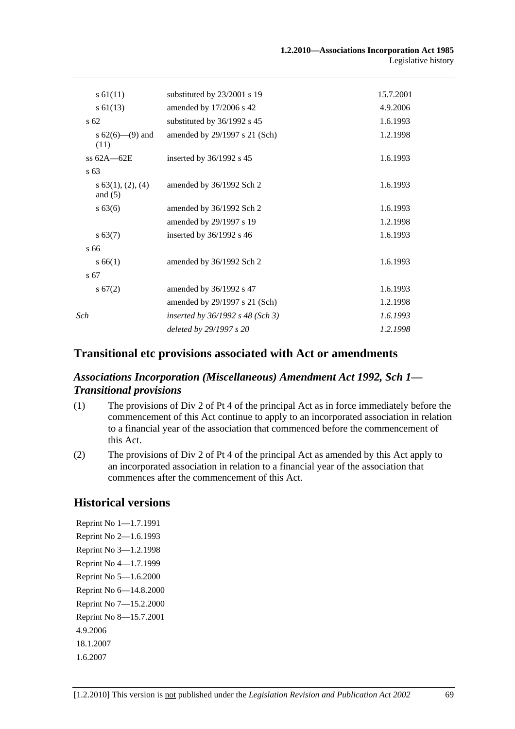| | | |
|---|---|---|
| s 61(11) | substituted by 23/2001 s 19 | 15.7.2001 |
| s 61(13) | amended by 17/2006 s 42 | 4.9.2006 |
| s 62 | substituted by 36/1992 s 45 | 1.6.1993 |
| s 62(6)—(9) and (11) | amended by 29/1997 s 21 (Sch) | 1.2.1998 |
| ss 62A—62E | inserted by 36/1992 s 45 | 1.6.1993 |
| s 63 | | |
| s 63(1), (2), (4) and (5) | amended by 36/1992 Sch 2 | 1.6.1993 |
| s 63(6) | amended by 36/1992 Sch 2 | 1.6.1993 |
| | amended by 29/1997 s 19 | 1.2.1998 |
| s 63(7) | inserted by 36/1992 s 46 | 1.6.1993 |
| s 66 | | |
| s 66(1) | amended by 36/1992 Sch 2 | 1.6.1993 |
| s 67 | | |
| s 67(2) | amended by 36/1992 s 47 | 1.6.1993 |
| | amended by 29/1997 s 21 (Sch) | 1.2.1998 |
| *Sch* | *inserted by 36/1992 s 48 (Sch 3)* | *1.6.1993* |
| | *deleted by 29/1997 s 20* | *1.2.1998* |

## Transitional etc provisions associated with Act or amendments

### *Associations Incorporation (Miscellaneous) Amendment Act 1992, Sch 1—Transitional provisions*

(1) The provisions of Div 2 of Pt 4 of the principal Act as in force immediately before the commencement of this Act continue to apply to an incorporated association in relation to a financial year of the association that commenced before the commencement of this Act.

(2) The provisions of Div 2 of Pt 4 of the principal Act as amended by this Act apply to an incorporated association in relation to a financial year of the association that commences after the commencement of this Act.

## Historical versions

Reprint No 1—1.7.1991
Reprint No 2—1.6.1993
Reprint No 3—1.2.1998
Reprint No 4—1.7.1999
Reprint No 5—1.6.2000
Reprint No 6—14.8.2000
Reprint No 7—15.2.2000
Reprint No 8—15.7.2001
4.9.2006
18.1.2007
1.6.2007